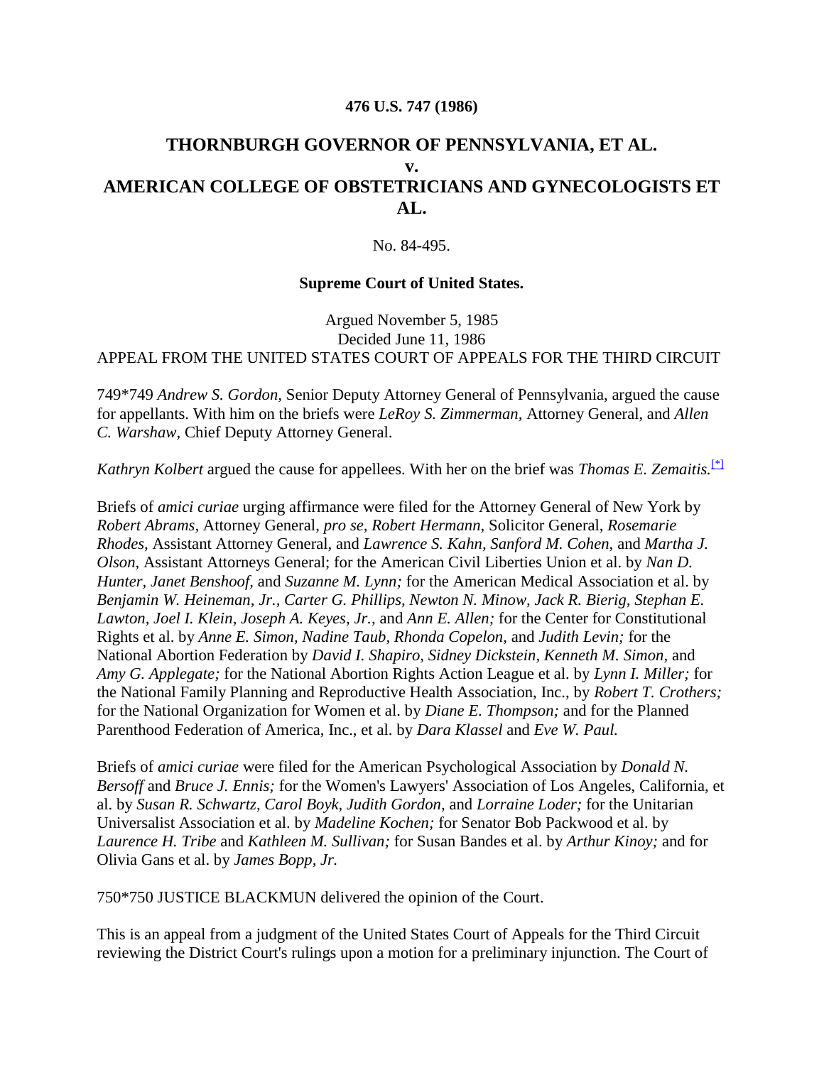**476 U.S. 747 (1986)**

# THORNBURGH GOVERNOR OF PENNSYLVANIA, ET AL. v. AMERICAN COLLEGE OF OBSTETRICIANS AND GYNECOLOGISTS ET AL.

No. 84-495.

**Supreme Court of United States.**

Argued November 5, 1985
Decided June 11, 1986
APPEAL FROM THE UNITED STATES COURT OF APPEALS FOR THE THIRD CIRCUIT

749*749 *Andrew S. Gordon,* Senior Deputy Attorney General of Pennsylvania, argued the cause for appellants. With him on the briefs were *LeRoy S. Zimmerman,* Attorney General, and *Allen C. Warshaw,* Chief Deputy Attorney General.

*Kathryn Kolbert* argued the cause for appellees. With her on the brief was *Thomas E. Zemaitis.*[*]

Briefs of *amici curiae* urging affirmance were filed for the Attorney General of New York by *Robert Abrams,* Attorney General, *pro se, Robert Hermann,* Solicitor General, *Rosemarie Rhodes,* Assistant Attorney General, and *Lawrence S. Kahn, Sanford M. Cohen,* and *Martha J. Olson,* Assistant Attorneys General; for the American Civil Liberties Union et al. by *Nan D. Hunter, Janet Benshoof,* and *Suzanne M. Lynn;* for the American Medical Association et al. by *Benjamin W. Heineman, Jr., Carter G. Phillips, Newton N. Minow, Jack R. Bierig, Stephan E. Lawton, Joel I. Klein, Joseph A. Keyes, Jr.,* and *Ann E. Allen;* for the Center for Constitutional Rights et al. by *Anne E. Simon, Nadine Taub, Rhonda Copelon,* and *Judith Levin;* for the National Abortion Federation by *David I. Shapiro, Sidney Dickstein, Kenneth M. Simon,* and *Amy G. Applegate;* for the National Abortion Rights Action League et al. by *Lynn I. Miller;* for the National Family Planning and Reproductive Health Association, Inc., by *Robert T. Crothers;* for the National Organization for Women et al. by *Diane E. Thompson;* and for the Planned Parenthood Federation of America, Inc., et al. by *Dara Klassel* and *Eve W. Paul.*

Briefs of *amici curiae* were filed for the American Psychological Association by *Donald N. Bersoff* and *Bruce J. Ennis;* for the Women's Lawyers' Association of Los Angeles, California, et al. by *Susan R. Schwartz, Carol Boyk, Judith Gordon,* and *Lorraine Loder;* for the Unitarian Universalist Association et al. by *Madeline Kochen;* for Senator Bob Packwood et al. by *Laurence H. Tribe* and *Kathleen M. Sullivan;* for Susan Bandes et al. by *Arthur Kinoy;* and for Olivia Gans et al. by *James Bopp, Jr.*

750*750 JUSTICE BLACKMUN delivered the opinion of the Court.

This is an appeal from a judgment of the United States Court of Appeals for the Third Circuit reviewing the District Court's rulings upon a motion for a preliminary injunction. The Court of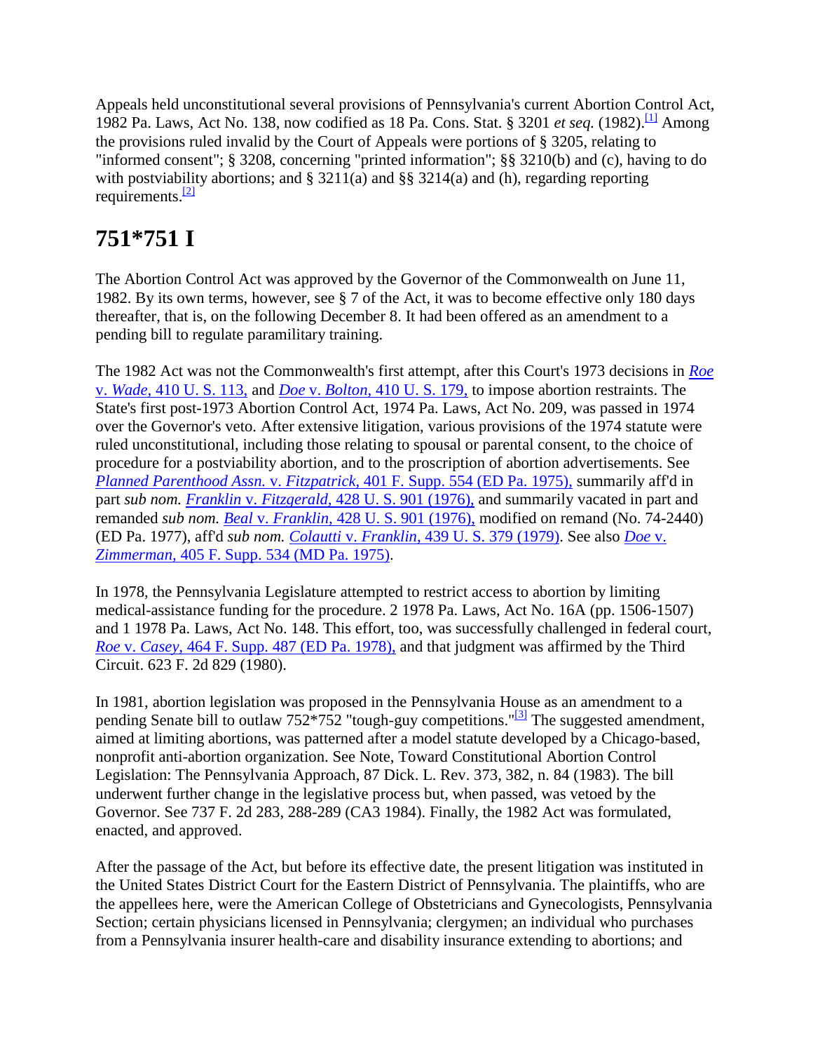Appeals held unconstitutional several provisions of Pennsylvania's current Abortion Control Act, 1982 Pa. Laws, Act No. 138, now codified as 18 Pa. Cons. Stat. § 3201 *et seq.* (1982).[1] Among the provisions ruled invalid by the Court of Appeals were portions of § 3205, relating to "informed consent"; § 3208, concerning "printed information"; §§ 3210(b) and (c), having to do with postviability abortions; and § 3211(a) and §§ 3214(a) and (h), regarding reporting requirements.[2]

# 751*751 I

The Abortion Control Act was approved by the Governor of the Commonwealth on June 11, 1982. By its own terms, however, see § 7 of the Act, it was to become effective only 180 days thereafter, that is, on the following December 8. It had been offered as an amendment to a pending bill to regulate paramilitary training.

The 1982 Act was not the Commonwealth's first attempt, after this Court's 1973 decisions in *Roe* v. *Wade,* 410 U. S. 113, and *Doe* v. *Bolton,* 410 U. S. 179, to impose abortion restraints. The State's first post-1973 Abortion Control Act, 1974 Pa. Laws, Act No. 209, was passed in 1974 over the Governor's veto. After extensive litigation, various provisions of the 1974 statute were ruled unconstitutional, including those relating to spousal or parental consent, to the choice of procedure for a postviability abortion, and to the proscription of abortion advertisements. See *Planned Parenthood Assn.* v. *Fitzpatrick,* 401 F. Supp. 554 (ED Pa. 1975), summarily aff'd in part *sub nom. Franklin* v. *Fitzgerald,* 428 U. S. 901 (1976), and summarily vacated in part and remanded *sub nom. Beal* v. *Franklin,* 428 U. S. 901 (1976), modified on remand (No. 74-2440) (ED Pa. 1977), aff'd *sub nom. Colautti* v. *Franklin,* 439 U. S. 379 (1979). See also *Doe* v. *Zimmerman,* 405 F. Supp. 534 (MD Pa. 1975).

In 1978, the Pennsylvania Legislature attempted to restrict access to abortion by limiting medical-assistance funding for the procedure. 2 1978 Pa. Laws, Act No. 16A (pp. 1506-1507) and 1 1978 Pa. Laws, Act No. 148. This effort, too, was successfully challenged in federal court, *Roe* v. *Casey,* 464 F. Supp. 487 (ED Pa. 1978), and that judgment was affirmed by the Third Circuit. 623 F. 2d 829 (1980).

In 1981, abortion legislation was proposed in the Pennsylvania House as an amendment to a pending Senate bill to outlaw 752*752 "tough-guy competitions."[3] The suggested amendment, aimed at limiting abortions, was patterned after a model statute developed by a Chicago-based, nonprofit anti-abortion organization. See Note, Toward Constitutional Abortion Control Legislation: The Pennsylvania Approach, 87 Dick. L. Rev. 373, 382, n. 84 (1983). The bill underwent further change in the legislative process but, when passed, was vetoed by the Governor. See 737 F. 2d 283, 288-289 (CA3 1984). Finally, the 1982 Act was formulated, enacted, and approved.

After the passage of the Act, but before its effective date, the present litigation was instituted in the United States District Court for the Eastern District of Pennsylvania. The plaintiffs, who are the appellees here, were the American College of Obstetricians and Gynecologists, Pennsylvania Section; certain physicians licensed in Pennsylvania; clergymen; an individual who purchases from a Pennsylvania insurer health-care and disability insurance extending to abortions; and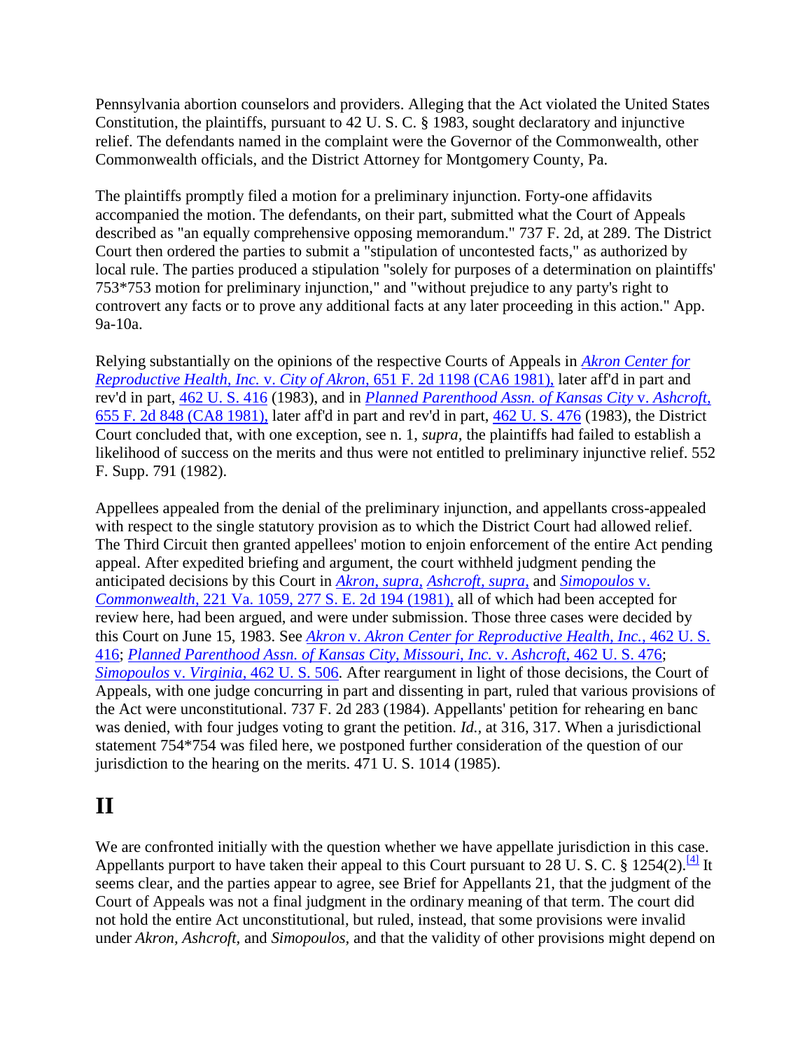Pennsylvania abortion counselors and providers. Alleging that the Act violated the United States Constitution, the plaintiffs, pursuant to 42 U. S. C. § 1983, sought declaratory and injunctive relief. The defendants named in the complaint were the Governor of the Commonwealth, other Commonwealth officials, and the District Attorney for Montgomery County, Pa.

The plaintiffs promptly filed a motion for a preliminary injunction. Forty-one affidavits accompanied the motion. The defendants, on their part, submitted what the Court of Appeals described as "an equally comprehensive opposing memorandum." 737 F. 2d, at 289. The District Court then ordered the parties to submit a "stipulation of uncontested facts," as authorized by local rule. The parties produced a stipulation "solely for purposes of a determination on plaintiffs' 753*753 motion for preliminary injunction," and "without prejudice to any party's right to controvert any facts or to prove any additional facts at any later proceeding in this action." App. 9a-10a.

Relying substantially on the opinions of the respective Courts of Appeals in *Akron Center for Reproductive Health, Inc.* v. *City of Akron,* 651 F. 2d 1198 (CA6 1981), later aff'd in part and rev'd in part, 462 U. S. 416 (1983), and in *Planned Parenthood Assn. of Kansas City* v. *Ashcroft,* 655 F. 2d 848 (CA8 1981), later aff'd in part and rev'd in part, 462 U. S. 476 (1983), the District Court concluded that, with one exception, see n. 1, *supra,* the plaintiffs had failed to establish a likelihood of success on the merits and thus were not entitled to preliminary injunctive relief. 552 F. Supp. 791 (1982).

Appellees appealed from the denial of the preliminary injunction, and appellants cross-appealed with respect to the single statutory provision as to which the District Court had allowed relief. The Third Circuit then granted appellees' motion to enjoin enforcement of the entire Act pending appeal. After expedited briefing and argument, the court withheld judgment pending the anticipated decisions by this Court in *Akron, supra, Ashcroft, supra,* and *Simopoulos* v. *Commonwealth,* 221 Va. 1059, 277 S. E. 2d 194 (1981), all of which had been accepted for review here, had been argued, and were under submission. Those three cases were decided by this Court on June 15, 1983. See *Akron* v. *Akron Center for Reproductive Health, Inc.,* 462 U. S. 416; *Planned Parenthood Assn. of Kansas City, Missouri, Inc.* v. *Ashcroft,* 462 U. S. 476; *Simopoulos* v. *Virginia,* 462 U. S. 506. After reargument in light of those decisions, the Court of Appeals, with one judge concurring in part and dissenting in part, ruled that various provisions of the Act were unconstitutional. 737 F. 2d 283 (1984). Appellants' petition for rehearing en banc was denied, with four judges voting to grant the petition. *Id.,* at 316, 317. When a jurisdictional statement 754*754 was filed here, we postponed further consideration of the question of our jurisdiction to the hearing on the merits. 471 U. S. 1014 (1985).

# II

We are confronted initially with the question whether we have appellate jurisdiction in this case. Appellants purport to have taken their appeal to this Court pursuant to 28 U. S. C. § 1254(2).[4] It seems clear, and the parties appear to agree, see Brief for Appellants 21, that the judgment of the Court of Appeals was not a final judgment in the ordinary meaning of that term. The court did not hold the entire Act unconstitutional, but ruled, instead, that some provisions were invalid under *Akron, Ashcroft,* and *Simopoulos,* and that the validity of other provisions might depend on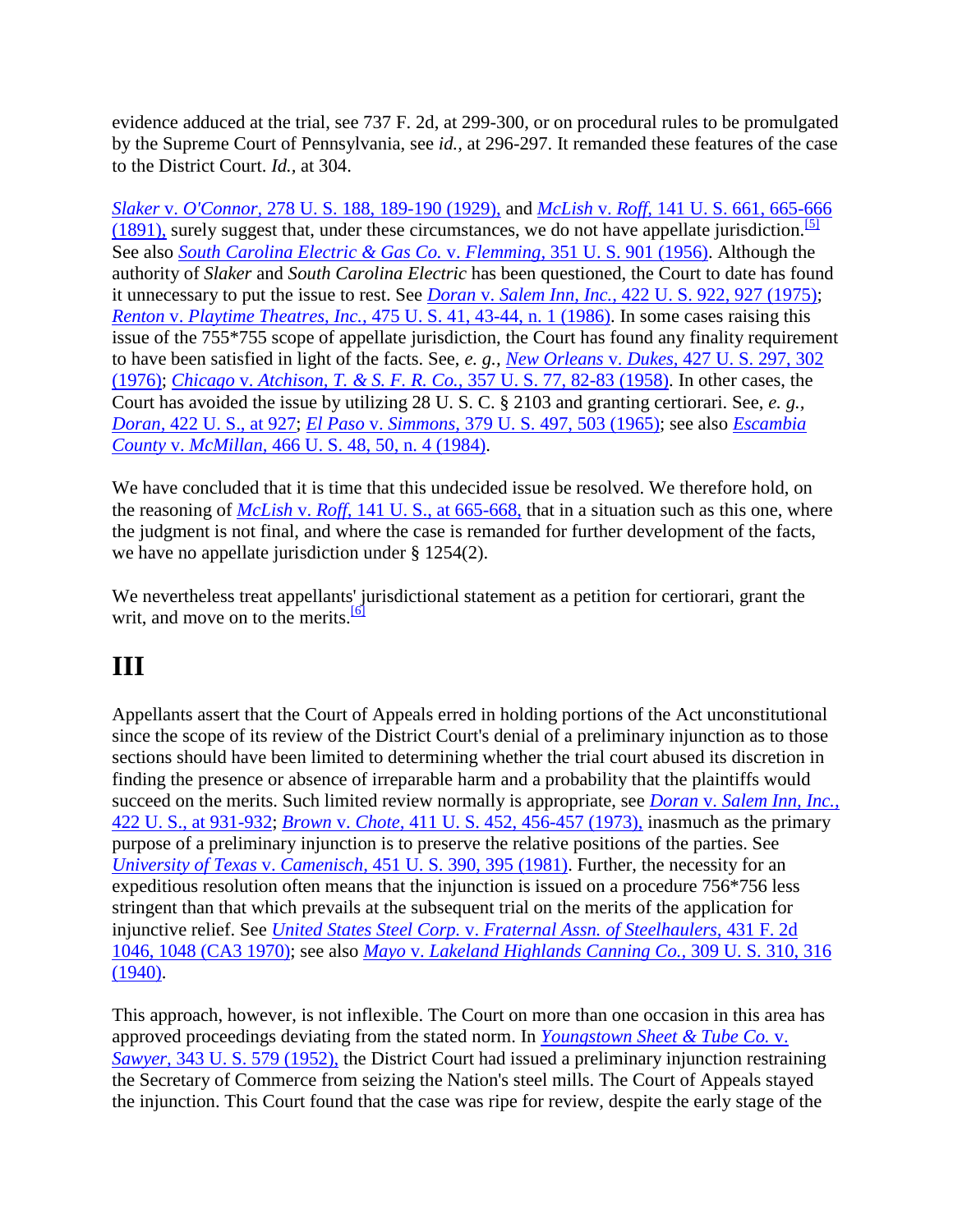evidence adduced at the trial, see 737 F. 2d, at 299-300, or on procedural rules to be promulgated by the Supreme Court of Pennsylvania, see *id.,* at 296-297. It remanded these features of the case to the District Court. *Id.,* at 304.

*Slaker* v. *O'Connor,* 278 U. S. 188, 189-190 (1929), and *McLish* v. *Roff,* 141 U. S. 661, 665-666 (1891), surely suggest that, under these circumstances, we do not have appellate jurisdiction.[5] See also *South Carolina Electric & Gas Co.* v. *Flemming,* 351 U. S. 901 (1956). Although the authority of *Slaker* and *South Carolina Electric* has been questioned, the Court to date has found it unnecessary to put the issue to rest. See *Doran* v. *Salem Inn, Inc.,* 422 U. S. 922, 927 (1975); *Renton* v. *Playtime Theatres, Inc.,* 475 U. S. 41, 43-44, n. 1 (1986). In some cases raising this issue of the 755*755 scope of appellate jurisdiction, the Court has found any finality requirement to have been satisfied in light of the facts. See, *e. g., New Orleans* v. *Dukes,* 427 U. S. 297, 302 (1976); *Chicago* v. *Atchison, T. & S. F. R. Co.,* 357 U. S. 77, 82-83 (1958). In other cases, the Court has avoided the issue by utilizing 28 U. S. C. § 2103 and granting certiorari. See, *e. g., Doran,* 422 U. S., at 927; *El Paso* v. *Simmons,* 379 U. S. 497, 503 (1965); see also *Escambia County* v. *McMillan,* 466 U. S. 48, 50, n. 4 (1984).

We have concluded that it is time that this undecided issue be resolved. We therefore hold, on the reasoning of *McLish* v. *Roff,* 141 U. S., at 665-668, that in a situation such as this one, where the judgment is not final, and where the case is remanded for further development of the facts, we have no appellate jurisdiction under § 1254(2).

We nevertheless treat appellants' jurisdictional statement as a petition for certiorari, grant the writ, and move on to the merits.[6]

# III

Appellants assert that the Court of Appeals erred in holding portions of the Act unconstitutional since the scope of its review of the District Court's denial of a preliminary injunction as to those sections should have been limited to determining whether the trial court abused its discretion in finding the presence or absence of irreparable harm and a probability that the plaintiffs would succeed on the merits. Such limited review normally is appropriate, see *Doran* v. *Salem Inn, Inc.,* 422 U. S., at 931-932; *Brown* v. *Chote,* 411 U. S. 452, 456-457 (1973), inasmuch as the primary purpose of a preliminary injunction is to preserve the relative positions of the parties. See *University of Texas* v. *Camenisch,* 451 U. S. 390, 395 (1981). Further, the necessity for an expeditious resolution often means that the injunction is issued on a procedure 756*756 less stringent than that which prevails at the subsequent trial on the merits of the application for injunctive relief. See *United States Steel Corp.* v. *Fraternal Assn. of Steelhaulers,* 431 F. 2d 1046, 1048 (CA3 1970); see also *Mayo* v. *Lakeland Highlands Canning Co.,* 309 U. S. 310, 316 (1940).

This approach, however, is not inflexible. The Court on more than one occasion in this area has approved proceedings deviating from the stated norm. In *Youngstown Sheet & Tube Co.* v. *Sawyer,* 343 U. S. 579 (1952), the District Court had issued a preliminary injunction restraining the Secretary of Commerce from seizing the Nation's steel mills. The Court of Appeals stayed the injunction. This Court found that the case was ripe for review, despite the early stage of the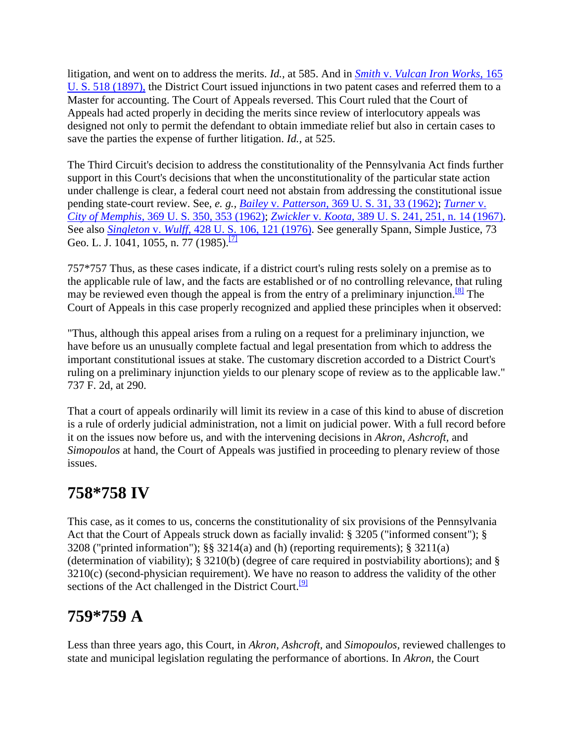litigation, and went on to address the merits. *Id.*, at 585. And in *Smith* v. *Vulcan Iron Works,* 165 U. S. 518 (1897), the District Court issued injunctions in two patent cases and referred them to a Master for accounting. The Court of Appeals reversed. This Court ruled that the Court of Appeals had acted properly in deciding the merits since review of interlocutory appeals was designed not only to permit the defendant to obtain immediate relief but also in certain cases to save the parties the expense of further litigation. *Id.*, at 525.

The Third Circuit's decision to address the constitutionality of the Pennsylvania Act finds further support in this Court's decisions that when the unconstitutionality of the particular state action under challenge is clear, a federal court need not abstain from addressing the constitutional issue pending state-court review. See, *e. g., Bailey* v. *Patterson,* 369 U. S. 31, 33 (1962); *Turner* v. *City of Memphis,* 369 U. S. 350, 353 (1962); *Zwickler* v. *Koota,* 389 U. S. 241, 251, n. 14 (1967). See also *Singleton* v. *Wulff,* 428 U. S. 106, 121 (1976). See generally Spann, Simple Justice, 73 Geo. L. J. 1041, 1055, n. 77 (1985).[7]

757*757 Thus, as these cases indicate, if a district court's ruling rests solely on a premise as to the applicable rule of law, and the facts are established or of no controlling relevance, that ruling may be reviewed even though the appeal is from the entry of a preliminary injunction.[8] The Court of Appeals in this case properly recognized and applied these principles when it observed:

"Thus, although this appeal arises from a ruling on a request for a preliminary injunction, we have before us an unusually complete factual and legal presentation from which to address the important constitutional issues at stake. The customary discretion accorded to a District Court's ruling on a preliminary injunction yields to our plenary scope of review as to the applicable law." 737 F. 2d, at 290.

That a court of appeals ordinarily will limit its review in a case of this kind to abuse of discretion is a rule of orderly judicial administration, not a limit on judicial power. With a full record before it on the issues now before us, and with the intervening decisions in *Akron, Ashcroft,* and *Simopoulos* at hand, the Court of Appeals was justified in proceeding to plenary review of those issues.

## 758*758 IV

This case, as it comes to us, concerns the constitutionality of six provisions of the Pennsylvania Act that the Court of Appeals struck down as facially invalid: § 3205 ("informed consent"); § 3208 ("printed information"); §§ 3214(a) and (h) (reporting requirements); § 3211(a) (determination of viability); § 3210(b) (degree of care required in postviability abortions); and § 3210(c) (second-physician requirement). We have no reason to address the validity of the other sections of the Act challenged in the District Court.[9]

## 759*759 A

Less than three years ago, this Court, in *Akron, Ashcroft,* and *Simopoulos,* reviewed challenges to state and municipal legislation regulating the performance of abortions. In *Akron,* the Court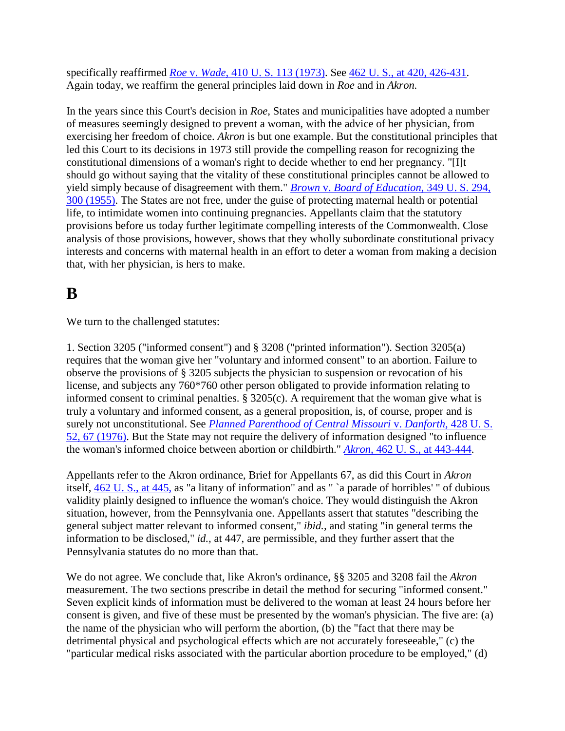specifically reaffirmed *Roe* v. *Wade*, 410 U. S. 113 (1973). See 462 U. S., at 420, 426-431. Again today, we reaffirm the general principles laid down in *Roe* and in *Akron.*

In the years since this Court's decision in *Roe*, States and municipalities have adopted a number of measures seemingly designed to prevent a woman, with the advice of her physician, from exercising her freedom of choice. *Akron* is but one example. But the constitutional principles that led this Court to its decisions in 1973 still provide the compelling reason for recognizing the constitutional dimensions of a woman's right to decide whether to end her pregnancy. "[I]t should go without saying that the vitality of these constitutional principles cannot be allowed to yield simply because of disagreement with them." *Brown* v. *Board of Education*, 349 U. S. 294, 300 (1955). The States are not free, under the guise of protecting maternal health or potential life, to intimidate women into continuing pregnancies. Appellants claim that the statutory provisions before us today further legitimate compelling interests of the Commonwealth. Close analysis of those provisions, however, shows that they wholly subordinate constitutional privacy interests and concerns with maternal health in an effort to deter a woman from making a decision that, with her physician, is hers to make.

## B

We turn to the challenged statutes:

1. Section 3205 ("informed consent") and § 3208 ("printed information"). Section 3205(a) requires that the woman give her "voluntary and informed consent" to an abortion. Failure to observe the provisions of § 3205 subjects the physician to suspension or revocation of his license, and subjects any 760*760 other person obligated to provide information relating to informed consent to criminal penalties. § 3205(c). A requirement that the woman give what is truly a voluntary and informed consent, as a general proposition, is, of course, proper and is surely not unconstitutional. See *Planned Parenthood of Central Missouri* v. *Danforth*, 428 U. S. 52, 67 (1976). But the State may not require the delivery of information designed "to influence the woman's informed choice between abortion or childbirth." *Akron*, 462 U. S., at 443-444.

Appellants refer to the Akron ordinance, Brief for Appellants 67, as did this Court in *Akron* itself, 462 U. S., at 445, as "a litany of information" and as " `a parade of horribles' " of dubious validity plainly designed to influence the woman's choice. They would distinguish the Akron situation, however, from the Pennsylvania one. Appellants assert that statutes "describing the general subject matter relevant to informed consent," *ibid.*, and stating "in general terms the information to be disclosed," *id.*, at 447, are permissible, and they further assert that the Pennsylvania statutes do no more than that.

We do not agree. We conclude that, like Akron's ordinance, §§ 3205 and 3208 fail the *Akron* measurement. The two sections prescribe in detail the method for securing "informed consent." Seven explicit kinds of information must be delivered to the woman at least 24 hours before her consent is given, and five of these must be presented by the woman's physician. The five are: (a) the name of the physician who will perform the abortion, (b) the "fact that there may be detrimental physical and psychological effects which are not accurately foreseeable," (c) the "particular medical risks associated with the particular abortion procedure to be employed," (d)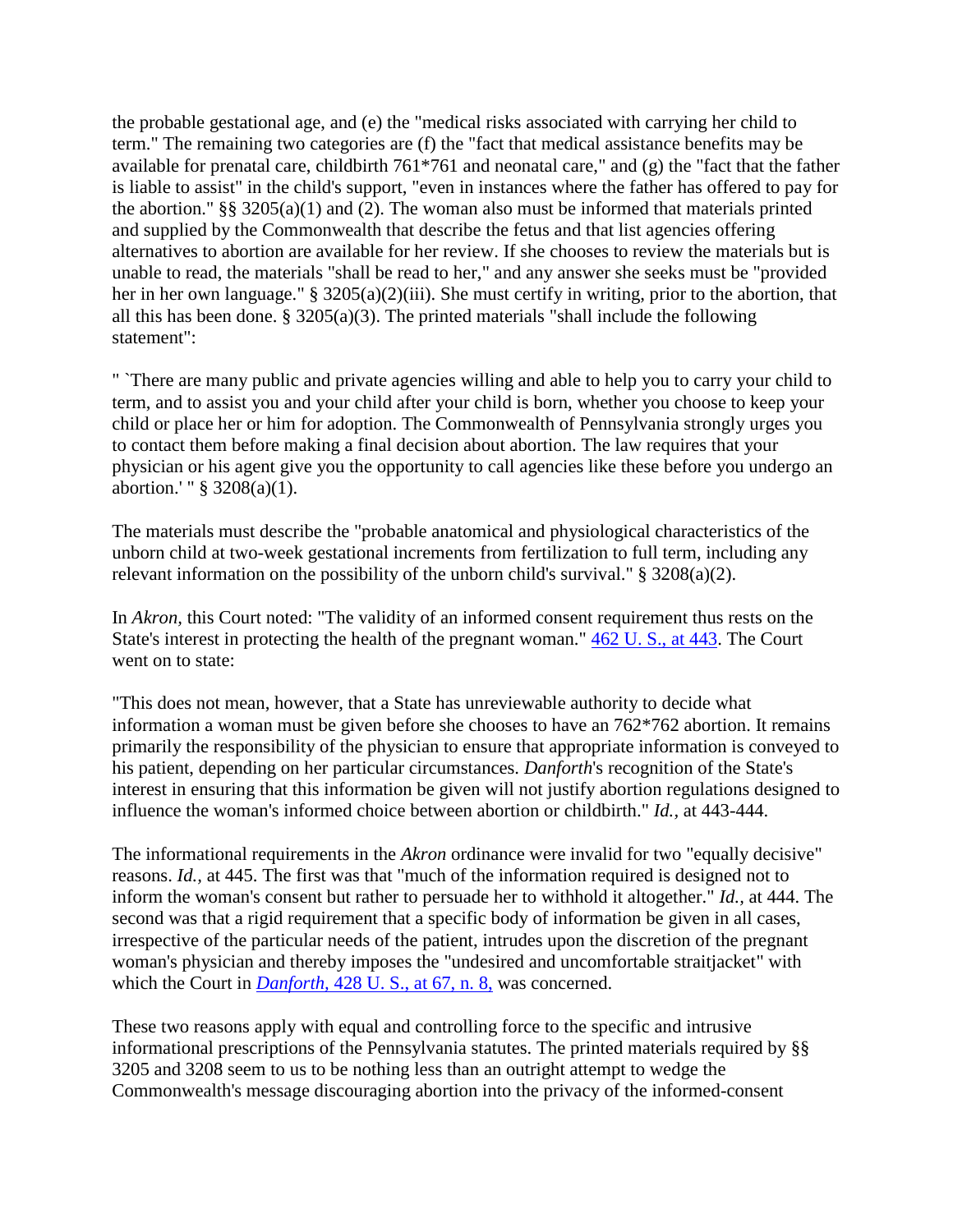the probable gestational age, and (e) the "medical risks associated with carrying her child to term." The remaining two categories are (f) the "fact that medical assistance benefits may be available for prenatal care, childbirth 761*761 and neonatal care," and (g) the "fact that the father is liable to assist" in the child's support, "even in instances where the father has offered to pay for the abortion." §§ 3205(a)(1) and (2). The woman also must be informed that materials printed and supplied by the Commonwealth that describe the fetus and that list agencies offering alternatives to abortion are available for her review. If she chooses to review the materials but is unable to read, the materials "shall be read to her," and any answer she seeks must be "provided her in her own language." § 3205(a)(2)(iii). She must certify in writing, prior to the abortion, that all this has been done. § 3205(a)(3). The printed materials "shall include the following statement":

" `There are many public and private agencies willing and able to help you to carry your child to term, and to assist you and your child after your child is born, whether you choose to keep your child or place her or him for adoption. The Commonwealth of Pennsylvania strongly urges you to contact them before making a final decision about abortion. The law requires that your physician or his agent give you the opportunity to call agencies like these before you undergo an abortion.' " § 3208(a)(1).

The materials must describe the "probable anatomical and physiological characteristics of the unborn child at two-week gestational increments from fertilization to full term, including any relevant information on the possibility of the unborn child's survival." § 3208(a)(2).

In *Akron,* this Court noted: "The validity of an informed consent requirement thus rests on the State's interest in protecting the health of the pregnant woman." 462 U. S., at 443. The Court went on to state:

"This does not mean, however, that a State has unreviewable authority to decide what information a woman must be given before she chooses to have an 762*762 abortion. It remains primarily the responsibility of the physician to ensure that appropriate information is conveyed to his patient, depending on her particular circumstances. *Danforth*'s recognition of the State's interest in ensuring that this information be given will not justify abortion regulations designed to influence the woman's informed choice between abortion or childbirth." *Id.,* at 443-444.

The informational requirements in the *Akron* ordinance were invalid for two "equally decisive" reasons. *Id.,* at 445. The first was that "much of the information required is designed not to inform the woman's consent but rather to persuade her to withhold it altogether." *Id.,* at 444. The second was that a rigid requirement that a specific body of information be given in all cases, irrespective of the particular needs of the patient, intrudes upon the discretion of the pregnant woman's physician and thereby imposes the "undesired and uncomfortable straitjacket" with which the Court in *Danforth,* 428 U. S., at 67, n. 8, was concerned.

These two reasons apply with equal and controlling force to the specific and intrusive informational prescriptions of the Pennsylvania statutes. The printed materials required by §§ 3205 and 3208 seem to us to be nothing less than an outright attempt to wedge the Commonwealth's message discouraging abortion into the privacy of the informed-consent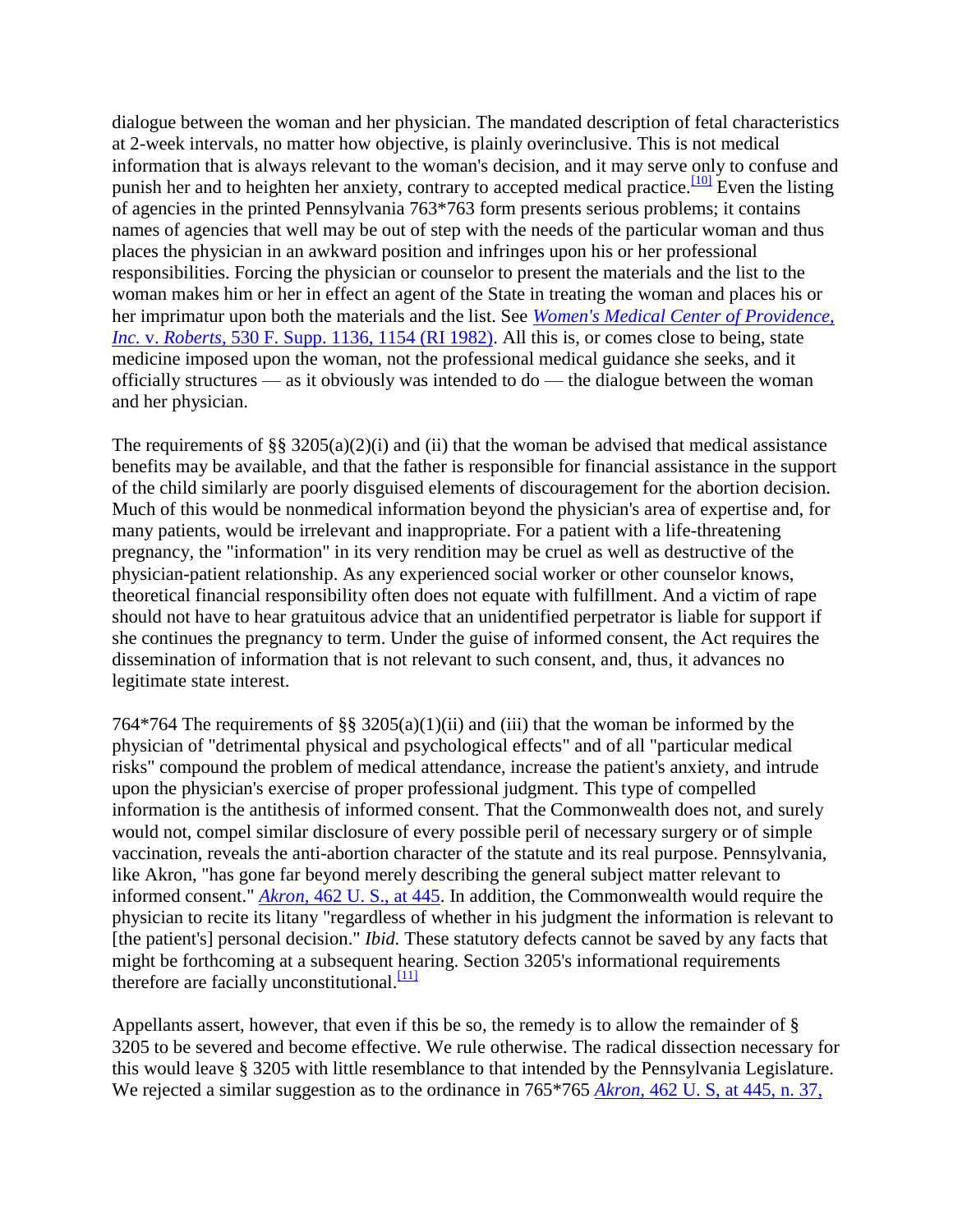dialogue between the woman and her physician. The mandated description of fetal characteristics at 2-week intervals, no matter how objective, is plainly overinclusive. This is not medical information that is always relevant to the woman's decision, and it may serve only to confuse and punish her and to heighten her anxiety, contrary to accepted medical practice.[10] Even the listing of agencies in the printed Pennsylvania 763*763 form presents serious problems; it contains names of agencies that well may be out of step with the needs of the particular woman and thus places the physician in an awkward position and infringes upon his or her professional responsibilities. Forcing the physician or counselor to present the materials and the list to the woman makes him or her in effect an agent of the State in treating the woman and places his or her imprimatur upon both the materials and the list. See *Women's Medical Center of Providence, Inc.* v. *Roberts,* 530 F. Supp. 1136, 1154 (RI 1982). All this is, or comes close to being, state medicine imposed upon the woman, not the professional medical guidance she seeks, and it officially structures — as it obviously was intended to do — the dialogue between the woman and her physician.

The requirements of §§ 3205(a)(2)(i) and (ii) that the woman be advised that medical assistance benefits may be available, and that the father is responsible for financial assistance in the support of the child similarly are poorly disguised elements of discouragement for the abortion decision. Much of this would be nonmedical information beyond the physician's area of expertise and, for many patients, would be irrelevant and inappropriate. For a patient with a life-threatening pregnancy, the "information" in its very rendition may be cruel as well as destructive of the physician-patient relationship. As any experienced social worker or other counselor knows, theoretical financial responsibility often does not equate with fulfillment. And a victim of rape should not have to hear gratuitous advice that an unidentified perpetrator is liable for support if she continues the pregnancy to term. Under the guise of informed consent, the Act requires the dissemination of information that is not relevant to such consent, and, thus, it advances no legitimate state interest.

764*764 The requirements of §§ 3205(a)(1)(ii) and (iii) that the woman be informed by the physician of "detrimental physical and psychological effects" and of all "particular medical risks" compound the problem of medical attendance, increase the patient's anxiety, and intrude upon the physician's exercise of proper professional judgment. This type of compelled information is the antithesis of informed consent. That the Commonwealth does not, and surely would not, compel similar disclosure of every possible peril of necessary surgery or of simple vaccination, reveals the anti-abortion character of the statute and its real purpose. Pennsylvania, like Akron, "has gone far beyond merely describing the general subject matter relevant to informed consent." *Akron,* 462 U. S., at 445. In addition, the Commonwealth would require the physician to recite its litany "regardless of whether in his judgment the information is relevant to [the patient's] personal decision." *Ibid.* These statutory defects cannot be saved by any facts that might be forthcoming at a subsequent hearing. Section 3205's informational requirements therefore are facially unconstitutional.[11]

Appellants assert, however, that even if this be so, the remedy is to allow the remainder of § 3205 to be severed and become effective. We rule otherwise. The radical dissection necessary for this would leave § 3205 with little resemblance to that intended by the Pennsylvania Legislature. We rejected a similar suggestion as to the ordinance in 765*765 *Akron,* 462 U. S, at 445, n. 37,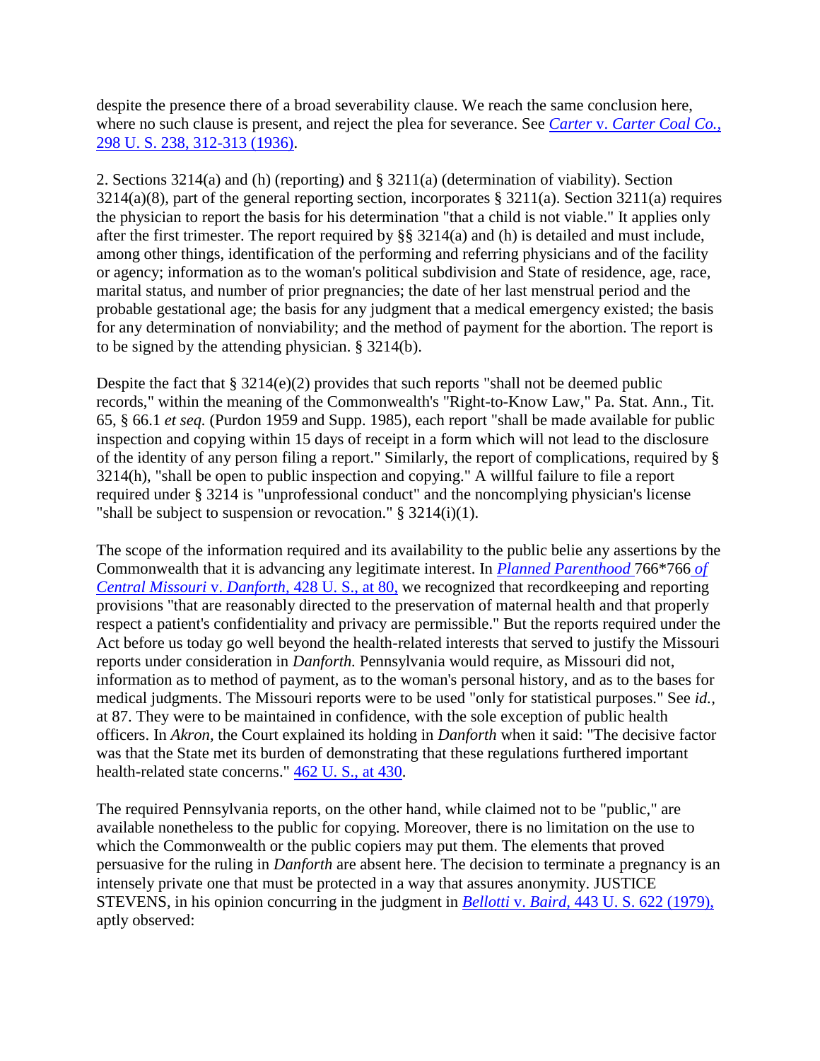despite the presence there of a broad severability clause. We reach the same conclusion here, where no such clause is present, and reject the plea for severance. See *Carter* v. *Carter Coal Co.,* 298 U. S. 238, 312-313 (1936).

2. Sections 3214(a) and (h) (reporting) and § 3211(a) (determination of viability). Section 3214(a)(8), part of the general reporting section, incorporates § 3211(a). Section 3211(a) requires the physician to report the basis for his determination "that a child is not viable." It applies only after the first trimester. The report required by §§ 3214(a) and (h) is detailed and must include, among other things, identification of the performing and referring physicians and of the facility or agency; information as to the woman's political subdivision and State of residence, age, race, marital status, and number of prior pregnancies; the date of her last menstrual period and the probable gestational age; the basis for any judgment that a medical emergency existed; the basis for any determination of nonviability; and the method of payment for the abortion. The report is to be signed by the attending physician. § 3214(b).

Despite the fact that § 3214(e)(2) provides that such reports "shall not be deemed public records," within the meaning of the Commonwealth's "Right-to-Know Law," Pa. Stat. Ann., Tit. 65, § 66.1 *et seq.* (Purdon 1959 and Supp. 1985), each report "shall be made available for public inspection and copying within 15 days of receipt in a form which will not lead to the disclosure of the identity of any person filing a report." Similarly, the report of complications, required by § 3214(h), "shall be open to public inspection and copying." A willful failure to file a report required under § 3214 is "unprofessional conduct" and the noncomplying physician's license "shall be subject to suspension or revocation." § 3214(i)(1).

The scope of the information required and its availability to the public belie any assertions by the Commonwealth that it is advancing any legitimate interest. In *Planned Parenthood* 766*766 *of Central Missouri* v. *Danforth,* 428 U. S., at 80, we recognized that recordkeeping and reporting provisions "that are reasonably directed to the preservation of maternal health and that properly respect a patient's confidentiality and privacy are permissible." But the reports required under the Act before us today go well beyond the health-related interests that served to justify the Missouri reports under consideration in *Danforth.* Pennsylvania would require, as Missouri did not, information as to method of payment, as to the woman's personal history, and as to the bases for medical judgments. The Missouri reports were to be used "only for statistical purposes." See *id.,* at 87. They were to be maintained in confidence, with the sole exception of public health officers. In *Akron,* the Court explained its holding in *Danforth* when it said: "The decisive factor was that the State met its burden of demonstrating that these regulations furthered important health-related state concerns." 462 U. S., at 430.

The required Pennsylvania reports, on the other hand, while claimed not to be "public," are available nonetheless to the public for copying. Moreover, there is no limitation on the use to which the Commonwealth or the public copiers may put them. The elements that proved persuasive for the ruling in *Danforth* are absent here. The decision to terminate a pregnancy is an intensely private one that must be protected in a way that assures anonymity. JUSTICE STEVENS, in his opinion concurring in the judgment in *Bellotti* v. *Baird,* 443 U. S. 622 (1979), aptly observed: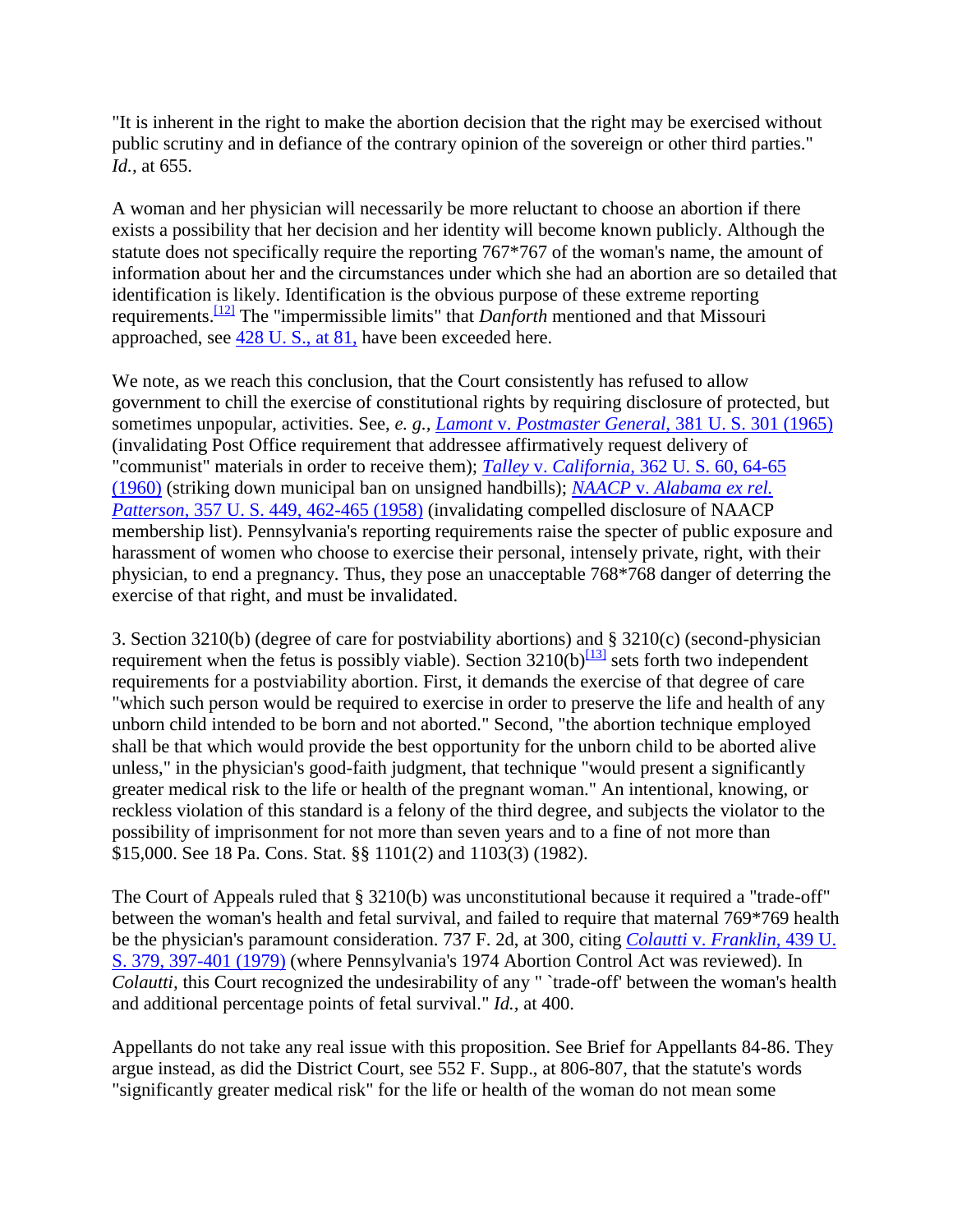"It is inherent in the right to make the abortion decision that the right may be exercised without public scrutiny and in defiance of the contrary opinion of the sovereign or other third parties." *Id.*, at 655.

A woman and her physician will necessarily be more reluctant to choose an abortion if there exists a possibility that her decision and her identity will become known publicly. Although the statute does not specifically require the reporting 767*767 of the woman's name, the amount of information about her and the circumstances under which she had an abortion are so detailed that identification is likely. Identification is the obvious purpose of these extreme reporting requirements.[12] The "impermissible limits" that *Danforth* mentioned and that Missouri approached, see 428 U. S., at 81, have been exceeded here.

We note, as we reach this conclusion, that the Court consistently has refused to allow government to chill the exercise of constitutional rights by requiring disclosure of protected, but sometimes unpopular, activities. See, *e. g.*, *Lamont* v. *Postmaster General*, 381 U. S. 301 (1965) (invalidating Post Office requirement that addressee affirmatively request delivery of "communist" materials in order to receive them); *Talley* v. *California*, 362 U. S. 60, 64-65 (1960) (striking down municipal ban on unsigned handbills); *NAACP* v. *Alabama ex rel. Patterson*, 357 U. S. 449, 462-465 (1958) (invalidating compelled disclosure of NAACP membership list). Pennsylvania's reporting requirements raise the specter of public exposure and harassment of women who choose to exercise their personal, intensely private, right, with their physician, to end a pregnancy. Thus, they pose an unacceptable 768*768 danger of deterring the exercise of that right, and must be invalidated.

3. Section 3210(b) (degree of care for postviability abortions) and § 3210(c) (second-physician requirement when the fetus is possibly viable). Section 3210(b)[13] sets forth two independent requirements for a postviability abortion. First, it demands the exercise of that degree of care "which such person would be required to exercise in order to preserve the life and health of any unborn child intended to be born and not aborted." Second, "the abortion technique employed shall be that which would provide the best opportunity for the unborn child to be aborted alive unless," in the physician's good-faith judgment, that technique "would present a significantly greater medical risk to the life or health of the pregnant woman." An intentional, knowing, or reckless violation of this standard is a felony of the third degree, and subjects the violator to the possibility of imprisonment for not more than seven years and to a fine of not more than $15,000. See 18 Pa. Cons. Stat. §§ 1101(2) and 1103(3) (1982).

The Court of Appeals ruled that § 3210(b) was unconstitutional because it required a "trade-off" between the woman's health and fetal survival, and failed to require that maternal 769*769 health be the physician's paramount consideration. 737 F. 2d, at 300, citing *Colautti* v. *Franklin*, 439 U. S. 379, 397-401 (1979) (where Pennsylvania's 1974 Abortion Control Act was reviewed). In *Colautti*, this Court recognized the undesirability of any " `trade-off' between the woman's health and additional percentage points of fetal survival." *Id.*, at 400.

Appellants do not take any real issue with this proposition. See Brief for Appellants 84-86. They argue instead, as did the District Court, see 552 F. Supp., at 806-807, that the statute's words "significantly greater medical risk" for the life or health of the woman do not mean some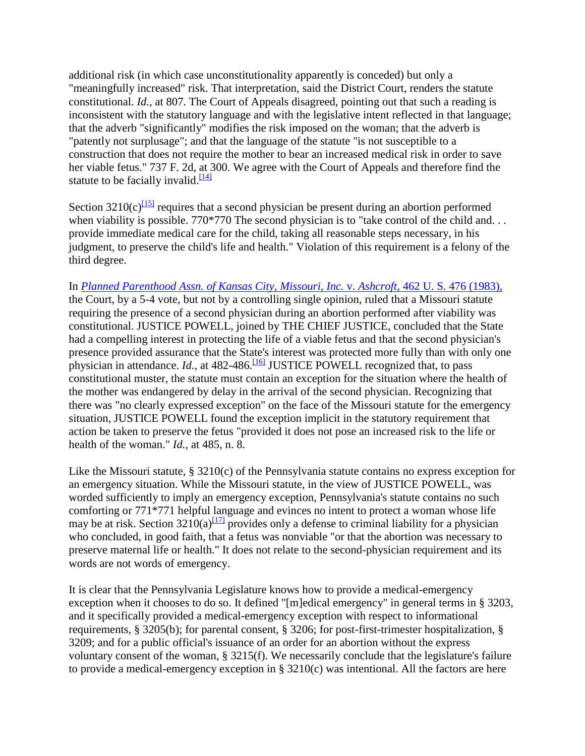additional risk (in which case unconstitutionality apparently is conceded) but only a "meaningfully increased" risk. That interpretation, said the District Court, renders the statute constitutional. *Id.*, at 807. The Court of Appeals disagreed, pointing out that such a reading is inconsistent with the statutory language and with the legislative intent reflected in that language; that the adverb "significantly" modifies the risk imposed on the woman; that the adverb is "patently not surplusage"; and that the language of the statute "is not susceptible to a construction that does not require the mother to bear an increased medical risk in order to save her viable fetus." 737 F. 2d, at 300. We agree with the Court of Appeals and therefore find the statute to be facially invalid.[14]

Section 3210(c)[15] requires that a second physician be present during an abortion performed when viability is possible. 770*770 The second physician is to "take control of the child and. . . provide immediate medical care for the child, taking all reasonable steps necessary, in his judgment, to preserve the child's life and health." Violation of this requirement is a felony of the third degree.

In *Planned Parenthood Assn. of Kansas City, Missouri, Inc.* v. *Ashcroft*, 462 U. S. 476 (1983), the Court, by a 5-4 vote, but not by a controlling single opinion, ruled that a Missouri statute requiring the presence of a second physician during an abortion performed after viability was constitutional. JUSTICE POWELL, joined by THE CHIEF JUSTICE, concluded that the State had a compelling interest in protecting the life of a viable fetus and that the second physician's presence provided assurance that the State's interest was protected more fully than with only one physician in attendance. *Id.*, at 482-486.[16] JUSTICE POWELL recognized that, to pass constitutional muster, the statute must contain an exception for the situation where the health of the mother was endangered by delay in the arrival of the second physician. Recognizing that there was "no clearly expressed exception" on the face of the Missouri statute for the emergency situation, JUSTICE POWELL found the exception implicit in the statutory requirement that action be taken to preserve the fetus "provided it does not pose an increased risk to the life or health of the woman." *Id.*, at 485, n. 8.

Like the Missouri statute, § 3210(c) of the Pennsylvania statute contains no express exception for an emergency situation. While the Missouri statute, in the view of JUSTICE POWELL, was worded sufficiently to imply an emergency exception, Pennsylvania's statute contains no such comforting or 771*771 helpful language and evinces no intent to protect a woman whose life may be at risk. Section 3210(a)[17] provides only a defense to criminal liability for a physician who concluded, in good faith, that a fetus was nonviable "or that the abortion was necessary to preserve maternal life or health." It does not relate to the second-physician requirement and its words are not words of emergency.

It is clear that the Pennsylvania Legislature knows how to provide a medical-emergency exception when it chooses to do so. It defined "[m]edical emergency" in general terms in § 3203, and it specifically provided a medical-emergency exception with respect to informational requirements, § 3205(b); for parental consent, § 3206; for post-first-trimester hospitalization, § 3209; and for a public official's issuance of an order for an abortion without the express voluntary consent of the woman, § 3215(f). We necessarily conclude that the legislature's failure to provide a medical-emergency exception in § 3210(c) was intentional. All the factors are here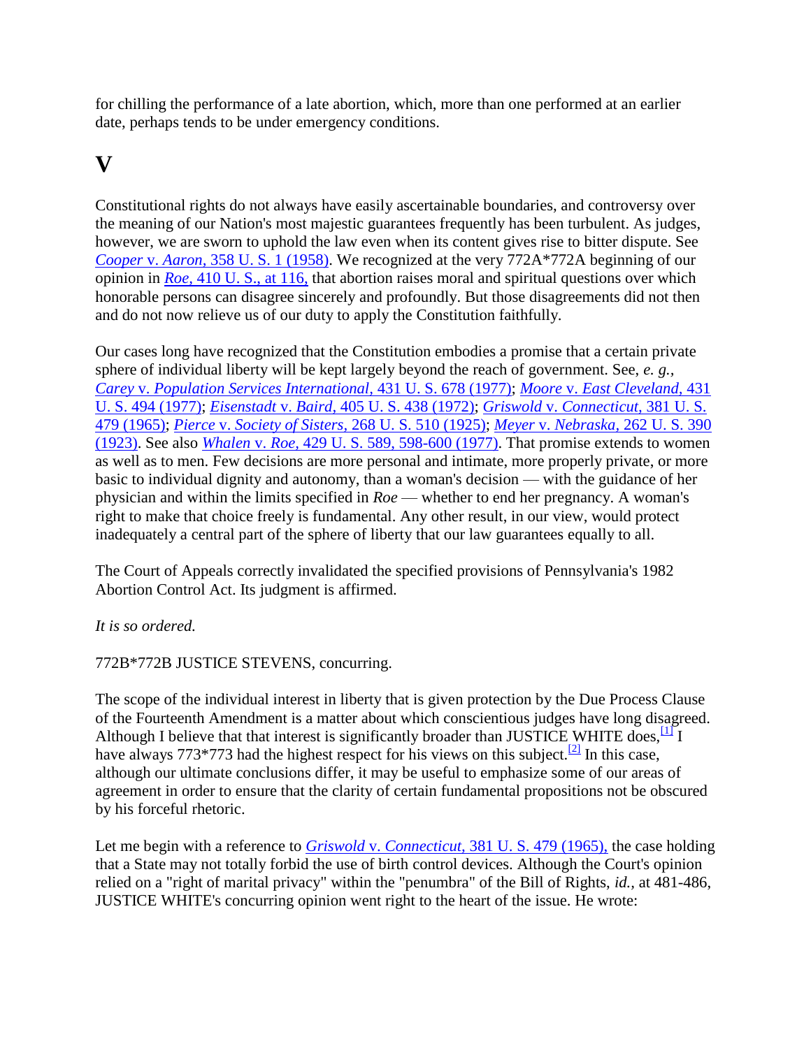for chilling the performance of a late abortion, which, more than one performed at an earlier date, perhaps tends to be under emergency conditions.

## V

Constitutional rights do not always have easily ascertainable boundaries, and controversy over the meaning of our Nation's most majestic guarantees frequently has been turbulent. As judges, however, we are sworn to uphold the law even when its content gives rise to bitter dispute. See *Cooper* v. *Aaron,* 358 U. S. 1 (1958). We recognized at the very 772A*772A beginning of our opinion in *Roe,* 410 U. S., at 116, that abortion raises moral and spiritual questions over which honorable persons can disagree sincerely and profoundly. But those disagreements did not then and do not now relieve us of our duty to apply the Constitution faithfully.

Our cases long have recognized that the Constitution embodies a promise that a certain private sphere of individual liberty will be kept largely beyond the reach of government. See, *e. g.,* *Carey* v. *Population Services International,* 431 U. S. 678 (1977); *Moore* v. *East Cleveland,* 431 U. S. 494 (1977); *Eisenstadt* v. *Baird,* 405 U. S. 438 (1972); *Griswold* v. *Connecticut,* 381 U. S. 479 (1965); *Pierce* v. *Society of Sisters,* 268 U. S. 510 (1925); *Meyer* v. *Nebraska,* 262 U. S. 390 (1923). See also *Whalen* v. *Roe,* 429 U. S. 589, 598-600 (1977). That promise extends to women as well as to men. Few decisions are more personal and intimate, more properly private, or more basic to individual dignity and autonomy, than a woman's decision — with the guidance of her physician and within the limits specified in *Roe* — whether to end her pregnancy. A woman's right to make that choice freely is fundamental. Any other result, in our view, would protect inadequately a central part of the sphere of liberty that our law guarantees equally to all.

The Court of Appeals correctly invalidated the specified provisions of Pennsylvania's 1982 Abortion Control Act. Its judgment is affirmed.

*It is so ordered.*

772B*772B JUSTICE STEVENS, concurring.

The scope of the individual interest in liberty that is given protection by the Due Process Clause of the Fourteenth Amendment is a matter about which conscientious judges have long disagreed. Although I believe that that interest is significantly broader than JUSTICE WHITE does,[1] I have always 773*773 had the highest respect for his views on this subject.[2] In this case, although our ultimate conclusions differ, it may be useful to emphasize some of our areas of agreement in order to ensure that the clarity of certain fundamental propositions not be obscured by his forceful rhetoric.

Let me begin with a reference to *Griswold* v. *Connecticut,* 381 U. S. 479 (1965), the case holding that a State may not totally forbid the use of birth control devices. Although the Court's opinion relied on a "right of marital privacy" within the "penumbra" of the Bill of Rights, *id.,* at 481-486, JUSTICE WHITE's concurring opinion went right to the heart of the issue. He wrote: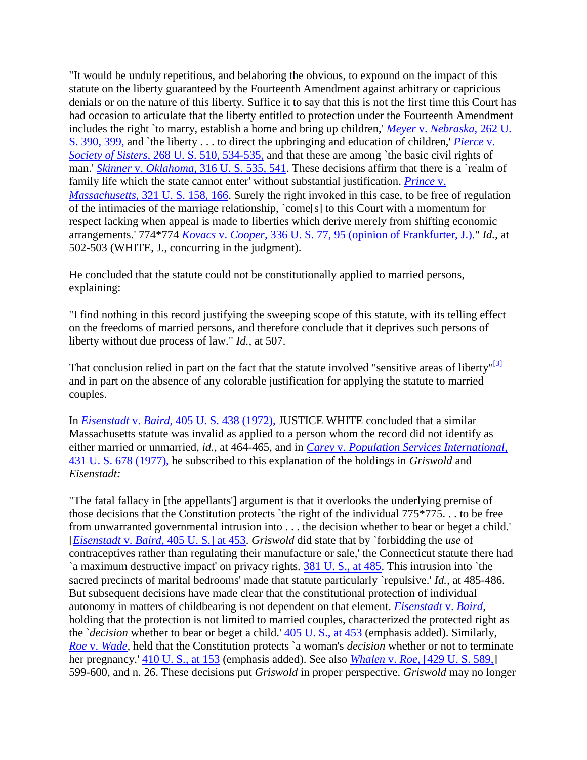"It would be unduly repetitious, and belaboring the obvious, to expound on the impact of this statute on the liberty guaranteed by the Fourteenth Amendment against arbitrary or capricious denials or on the nature of this liberty. Suffice it to say that this is not the first time this Court has had occasion to articulate that the liberty entitled to protection under the Fourteenth Amendment includes the right `to marry, establish a home and bring up children,' *Meyer* v. *Nebraska,* 262 U. S. 390, 399, and `the liberty . . . to direct the upbringing and education of children,' *Pierce* v. *Society of Sisters,* 268 U. S. 510, 534-535, and that these are among `the basic civil rights of man.' *Skinner* v. *Oklahoma,* 316 U. S. 535, 541. These decisions affirm that there is a `realm of family life which the state cannot enter' without substantial justification. *Prince* v. *Massachusetts,* 321 U. S. 158, 166. Surely the right invoked in this case, to be free of regulation of the intimacies of the marriage relationship, `come[s] to this Court with a momentum for respect lacking when appeal is made to liberties which derive merely from shifting economic arrangements.' 774*774 *Kovacs* v. *Cooper,* 336 U. S. 77, 95 (opinion of Frankfurter, J.)." *Id.,* at 502-503 (WHITE, J., concurring in the judgment).

He concluded that the statute could not be constitutionally applied to married persons, explaining:

"I find nothing in this record justifying the sweeping scope of this statute, with its telling effect on the freedoms of married persons, and therefore conclude that it deprives such persons of liberty without due process of law." *Id.,* at 507.

That conclusion relied in part on the fact that the statute involved "sensitive areas of liberty"[3] and in part on the absence of any colorable justification for applying the statute to married couples.

In *Eisenstadt* v. *Baird,* 405 U. S. 438 (1972), JUSTICE WHITE concluded that a similar Massachusetts statute was invalid as applied to a person whom the record did not identify as either married or unmarried, *id.,* at 464-465, and in *Carey* v. *Population Services International,* 431 U. S. 678 (1977), he subscribed to this explanation of the holdings in *Griswold* and *Eisenstadt:*

"The fatal fallacy in [the appellants'] argument is that it overlooks the underlying premise of those decisions that the Constitution protects `the right of the individual 775*775. . . to be free from unwarranted governmental intrusion into . . . the decision whether to bear or beget a child.' [*Eisenstadt* v. *Baird,* 405 U. S.] at 453. *Griswold* did state that by `forbidding the *use* of contraceptives rather than regulating their manufacture or sale,' the Connecticut statute there had `a maximum destructive impact' on privacy rights. 381 U. S., at 485. This intrusion into `the sacred precincts of marital bedrooms' made that statute particularly `repulsive.' *Id.,* at 485-486. But subsequent decisions have made clear that the constitutional protection of individual autonomy in matters of childbearing is not dependent on that element. *Eisenstadt* v. *Baird,* holding that the protection is not limited to married couples, characterized the protected right as the `*decision* whether to bear or beget a child.' 405 U. S., at 453 (emphasis added). Similarly, *Roe* v. *Wade,* held that the Constitution protects `a woman's *decision* whether or not to terminate her pregnancy.' 410 U. S., at 153 (emphasis added). See also *Whalen* v. *Roe,* [429 U. S. 589,] 599-600, and n. 26. These decisions put *Griswold* in proper perspective. *Griswold* may no longer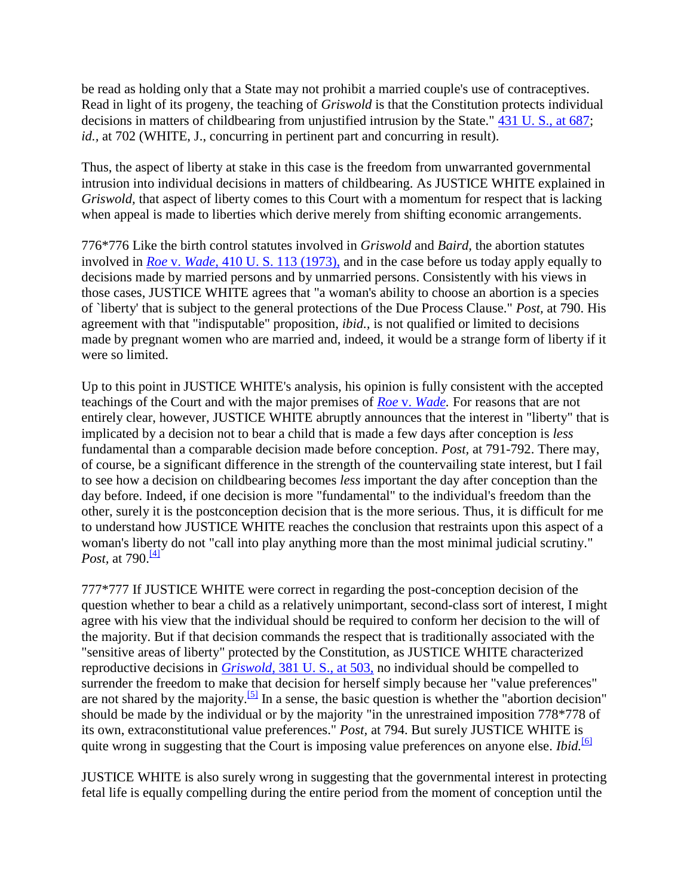be read as holding only that a State may not prohibit a married couple's use of contraceptives. Read in light of its progeny, the teaching of *Griswold* is that the Constitution protects individual decisions in matters of childbearing from unjustified intrusion by the State." [431 U. S., at 687](); *id.*, at 702 (WHITE, J., concurring in pertinent part and concurring in result).

Thus, the aspect of liberty at stake in this case is the freedom from unwarranted governmental intrusion into individual decisions in matters of childbearing. As JUSTICE WHITE explained in *Griswold*, that aspect of liberty comes to this Court with a momentum for respect that is lacking when appeal is made to liberties which derive merely from shifting economic arrangements.

776*776 Like the birth control statutes involved in *Griswold* and *Baird*, the abortion statutes involved in [*Roe* v. *Wade*, 410 U. S. 113 (1973),]() and in the case before us today apply equally to decisions made by married persons and by unmarried persons. Consistently with his views in those cases, JUSTICE WHITE agrees that "a woman's ability to choose an abortion is a species of `liberty' that is subject to the general protections of the Due Process Clause." *Post*, at 790. His agreement with that "indisputable" proposition, *ibid.*, is not qualified or limited to decisions made by pregnant women who are married and, indeed, it would be a strange form of liberty if it were so limited.

Up to this point in JUSTICE WHITE's analysis, his opinion is fully consistent with the accepted teachings of the Court and with the major premises of [*Roe* v. *Wade*.]() For reasons that are not entirely clear, however, JUSTICE WHITE abruptly announces that the interest in "liberty" that is implicated by a decision not to bear a child that is made a few days after conception is *less* fundamental than a comparable decision made before conception. *Post*, at 791-792. There may, of course, be a significant difference in the strength of the countervailing state interest, but I fail to see how a decision on childbearing becomes *less* important the day after conception than the day before. Indeed, if one decision is more "fundamental" to the individual's freedom than the other, surely it is the postconception decision that is the more serious. Thus, it is difficult for me to understand how JUSTICE WHITE reaches the conclusion that restraints upon this aspect of a woman's liberty do not "call into play anything more than the most minimal judicial scrutiny." *Post*, at 790.[4]

777*777 If JUSTICE WHITE were correct in regarding the post-conception decision of the question whether to bear a child as a relatively unimportant, second-class sort of interest, I might agree with his view that the individual should be required to conform her decision to the will of the majority. But if that decision commands the respect that is traditionally associated with the "sensitive areas of liberty" protected by the Constitution, as JUSTICE WHITE characterized reproductive decisions in [*Griswold*, 381 U. S., at 503,]() no individual should be compelled to surrender the freedom to make that decision for herself simply because her "value preferences" are not shared by the majority.[5] In a sense, the basic question is whether the "abortion decision" should be made by the individual or by the majority "in the unrestrained imposition 778*778 of its own, extraconstitutional value preferences." *Post*, at 794. But surely JUSTICE WHITE is quite wrong in suggesting that the Court is imposing value preferences on anyone else. *Ibid.*[6]

JUSTICE WHITE is also surely wrong in suggesting that the governmental interest in protecting fetal life is equally compelling during the entire period from the moment of conception until the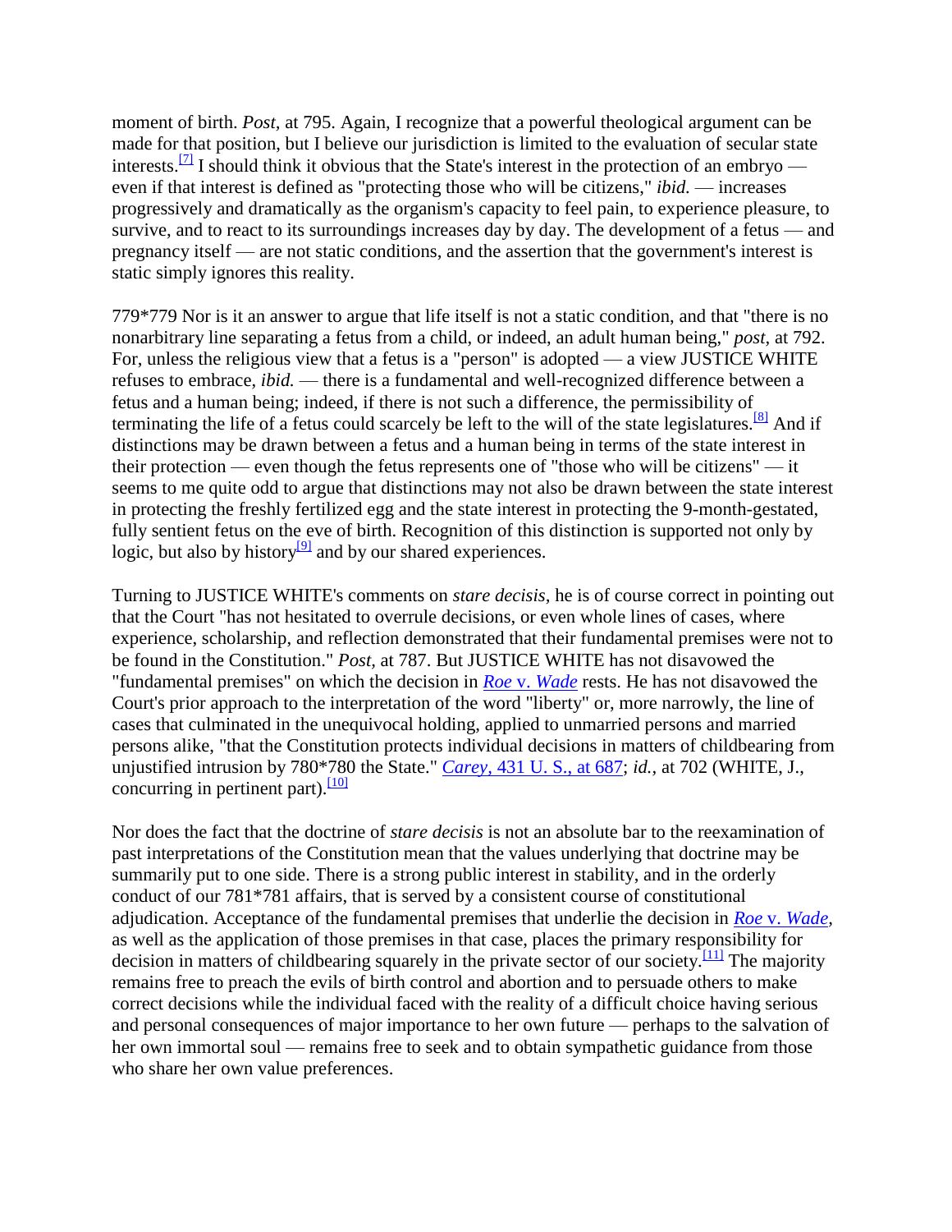moment of birth. *Post,* at 795. Again, I recognize that a powerful theological argument can be made for that position, but I believe our jurisdiction is limited to the evaluation of secular state interests.[7] I should think it obvious that the State's interest in the protection of an embryo — even if that interest is defined as "protecting those who will be citizens," *ibid.* — increases progressively and dramatically as the organism's capacity to feel pain, to experience pleasure, to survive, and to react to its surroundings increases day by day. The development of a fetus — and pregnancy itself — are not static conditions, and the assertion that the government's interest is static simply ignores this reality.

779*779 Nor is it an answer to argue that life itself is not a static condition, and that "there is no nonarbitrary line separating a fetus from a child, or indeed, an adult human being," *post,* at 792. For, unless the religious view that a fetus is a "person" is adopted — a view JUSTICE WHITE refuses to embrace, *ibid.* — there is a fundamental and well-recognized difference between a fetus and a human being; indeed, if there is not such a difference, the permissibility of terminating the life of a fetus could scarcely be left to the will of the state legislatures.[8] And if distinctions may be drawn between a fetus and a human being in terms of the state interest in their protection — even though the fetus represents one of "those who will be citizens" — it seems to me quite odd to argue that distinctions may not also be drawn between the state interest in protecting the freshly fertilized egg and the state interest in protecting the 9-month-gestated, fully sentient fetus on the eve of birth. Recognition of this distinction is supported not only by logic, but also by history[9] and by our shared experiences.

Turning to JUSTICE WHITE's comments on *stare decisis,* he is of course correct in pointing out that the Court "has not hesitated to overrule decisions, or even whole lines of cases, where experience, scholarship, and reflection demonstrated that their fundamental premises were not to be found in the Constitution." *Post,* at 787. But JUSTICE WHITE has not disavowed the "fundamental premises" on which the decision in *Roe* v. *Wade* rests. He has not disavowed the Court's prior approach to the interpretation of the word "liberty" or, more narrowly, the line of cases that culminated in the unequivocal holding, applied to unmarried persons and married persons alike, "that the Constitution protects individual decisions in matters of childbearing from unjustified intrusion by 780*780 the State." *Carey,* 431 U. S., at 687; *id.,* at 702 (WHITE, J., concurring in pertinent part).[10]

Nor does the fact that the doctrine of *stare decisis* is not an absolute bar to the reexamination of past interpretations of the Constitution mean that the values underlying that doctrine may be summarily put to one side. There is a strong public interest in stability, and in the orderly conduct of our 781*781 affairs, that is served by a consistent course of constitutional adjudication. Acceptance of the fundamental premises that underlie the decision in *Roe* v. *Wade*, as well as the application of those premises in that case, places the primary responsibility for decision in matters of childbearing squarely in the private sector of our society.[11] The majority remains free to preach the evils of birth control and abortion and to persuade others to make correct decisions while the individual faced with the reality of a difficult choice having serious and personal consequences of major importance to her own future — perhaps to the salvation of her own immortal soul — remains free to seek and to obtain sympathetic guidance from those who share her own value preferences.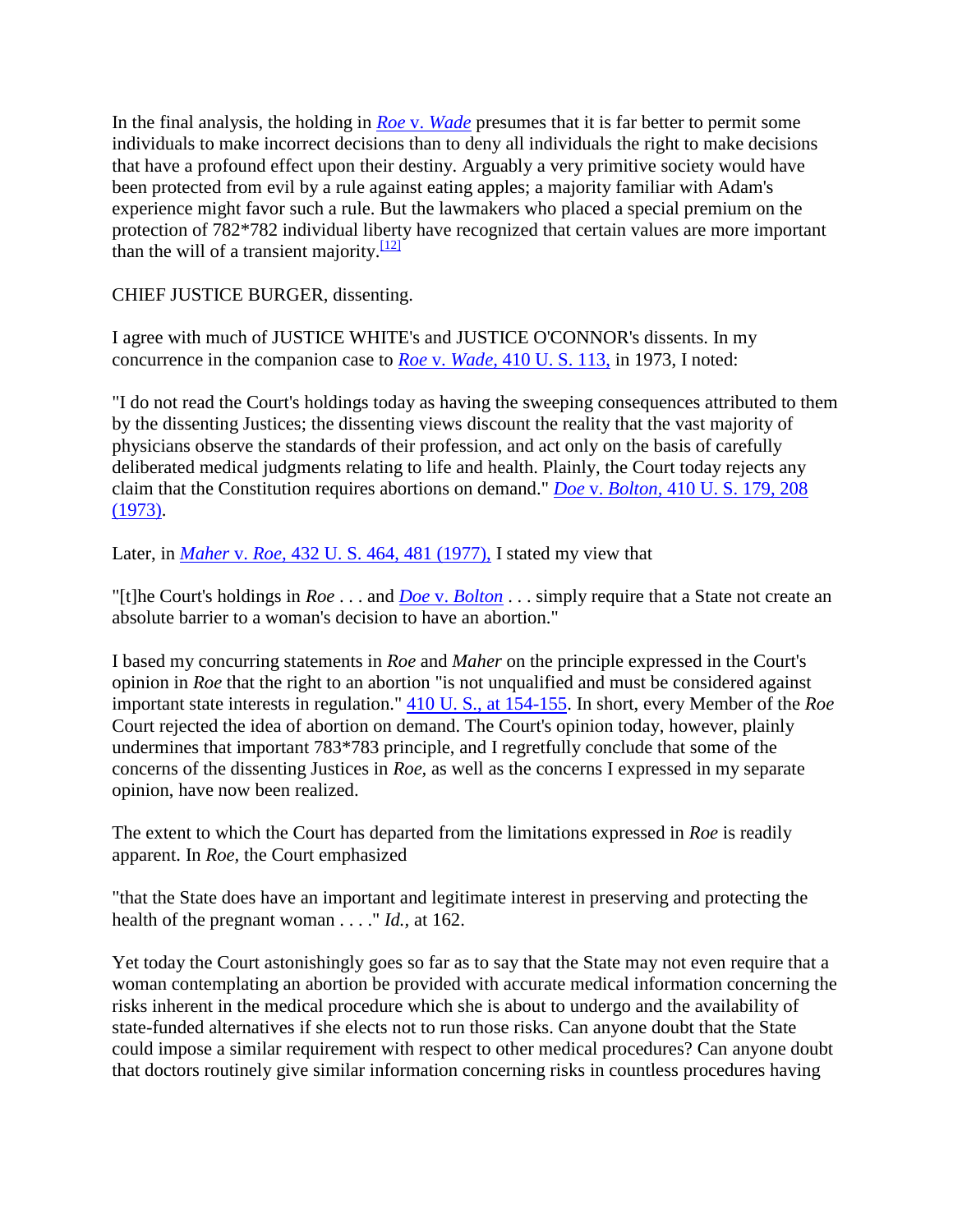In the final analysis, the holding in *Roe* v. *Wade* presumes that it is far better to permit some individuals to make incorrect decisions than to deny all individuals the right to make decisions that have a profound effect upon their destiny. Arguably a very primitive society would have been protected from evil by a rule against eating apples; a majority familiar with Adam's experience might favor such a rule. But the lawmakers who placed a special premium on the protection of 782*782 individual liberty have recognized that certain values are more important than the will of a transient majority.[12]

CHIEF JUSTICE BURGER, dissenting.

I agree with much of JUSTICE WHITE's and JUSTICE O'CONNOR's dissents. In my concurrence in the companion case to *Roe* v. *Wade,* 410 U. S. 113, in 1973, I noted:

"I do not read the Court's holdings today as having the sweeping consequences attributed to them by the dissenting Justices; the dissenting views discount the reality that the vast majority of physicians observe the standards of their profession, and act only on the basis of carefully deliberated medical judgments relating to life and health. Plainly, the Court today rejects any claim that the Constitution requires abortions on demand." *Doe* v. *Bolton,* 410 U. S. 179, 208 (1973).

Later, in *Maher* v. *Roe,* 432 U. S. 464, 481 (1977), I stated my view that

"[t]he Court's holdings in *Roe* . . . and *Doe* v. *Bolton* . . . simply require that a State not create an absolute barrier to a woman's decision to have an abortion."

I based my concurring statements in *Roe* and *Maher* on the principle expressed in the Court's opinion in *Roe* that the right to an abortion "is not unqualified and must be considered against important state interests in regulation." 410 U. S., at 154-155. In short, every Member of the *Roe* Court rejected the idea of abortion on demand. The Court's opinion today, however, plainly undermines that important 783*783 principle, and I regretfully conclude that some of the concerns of the dissenting Justices in *Roe,* as well as the concerns I expressed in my separate opinion, have now been realized.

The extent to which the Court has departed from the limitations expressed in *Roe* is readily apparent. In *Roe,* the Court emphasized

"that the State does have an important and legitimate interest in preserving and protecting the health of the pregnant woman . . . ." *Id.,* at 162.

Yet today the Court astonishingly goes so far as to say that the State may not even require that a woman contemplating an abortion be provided with accurate medical information concerning the risks inherent in the medical procedure which she is about to undergo and the availability of state-funded alternatives if she elects not to run those risks. Can anyone doubt that the State could impose a similar requirement with respect to other medical procedures? Can anyone doubt that doctors routinely give similar information concerning risks in countless procedures having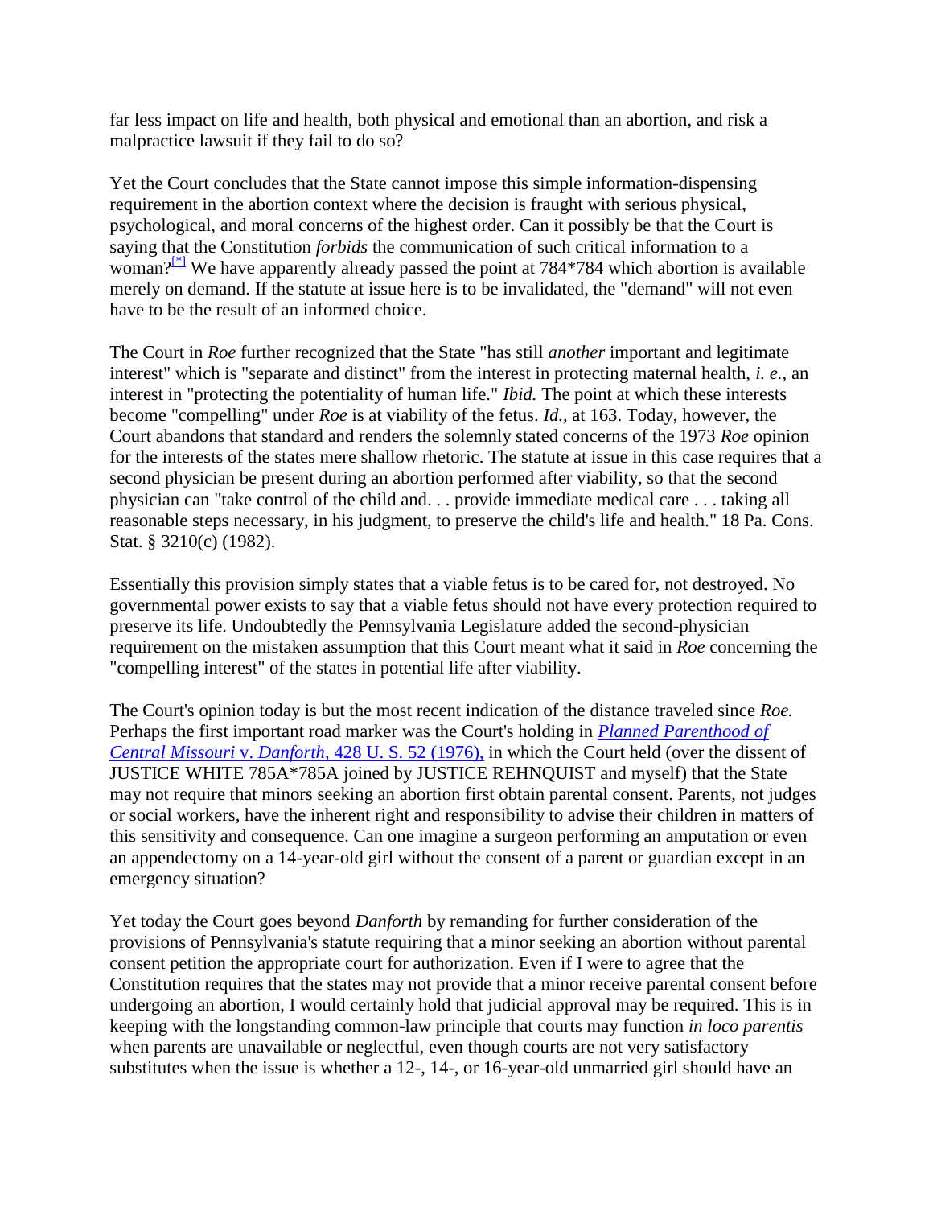far less impact on life and health, both physical and emotional than an abortion, and risk a malpractice lawsuit if they fail to do so?

Yet the Court concludes that the State cannot impose this simple information-dispensing requirement in the abortion context where the decision is fraught with serious physical, psychological, and moral concerns of the highest order. Can it possibly be that the Court is saying that the Constitution *forbids* the communication of such critical information to a woman?[*] We have apparently already passed the point at 784*784 which abortion is available merely on demand. If the statute at issue here is to be invalidated, the "demand" will not even have to be the result of an informed choice.

The Court in *Roe* further recognized that the State "has still *another* important and legitimate interest" which is "separate and distinct" from the interest in protecting maternal health, *i. e.*, an interest in "protecting the potentiality of human life." *Ibid.* The point at which these interests become "compelling" under *Roe* is at viability of the fetus. *Id.,* at 163. Today, however, the Court abandons that standard and renders the solemnly stated concerns of the 1973 *Roe* opinion for the interests of the states mere shallow rhetoric. The statute at issue in this case requires that a second physician be present during an abortion performed after viability, so that the second physician can "take control of the child and. . . provide immediate medical care . . . taking all reasonable steps necessary, in his judgment, to preserve the child's life and health." 18 Pa. Cons. Stat. § 3210(c) (1982).

Essentially this provision simply states that a viable fetus is to be cared for, not destroyed. No governmental power exists to say that a viable fetus should not have every protection required to preserve its life. Undoubtedly the Pennsylvania Legislature added the second-physician requirement on the mistaken assumption that this Court meant what it said in *Roe* concerning the "compelling interest" of the states in potential life after viability.

The Court's opinion today is but the most recent indication of the distance traveled since *Roe.* Perhaps the first important road marker was the Court's holding in *Planned Parenthood of Central Missouri* v. *Danforth,* 428 U. S. 52 (1976), in which the Court held (over the dissent of JUSTICE WHITE 785A*785A joined by JUSTICE REHNQUIST and myself) that the State may not require that minors seeking an abortion first obtain parental consent. Parents, not judges or social workers, have the inherent right and responsibility to advise their children in matters of this sensitivity and consequence. Can one imagine a surgeon performing an amputation or even an appendectomy on a 14-year-old girl without the consent of a parent or guardian except in an emergency situation?

Yet today the Court goes beyond *Danforth* by remanding for further consideration of the provisions of Pennsylvania's statute requiring that a minor seeking an abortion without parental consent petition the appropriate court for authorization. Even if I were to agree that the Constitution requires that the states may not provide that a minor receive parental consent before undergoing an abortion, I would certainly hold that judicial approval may be required. This is in keeping with the longstanding common-law principle that courts may function *in loco parentis* when parents are unavailable or neglectful, even though courts are not very satisfactory substitutes when the issue is whether a 12-, 14-, or 16-year-old unmarried girl should have an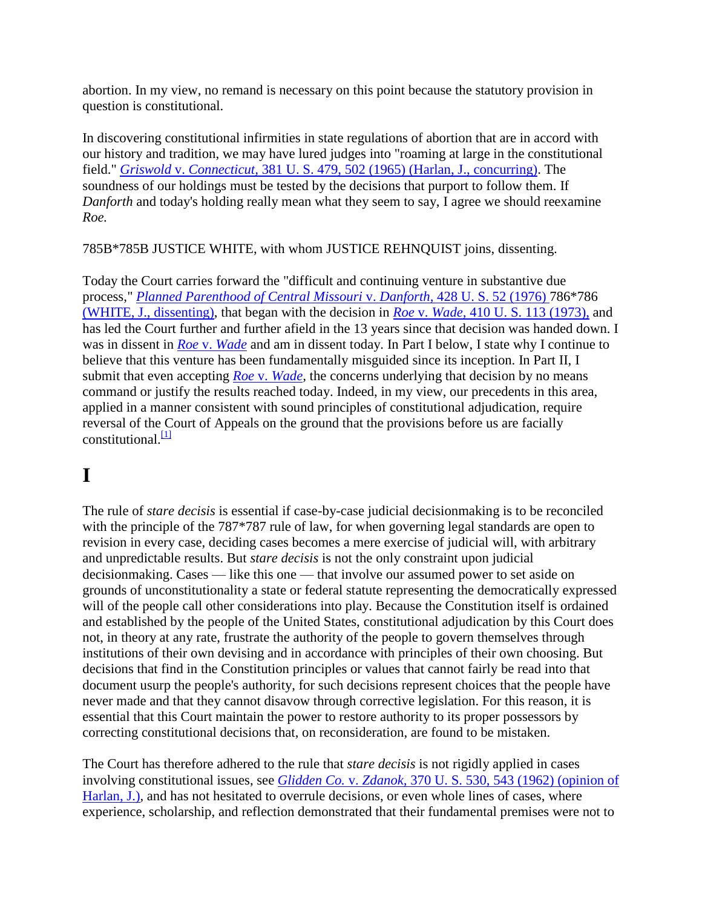abortion. In my view, no remand is necessary on this point because the statutory provision in question is constitutional.

In discovering constitutional infirmities in state regulations of abortion that are in accord with our history and tradition, we may have lured judges into "roaming at large in the constitutional field." *Griswold* v. *Connecticut,* 381 U. S. 479, 502 (1965) (Harlan, J., concurring). The soundness of our holdings must be tested by the decisions that purport to follow them. If *Danforth* and today's holding really mean what they seem to say, I agree we should reexamine *Roe.*

785B*785B JUSTICE WHITE, with whom JUSTICE REHNQUIST joins, dissenting.

Today the Court carries forward the "difficult and continuing venture in substantive due process," *Planned Parenthood of Central Missouri* v. *Danforth,* 428 U. S. 52 (1976) 786*786 (WHITE, J., dissenting), that began with the decision in *Roe* v. *Wade,* 410 U. S. 113 (1973), and has led the Court further and further afield in the 13 years since that decision was handed down. I was in dissent in *Roe* v. *Wade* and am in dissent today. In Part I below, I state why I continue to believe that this venture has been fundamentally misguided since its inception. In Part II, I submit that even accepting *Roe* v. *Wade,* the concerns underlying that decision by no means command or justify the results reached today. Indeed, in my view, our precedents in this area, applied in a manner consistent with sound principles of constitutional adjudication, require reversal of the Court of Appeals on the ground that the provisions before us are facially constitutional.[1]

# I

The rule of *stare decisis* is essential if case-by-case judicial decisionmaking is to be reconciled with the principle of the 787*787 rule of law, for when governing legal standards are open to revision in every case, deciding cases becomes a mere exercise of judicial will, with arbitrary and unpredictable results. But *stare decisis* is not the only constraint upon judicial decisionmaking. Cases — like this one — that involve our assumed power to set aside on grounds of unconstitutionality a state or federal statute representing the democratically expressed will of the people call other considerations into play. Because the Constitution itself is ordained and established by the people of the United States, constitutional adjudication by this Court does not, in theory at any rate, frustrate the authority of the people to govern themselves through institutions of their own devising and in accordance with principles of their own choosing. But decisions that find in the Constitution principles or values that cannot fairly be read into that document usurp the people's authority, for such decisions represent choices that the people have never made and that they cannot disavow through corrective legislation. For this reason, it is essential that this Court maintain the power to restore authority to its proper possessors by correcting constitutional decisions that, on reconsideration, are found to be mistaken.

The Court has therefore adhered to the rule that *stare decisis* is not rigidly applied in cases involving constitutional issues, see *Glidden Co.* v. *Zdanok,* 370 U. S. 530, 543 (1962) (opinion of Harlan, J.), and has not hesitated to overrule decisions, or even whole lines of cases, where experience, scholarship, and reflection demonstrated that their fundamental premises were not to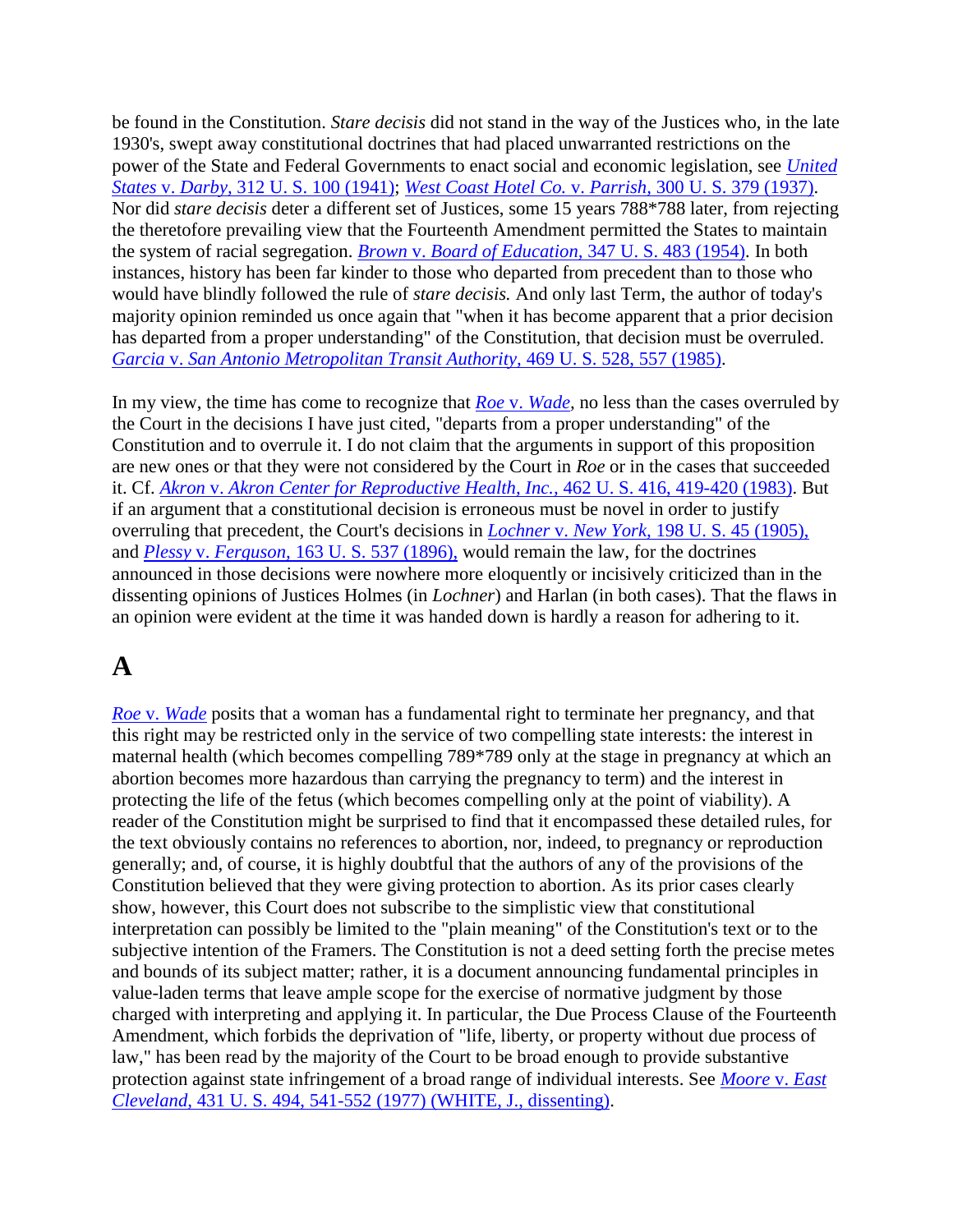be found in the Constitution. *Stare decisis* did not stand in the way of the Justices who, in the late 1930's, swept away constitutional doctrines that had placed unwarranted restrictions on the power of the State and Federal Governments to enact social and economic legislation, see *United States* v. *Darby,* 312 U. S. 100 (1941); *West Coast Hotel Co.* v. *Parrish,* 300 U. S. 379 (1937). Nor did *stare decisis* deter a different set of Justices, some 15 years 788*788 later, from rejecting the theretofore prevailing view that the Fourteenth Amendment permitted the States to maintain the system of racial segregation. *Brown* v. *Board of Education,* 347 U. S. 483 (1954). In both instances, history has been far kinder to those who departed from precedent than to those who would have blindly followed the rule of *stare decisis.* And only last Term, the author of today's majority opinion reminded us once again that "when it has become apparent that a prior decision has departed from a proper understanding" of the Constitution, that decision must be overruled. *Garcia* v. *San Antonio Metropolitan Transit Authority,* 469 U. S. 528, 557 (1985).

In my view, the time has come to recognize that *Roe* v. *Wade,* no less than the cases overruled by the Court in the decisions I have just cited, "departs from a proper understanding" of the Constitution and to overrule it. I do not claim that the arguments in support of this proposition are new ones or that they were not considered by the Court in *Roe* or in the cases that succeeded it. Cf. *Akron* v. *Akron Center for Reproductive Health, Inc.,* 462 U. S. 416, 419-420 (1983). But if an argument that a constitutional decision is erroneous must be novel in order to justify overruling that precedent, the Court's decisions in *Lochner* v. *New York,* 198 U. S. 45 (1905), and *Plessy* v. *Ferguson,* 163 U. S. 537 (1896), would remain the law, for the doctrines announced in those decisions were nowhere more eloquently or incisively criticized than in the dissenting opinions of Justices Holmes (in *Lochner*) and Harlan (in both cases). That the flaws in an opinion were evident at the time it was handed down is hardly a reason for adhering to it.

# A

*Roe* v. *Wade* posits that a woman has a fundamental right to terminate her pregnancy, and that this right may be restricted only in the service of two compelling state interests: the interest in maternal health (which becomes compelling 789*789 only at the stage in pregnancy at which an abortion becomes more hazardous than carrying the pregnancy to term) and the interest in protecting the life of the fetus (which becomes compelling only at the point of viability). A reader of the Constitution might be surprised to find that it encompassed these detailed rules, for the text obviously contains no references to abortion, nor, indeed, to pregnancy or reproduction generally; and, of course, it is highly doubtful that the authors of any of the provisions of the Constitution believed that they were giving protection to abortion. As its prior cases clearly show, however, this Court does not subscribe to the simplistic view that constitutional interpretation can possibly be limited to the "plain meaning" of the Constitution's text or to the subjective intention of the Framers. The Constitution is not a deed setting forth the precise metes and bounds of its subject matter; rather, it is a document announcing fundamental principles in value-laden terms that leave ample scope for the exercise of normative judgment by those charged with interpreting and applying it. In particular, the Due Process Clause of the Fourteenth Amendment, which forbids the deprivation of "life, liberty, or property without due process of law," has been read by the majority of the Court to be broad enough to provide substantive protection against state infringement of a broad range of individual interests. See *Moore* v. *East Cleveland,* 431 U. S. 494, 541-552 (1977) (WHITE, J., dissenting).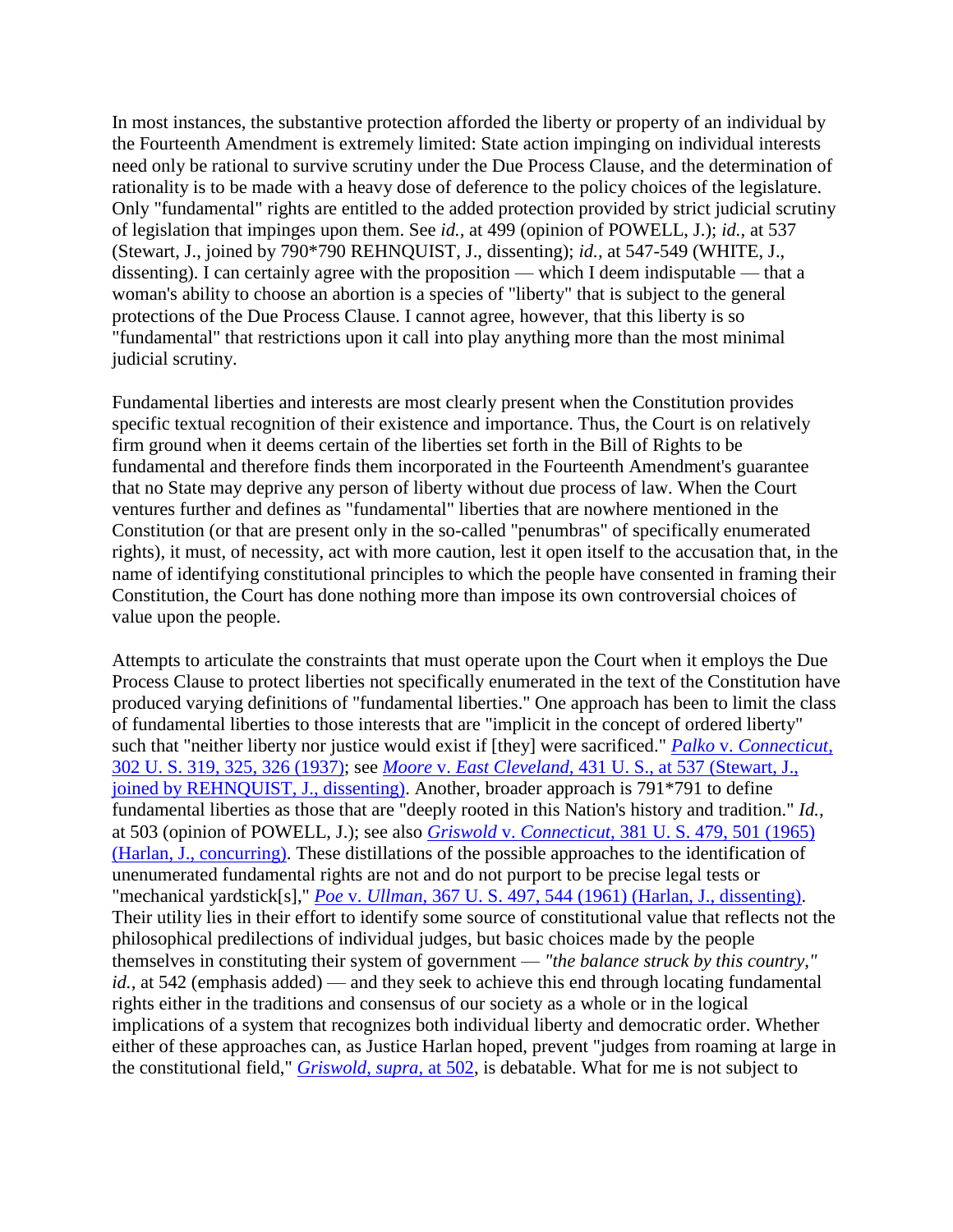In most instances, the substantive protection afforded the liberty or property of an individual by the Fourteenth Amendment is extremely limited: State action impinging on individual interests need only be rational to survive scrutiny under the Due Process Clause, and the determination of rationality is to be made with a heavy dose of deference to the policy choices of the legislature. Only "fundamental" rights are entitled to the added protection provided by strict judicial scrutiny of legislation that impinges upon them. See *id.,* at 499 (opinion of POWELL, J.); *id.,* at 537 (Stewart, J., joined by 790*790 REHNQUIST, J., dissenting); *id.,* at 547-549 (WHITE, J., dissenting). I can certainly agree with the proposition — which I deem indisputable — that a woman's ability to choose an abortion is a species of "liberty" that is subject to the general protections of the Due Process Clause. I cannot agree, however, that this liberty is so "fundamental" that restrictions upon it call into play anything more than the most minimal judicial scrutiny.

Fundamental liberties and interests are most clearly present when the Constitution provides specific textual recognition of their existence and importance. Thus, the Court is on relatively firm ground when it deems certain of the liberties set forth in the Bill of Rights to be fundamental and therefore finds them incorporated in the Fourteenth Amendment's guarantee that no State may deprive any person of liberty without due process of law. When the Court ventures further and defines as "fundamental" liberties that are nowhere mentioned in the Constitution (or that are present only in the so-called "penumbras" of specifically enumerated rights), it must, of necessity, act with more caution, lest it open itself to the accusation that, in the name of identifying constitutional principles to which the people have consented in framing their Constitution, the Court has done nothing more than impose its own controversial choices of value upon the people.

Attempts to articulate the constraints that must operate upon the Court when it employs the Due Process Clause to protect liberties not specifically enumerated in the text of the Constitution have produced varying definitions of "fundamental liberties." One approach has been to limit the class of fundamental liberties to those interests that are "implicit in the concept of ordered liberty" such that "neither liberty nor justice would exist if [they] were sacrificed." *Palko* v. *Connecticut,* 302 U. S. 319, 325, 326 (1937); see *Moore* v. *East Cleveland,* 431 U. S., at 537 (Stewart, J., joined by REHNQUIST, J., dissenting). Another, broader approach is 791*791 to define fundamental liberties as those that are "deeply rooted in this Nation's history and tradition." *Id.,* at 503 (opinion of POWELL, J.); see also *Griswold* v. *Connecticut,* 381 U. S. 479, 501 (1965) (Harlan, J., concurring). These distillations of the possible approaches to the identification of unenumerated fundamental rights are not and do not purport to be precise legal tests or "mechanical yardstick[s]," *Poe* v. *Ullman,* 367 U. S. 497, 544 (1961) (Harlan, J., dissenting). Their utility lies in their effort to identify some source of constitutional value that reflects not the philosophical predilections of individual judges, but basic choices made by the people themselves in constituting their system of government — *"the balance struck by this country,"* *id.,* at 542 (emphasis added) — and they seek to achieve this end through locating fundamental rights either in the traditions and consensus of our society as a whole or in the logical implications of a system that recognizes both individual liberty and democratic order. Whether either of these approaches can, as Justice Harlan hoped, prevent "judges from roaming at large in the constitutional field," *Griswold, supra,* at 502, is debatable. What for me is not subject to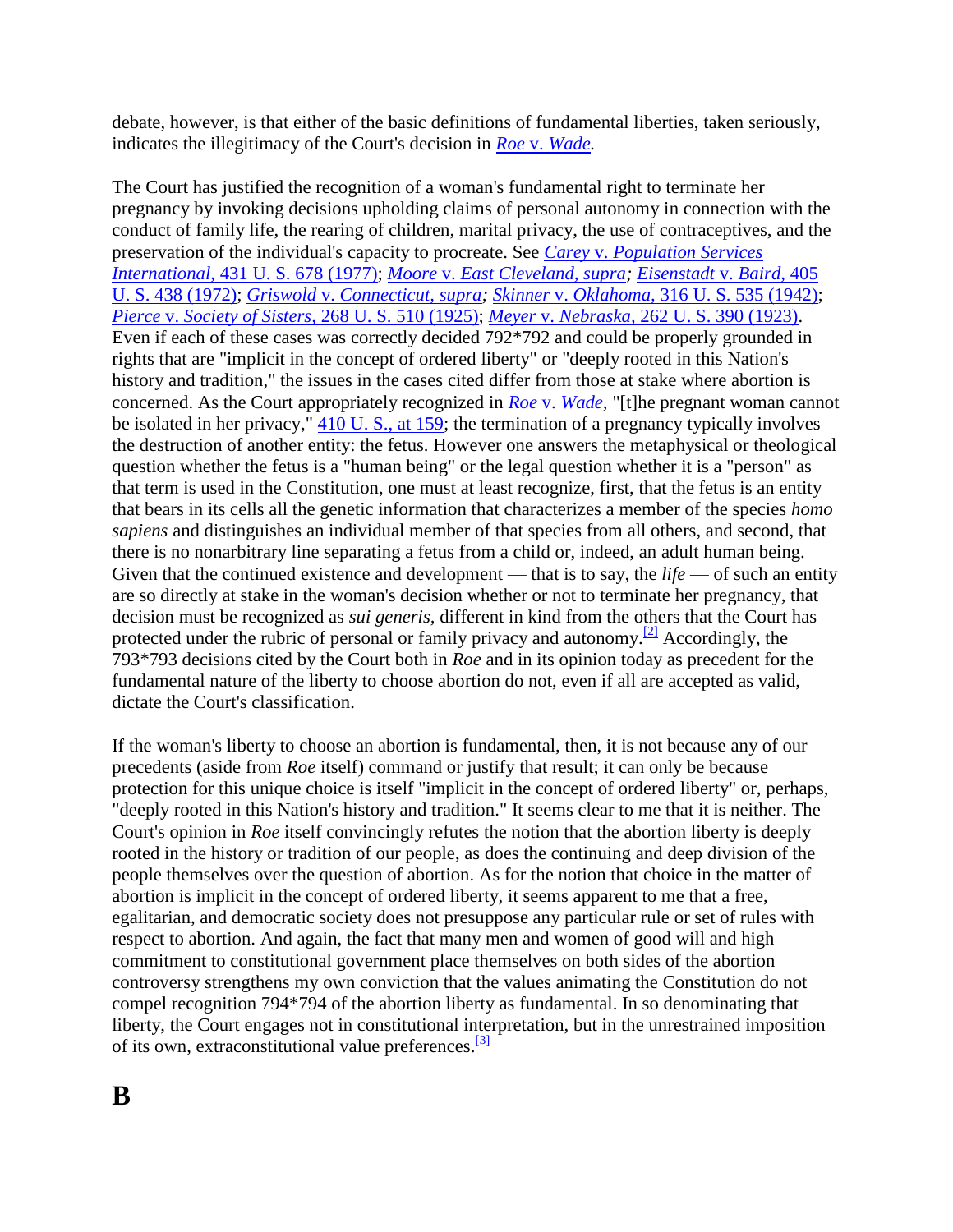debate, however, is that either of the basic definitions of fundamental liberties, taken seriously, indicates the illegitimacy of the Court's decision in *Roe* v. *Wade*.

The Court has justified the recognition of a woman's fundamental right to terminate her pregnancy by invoking decisions upholding claims of personal autonomy in connection with the conduct of family life, the rearing of children, marital privacy, the use of contraceptives, and the preservation of the individual's capacity to procreate. See *Carey* v. *Population Services International*, 431 U. S. 678 (1977); *Moore* v. *East Cleveland, supra*; *Eisenstadt* v. *Baird*, 405 U. S. 438 (1972); *Griswold* v. *Connecticut, supra*; *Skinner* v. *Oklahoma*, 316 U. S. 535 (1942); *Pierce* v. *Society of Sisters*, 268 U. S. 510 (1925); *Meyer* v. *Nebraska*, 262 U. S. 390 (1923). Even if each of these cases was correctly decided 792*792 and could be properly grounded in rights that are "implicit in the concept of ordered liberty" or "deeply rooted in this Nation's history and tradition," the issues in the cases cited differ from those at stake where abortion is concerned. As the Court appropriately recognized in *Roe* v. *Wade*, "[t]he pregnant woman cannot be isolated in her privacy," 410 U. S., at 159; the termination of a pregnancy typically involves the destruction of another entity: the fetus. However one answers the metaphysical or theological question whether the fetus is a "human being" or the legal question whether it is a "person" as that term is used in the Constitution, one must at least recognize, first, that the fetus is an entity that bears in its cells all the genetic information that characterizes a member of the species *homo sapiens* and distinguishes an individual member of that species from all others, and second, that there is no nonarbitrary line separating a fetus from a child or, indeed, an adult human being. Given that the continued existence and development — that is to say, the *life* — of such an entity are so directly at stake in the woman's decision whether or not to terminate her pregnancy, that decision must be recognized as *sui generis*, different in kind from the others that the Court has protected under the rubric of personal or family privacy and autonomy.[2] Accordingly, the 793*793 decisions cited by the Court both in *Roe* and in its opinion today as precedent for the fundamental nature of the liberty to choose abortion do not, even if all are accepted as valid, dictate the Court's classification.

If the woman's liberty to choose an abortion is fundamental, then, it is not because any of our precedents (aside from *Roe* itself) command or justify that result; it can only be because protection for this unique choice is itself "implicit in the concept of ordered liberty" or, perhaps, "deeply rooted in this Nation's history and tradition." It seems clear to me that it is neither. The Court's opinion in *Roe* itself convincingly refutes the notion that the abortion liberty is deeply rooted in the history or tradition of our people, as does the continuing and deep division of the people themselves over the question of abortion. As for the notion that choice in the matter of abortion is implicit in the concept of ordered liberty, it seems apparent to me that a free, egalitarian, and democratic society does not presuppose any particular rule or set of rules with respect to abortion. And again, the fact that many men and women of good will and high commitment to constitutional government place themselves on both sides of the abortion controversy strengthens my own conviction that the values animating the Constitution do not compel recognition 794*794 of the abortion liberty as fundamental. In so denominating that liberty, the Court engages not in constitutional interpretation, but in the unrestrained imposition of its own, extraconstitutional value preferences.[3]

# B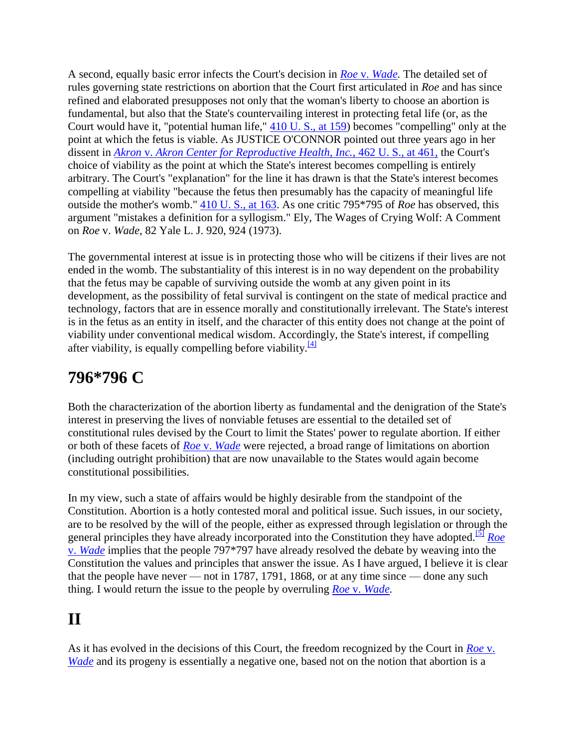A second, equally basic error infects the Court's decision in *Roe* v. *Wade*. The detailed set of rules governing state restrictions on abortion that the Court first articulated in *Roe* and has since refined and elaborated presupposes not only that the woman's liberty to choose an abortion is fundamental, but also that the State's countervailing interest in protecting fetal life (or, as the Court would have it, "potential human life," 410 U. S., at 159) becomes "compelling" only at the point at which the fetus is viable. As JUSTICE O'CONNOR pointed out three years ago in her dissent in *Akron* v. *Akron Center for Reproductive Health, Inc.*, 462 U. S., at 461, the Court's choice of viability as the point at which the State's interest becomes compelling is entirely arbitrary. The Court's "explanation" for the line it has drawn is that the State's interest becomes compelling at viability "because the fetus then presumably has the capacity of meaningful life outside the mother's womb." 410 U. S., at 163. As one critic 795*795 of *Roe* has observed, this argument "mistakes a definition for a syllogism." Ely, The Wages of Crying Wolf: A Comment on *Roe* v. *Wade*, 82 Yale L. J. 920, 924 (1973).

The governmental interest at issue is in protecting those who will be citizens if their lives are not ended in the womb. The substantiality of this interest is in no way dependent on the probability that the fetus may be capable of surviving outside the womb at any given point in its development, as the possibility of fetal survival is contingent on the state of medical practice and technology, factors that are in essence morally and constitutionally irrelevant. The State's interest is in the fetus as an entity in itself, and the character of this entity does not change at the point of viability under conventional medical wisdom. Accordingly, the State's interest, if compelling after viability, is equally compelling before viability.[4]

## 796*796 C

Both the characterization of the abortion liberty as fundamental and the denigration of the State's interest in preserving the lives of nonviable fetuses are essential to the detailed set of constitutional rules devised by the Court to limit the States' power to regulate abortion. If either or both of these facets of *Roe* v. *Wade* were rejected, a broad range of limitations on abortion (including outright prohibition) that are now unavailable to the States would again become constitutional possibilities.

In my view, such a state of affairs would be highly desirable from the standpoint of the Constitution. Abortion is a hotly contested moral and political issue. Such issues, in our society, are to be resolved by the will of the people, either as expressed through legislation or through the general principles they have already incorporated into the Constitution they have adopted.[5] *Roe* v. *Wade* implies that the people 797*797 have already resolved the debate by weaving into the Constitution the values and principles that answer the issue. As I have argued, I believe it is clear that the people have never — not in 1787, 1791, 1868, or at any time since — done any such thing. I would return the issue to the people by overruling *Roe* v. *Wade*.

## II

As it has evolved in the decisions of this Court, the freedom recognized by the Court in *Roe* v. *Wade* and its progeny is essentially a negative one, based not on the notion that abortion is a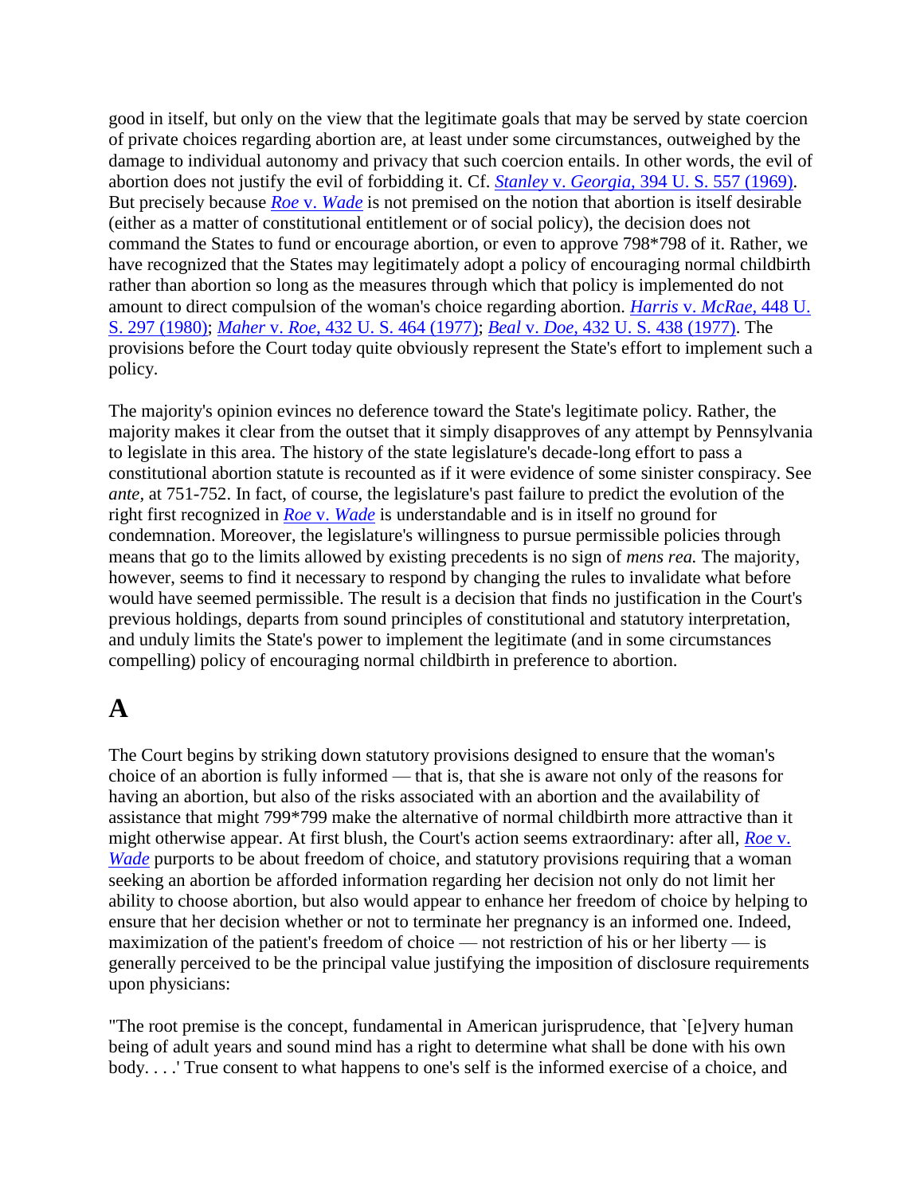good in itself, but only on the view that the legitimate goals that may be served by state coercion of private choices regarding abortion are, at least under some circumstances, outweighed by the damage to individual autonomy and privacy that such coercion entails. In other words, the evil of abortion does not justify the evil of forbidding it. Cf. *Stanley* v. *Georgia,* 394 U. S. 557 (1969). But precisely because *Roe* v. *Wade* is not premised on the notion that abortion is itself desirable (either as a matter of constitutional entitlement or of social policy), the decision does not command the States to fund or encourage abortion, or even to approve 798*798 of it. Rather, we have recognized that the States may legitimately adopt a policy of encouraging normal childbirth rather than abortion so long as the measures through which that policy is implemented do not amount to direct compulsion of the woman's choice regarding abortion. *Harris* v. *McRae,* 448 U. S. 297 (1980); *Maher* v. *Roe,* 432 U. S. 464 (1977); *Beal* v. *Doe,* 432 U. S. 438 (1977). The provisions before the Court today quite obviously represent the State's effort to implement such a policy.

The majority's opinion evinces no deference toward the State's legitimate policy. Rather, the majority makes it clear from the outset that it simply disapproves of any attempt by Pennsylvania to legislate in this area. The history of the state legislature's decade-long effort to pass a constitutional abortion statute is recounted as if it were evidence of some sinister conspiracy. See *ante,* at 751-752. In fact, of course, the legislature's past failure to predict the evolution of the right first recognized in *Roe* v. *Wade* is understandable and is in itself no ground for condemnation. Moreover, the legislature's willingness to pursue permissible policies through means that go to the limits allowed by existing precedents is no sign of *mens rea.* The majority, however, seems to find it necessary to respond by changing the rules to invalidate what before would have seemed permissible. The result is a decision that finds no justification in the Court's previous holdings, departs from sound principles of constitutional and statutory interpretation, and unduly limits the State's power to implement the legitimate (and in some circumstances compelling) policy of encouraging normal childbirth in preference to abortion.

# A

The Court begins by striking down statutory provisions designed to ensure that the woman's choice of an abortion is fully informed — that is, that she is aware not only of the reasons for having an abortion, but also of the risks associated with an abortion and the availability of assistance that might 799*799 make the alternative of normal childbirth more attractive than it might otherwise appear. At first blush, the Court's action seems extraordinary: after all, *Roe* v. *Wade* purports to be about freedom of choice, and statutory provisions requiring that a woman seeking an abortion be afforded information regarding her decision not only do not limit her ability to choose abortion, but also would appear to enhance her freedom of choice by helping to ensure that her decision whether or not to terminate her pregnancy is an informed one. Indeed, maximization of the patient's freedom of choice — not restriction of his or her liberty — is generally perceived to be the principal value justifying the imposition of disclosure requirements upon physicians:

"The root premise is the concept, fundamental in American jurisprudence, that `[e]very human being of adult years and sound mind has a right to determine what shall be done with his own body. . . .' True consent to what happens to one's self is the informed exercise of a choice, and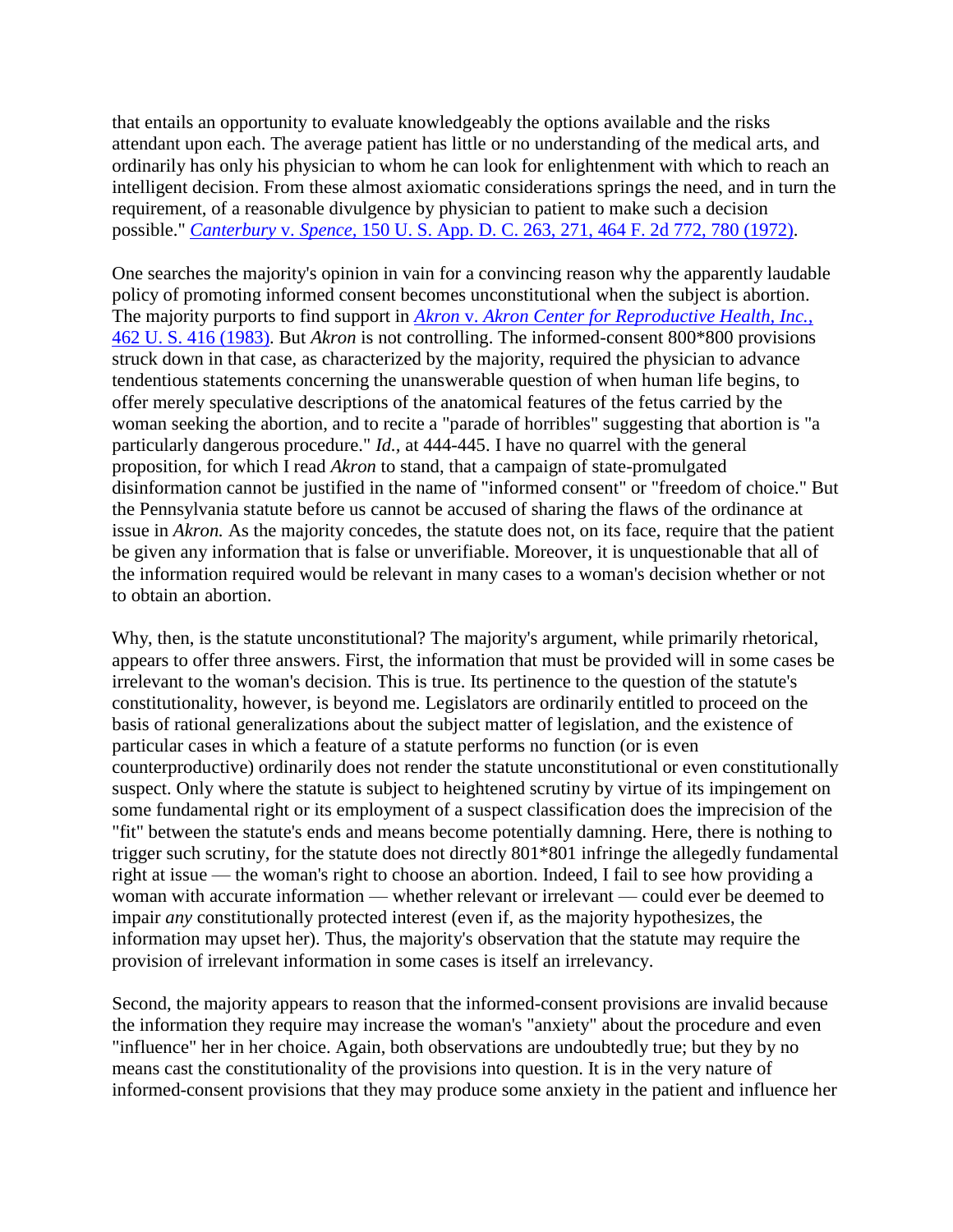that entails an opportunity to evaluate knowledgeably the options available and the risks attendant upon each. The average patient has little or no understanding of the medical arts, and ordinarily has only his physician to whom he can look for enlightenment with which to reach an intelligent decision. From these almost axiomatic considerations springs the need, and in turn the requirement, of a reasonable divulgence by physician to patient to make such a decision possible." *Canterbury* v. *Spence,* 150 U. S. App. D. C. 263, 271, 464 F. 2d 772, 780 (1972).

One searches the majority's opinion in vain for a convincing reason why the apparently laudable policy of promoting informed consent becomes unconstitutional when the subject is abortion. The majority purports to find support in *Akron* v. *Akron Center for Reproductive Health, Inc.,* 462 U. S. 416 (1983). But *Akron* is not controlling. The informed-consent 800*800 provisions struck down in that case, as characterized by the majority, required the physician to advance tendentious statements concerning the unanswerable question of when human life begins, to offer merely speculative descriptions of the anatomical features of the fetus carried by the woman seeking the abortion, and to recite a "parade of horribles" suggesting that abortion is "a particularly dangerous procedure." *Id.,* at 444-445. I have no quarrel with the general proposition, for which I read *Akron* to stand, that a campaign of state-promulgated disinformation cannot be justified in the name of "informed consent" or "freedom of choice." But the Pennsylvania statute before us cannot be accused of sharing the flaws of the ordinance at issue in *Akron.* As the majority concedes, the statute does not, on its face, require that the patient be given any information that is false or unverifiable. Moreover, it is unquestionable that all of the information required would be relevant in many cases to a woman's decision whether or not to obtain an abortion.

Why, then, is the statute unconstitutional? The majority's argument, while primarily rhetorical, appears to offer three answers. First, the information that must be provided will in some cases be irrelevant to the woman's decision. This is true. Its pertinence to the question of the statute's constitutionality, however, is beyond me. Legislators are ordinarily entitled to proceed on the basis of rational generalizations about the subject matter of legislation, and the existence of particular cases in which a feature of a statute performs no function (or is even counterproductive) ordinarily does not render the statute unconstitutional or even constitutionally suspect. Only where the statute is subject to heightened scrutiny by virtue of its impingement on some fundamental right or its employment of a suspect classification does the imprecision of the "fit" between the statute's ends and means become potentially damning. Here, there is nothing to trigger such scrutiny, for the statute does not directly 801*801 infringe the allegedly fundamental right at issue — the woman's right to choose an abortion. Indeed, I fail to see how providing a woman with accurate information — whether relevant or irrelevant — could ever be deemed to impair *any* constitutionally protected interest (even if, as the majority hypothesizes, the information may upset her). Thus, the majority's observation that the statute may require the provision of irrelevant information in some cases is itself an irrelevancy.

Second, the majority appears to reason that the informed-consent provisions are invalid because the information they require may increase the woman's "anxiety" about the procedure and even "influence" her in her choice. Again, both observations are undoubtedly true; but they by no means cast the constitutionality of the provisions into question. It is in the very nature of informed-consent provisions that they may produce some anxiety in the patient and influence her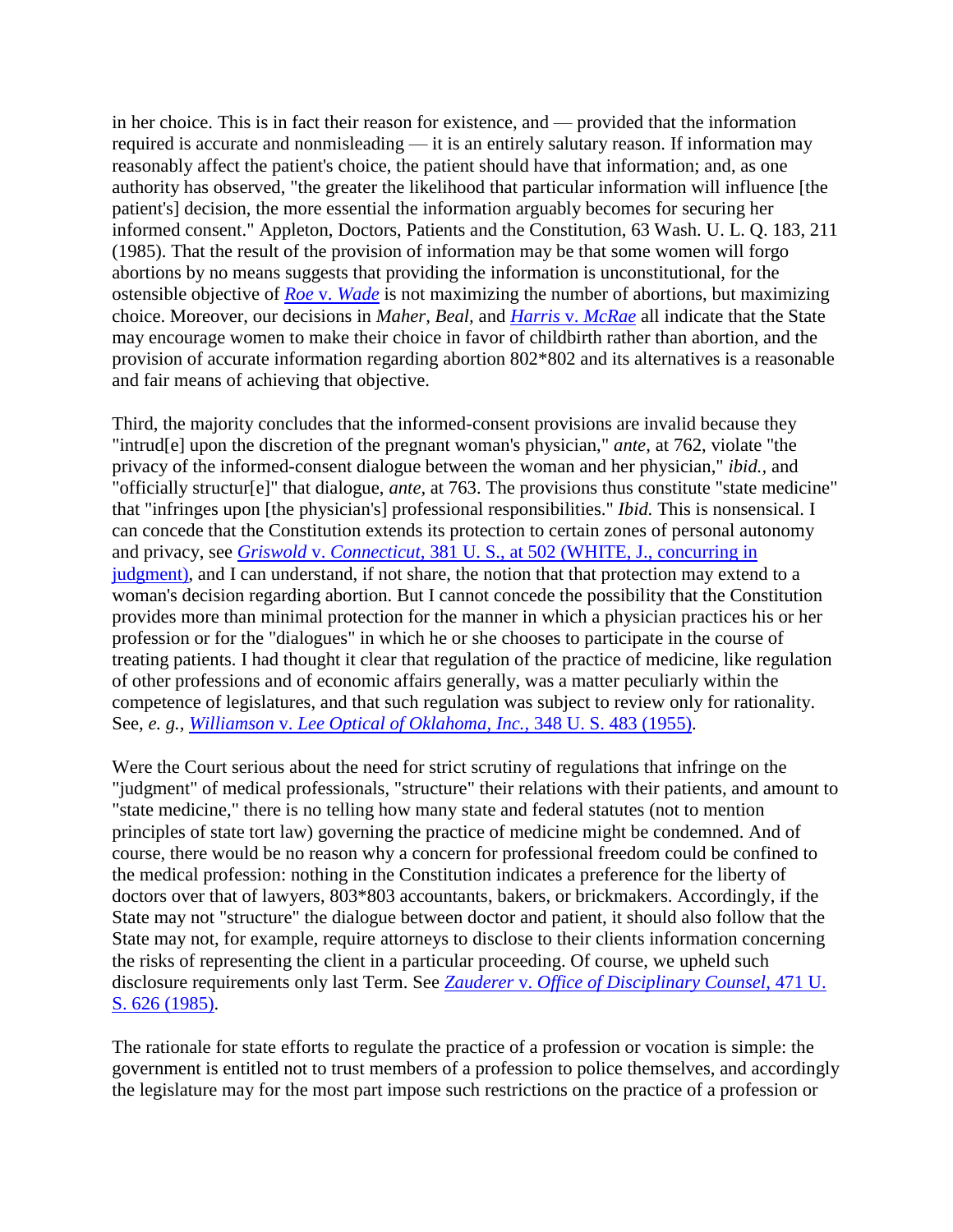in her choice. This is in fact their reason for existence, and — provided that the information required is accurate and nonmisleading — it is an entirely salutary reason. If information may reasonably affect the patient's choice, the patient should have that information; and, as one authority has observed, "the greater the likelihood that particular information will influence [the patient's] decision, the more essential the information arguably becomes for securing her informed consent." Appleton, Doctors, Patients and the Constitution, 63 Wash. U. L. Q. 183, 211 (1985). That the result of the provision of information may be that some women will forgo abortions by no means suggests that providing the information is unconstitutional, for the ostensible objective of *Roe* v. *Wade* is not maximizing the number of abortions, but maximizing choice. Moreover, our decisions in *Maher, Beal,* and *Harris* v. *McRae* all indicate that the State may encourage women to make their choice in favor of childbirth rather than abortion, and the provision of accurate information regarding abortion 802*802 and its alternatives is a reasonable and fair means of achieving that objective.

Third, the majority concludes that the informed-consent provisions are invalid because they "intrud[e] upon the discretion of the pregnant woman's physician," *ante,* at 762, violate "the privacy of the informed-consent dialogue between the woman and her physician," *ibid.,* and "officially structur[e]" that dialogue, *ante,* at 763. The provisions thus constitute "state medicine" that "infringes upon [the physician's] professional responsibilities." *Ibid.* This is nonsensical. I can concede that the Constitution extends its protection to certain zones of personal autonomy and privacy, see *Griswold* v. *Connecticut,* 381 U. S., at 502 (WHITE, J., concurring in judgment), and I can understand, if not share, the notion that that protection may extend to a woman's decision regarding abortion. But I cannot concede the possibility that the Constitution provides more than minimal protection for the manner in which a physician practices his or her profession or for the "dialogues" in which he or she chooses to participate in the course of treating patients. I had thought it clear that regulation of the practice of medicine, like regulation of other professions and of economic affairs generally, was a matter peculiarly within the competence of legislatures, and that such regulation was subject to review only for rationality. See, *e. g., Williamson* v. *Lee Optical of Oklahoma, Inc.,* 348 U. S. 483 (1955).

Were the Court serious about the need for strict scrutiny of regulations that infringe on the "judgment" of medical professionals, "structure" their relations with their patients, and amount to "state medicine," there is no telling how many state and federal statutes (not to mention principles of state tort law) governing the practice of medicine might be condemned. And of course, there would be no reason why a concern for professional freedom could be confined to the medical profession: nothing in the Constitution indicates a preference for the liberty of doctors over that of lawyers, 803*803 accountants, bakers, or brickmakers. Accordingly, if the State may not "structure" the dialogue between doctor and patient, it should also follow that the State may not, for example, require attorneys to disclose to their clients information concerning the risks of representing the client in a particular proceeding. Of course, we upheld such disclosure requirements only last Term. See *Zauderer* v. *Office of Disciplinary Counsel,* 471 U. S. 626 (1985).

The rationale for state efforts to regulate the practice of a profession or vocation is simple: the government is entitled not to trust members of a profession to police themselves, and accordingly the legislature may for the most part impose such restrictions on the practice of a profession or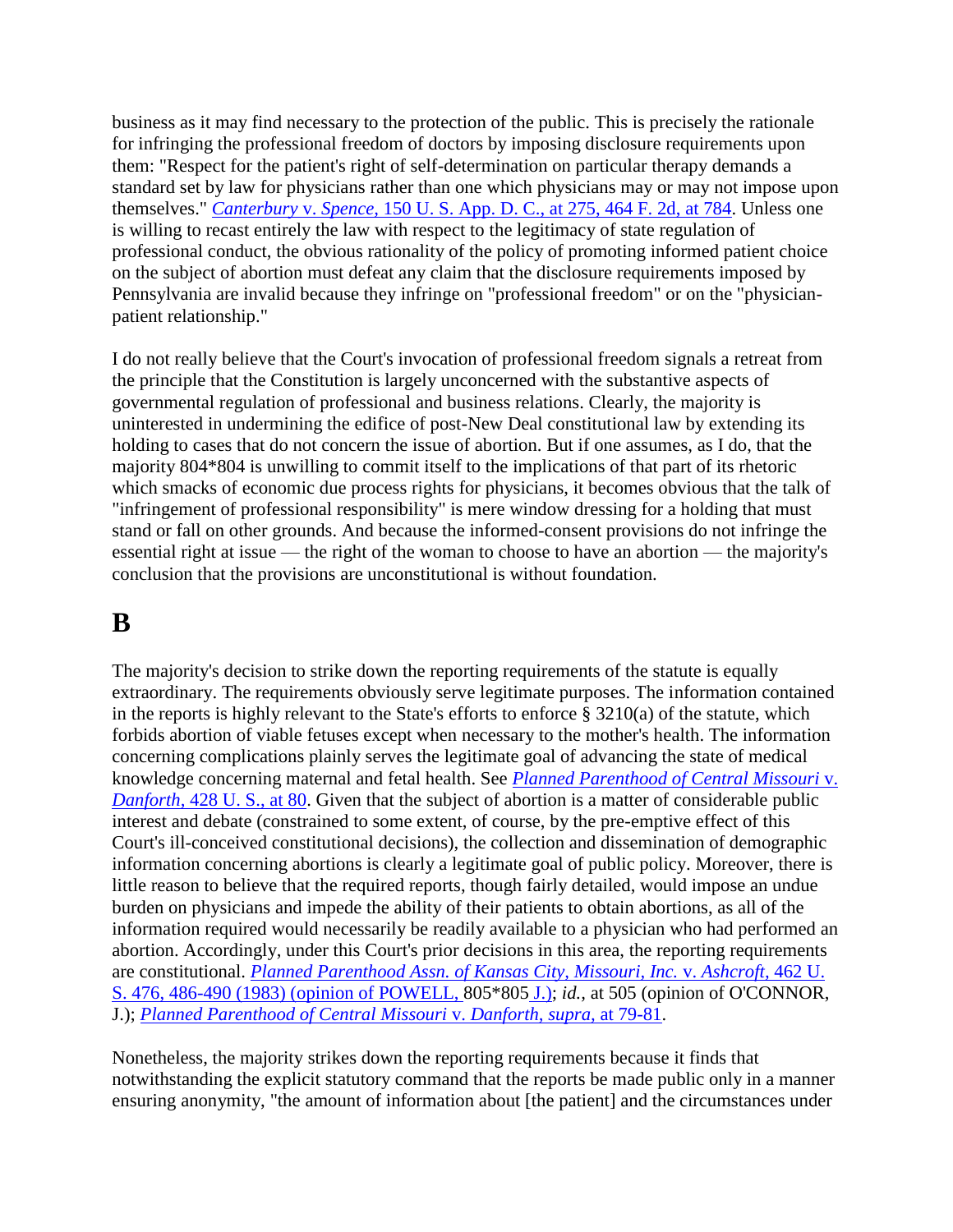business as it may find necessary to the protection of the public. This is precisely the rationale for infringing the professional freedom of doctors by imposing disclosure requirements upon them: "Respect for the patient's right of self-determination on particular therapy demands a standard set by law for physicians rather than one which physicians may or may not impose upon themselves." *Canterbury* v. *Spence,* 150 U. S. App. D. C., at 275, 464 F. 2d, at 784. Unless one is willing to recast entirely the law with respect to the legitimacy of state regulation of professional conduct, the obvious rationality of the policy of promoting informed patient choice on the subject of abortion must defeat any claim that the disclosure requirements imposed by Pennsylvania are invalid because they infringe on "professional freedom" or on the "physician-patient relationship."

I do not really believe that the Court's invocation of professional freedom signals a retreat from the principle that the Constitution is largely unconcerned with the substantive aspects of governmental regulation of professional and business relations. Clearly, the majority is uninterested in undermining the edifice of post-New Deal constitutional law by extending its holding to cases that do not concern the issue of abortion. But if one assumes, as I do, that the majority 804*804 is unwilling to commit itself to the implications of that part of its rhetoric which smacks of economic due process rights for physicians, it becomes obvious that the talk of "infringement of professional responsibility" is mere window dressing for a holding that must stand or fall on other grounds. And because the informed-consent provisions do not infringe the essential right at issue — the right of the woman to choose to have an abortion — the majority's conclusion that the provisions are unconstitutional is without foundation.

# B

The majority's decision to strike down the reporting requirements of the statute is equally extraordinary. The requirements obviously serve legitimate purposes. The information contained in the reports is highly relevant to the State's efforts to enforce § 3210(a) of the statute, which forbids abortion of viable fetuses except when necessary to the mother's health. The information concerning complications plainly serves the legitimate goal of advancing the state of medical knowledge concerning maternal and fetal health. See *Planned Parenthood of Central Missouri* v. *Danforth,* 428 U. S., at 80. Given that the subject of abortion is a matter of considerable public interest and debate (constrained to some extent, of course, by the pre-emptive effect of this Court's ill-conceived constitutional decisions), the collection and dissemination of demographic information concerning abortions is clearly a legitimate goal of public policy. Moreover, there is little reason to believe that the required reports, though fairly detailed, would impose an undue burden on physicians and impede the ability of their patients to obtain abortions, as all of the information required would necessarily be readily available to a physician who had performed an abortion. Accordingly, under this Court's prior decisions in this area, the reporting requirements are constitutional. *Planned Parenthood Assn. of Kansas City, Missouri, Inc.* v. *Ashcroft,* 462 U. S. 476, 486-490 (1983) (opinion of POWELL, 805*805 J.); *id.,* at 505 (opinion of O'CONNOR, J.); *Planned Parenthood of Central Missouri* v. *Danforth, supra,* at 79-81.

Nonetheless, the majority strikes down the reporting requirements because it finds that notwithstanding the explicit statutory command that the reports be made public only in a manner ensuring anonymity, "the amount of information about [the patient] and the circumstances under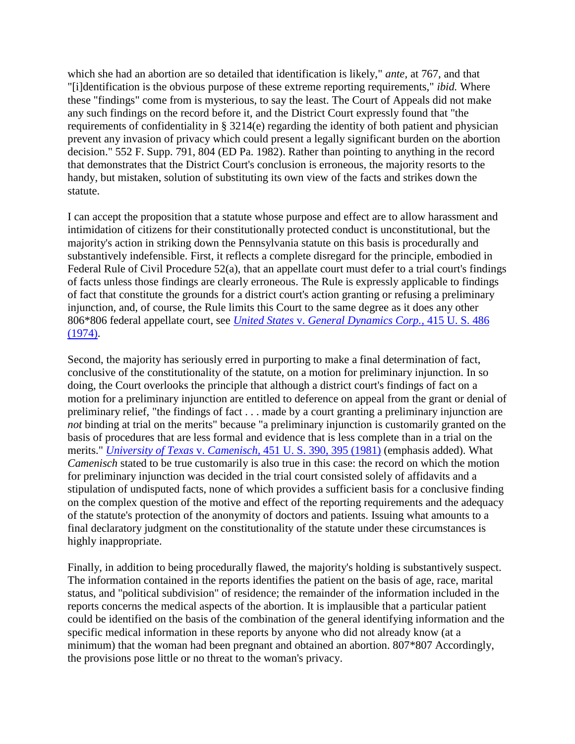which she had an abortion are so detailed that identification is likely," *ante,* at 767, and that "[i]dentification is the obvious purpose of these extreme reporting requirements," *ibid.* Where these "findings" come from is mysterious, to say the least. The Court of Appeals did not make any such findings on the record before it, and the District Court expressly found that "the requirements of confidentiality in § 3214(e) regarding the identity of both patient and physician prevent any invasion of privacy which could present a legally significant burden on the abortion decision." 552 F. Supp. 791, 804 (ED Pa. 1982). Rather than pointing to anything in the record that demonstrates that the District Court's conclusion is erroneous, the majority resorts to the handy, but mistaken, solution of substituting its own view of the facts and strikes down the statute.

I can accept the proposition that a statute whose purpose and effect are to allow harassment and intimidation of citizens for their constitutionally protected conduct is unconstitutional, but the majority's action in striking down the Pennsylvania statute on this basis is procedurally and substantively indefensible. First, it reflects a complete disregard for the principle, embodied in Federal Rule of Civil Procedure 52(a), that an appellate court must defer to a trial court's findings of facts unless those findings are clearly erroneous. The Rule is expressly applicable to findings of fact that constitute the grounds for a district court's action granting or refusing a preliminary injunction, and, of course, the Rule limits this Court to the same degree as it does any other 806*806 federal appellate court, see [*United States* v. *General Dynamics Corp.*, 415 U. S. 486 (1974)](#).

Second, the majority has seriously erred in purporting to make a final determination of fact, conclusive of the constitutionality of the statute, on a motion for preliminary injunction. In so doing, the Court overlooks the principle that although a district court's findings of fact on a motion for a preliminary injunction are entitled to deference on appeal from the grant or denial of preliminary relief, "the findings of fact . . . made by a court granting a preliminary injunction are *not* binding at trial on the merits" because "a preliminary injunction is customarily granted on the basis of procedures that are less formal and evidence that is less complete than in a trial on the merits." [*University of Texas* v. *Camenisch*, 451 U. S. 390, 395 (1981)](#) (emphasis added). What *Camenisch* stated to be true customarily is also true in this case: the record on which the motion for preliminary injunction was decided in the trial court consisted solely of affidavits and a stipulation of undisputed facts, none of which provides a sufficient basis for a conclusive finding on the complex question of the motive and effect of the reporting requirements and the adequacy of the statute's protection of the anonymity of doctors and patients. Issuing what amounts to a final declaratory judgment on the constitutionality of the statute under these circumstances is highly inappropriate.

Finally, in addition to being procedurally flawed, the majority's holding is substantively suspect. The information contained in the reports identifies the patient on the basis of age, race, marital status, and "political subdivision" of residence; the remainder of the information included in the reports concerns the medical aspects of the abortion. It is implausible that a particular patient could be identified on the basis of the combination of the general identifying information and the specific medical information in these reports by anyone who did not already know (at a minimum) that the woman had been pregnant and obtained an abortion. 807*807 Accordingly, the provisions pose little or no threat to the woman's privacy.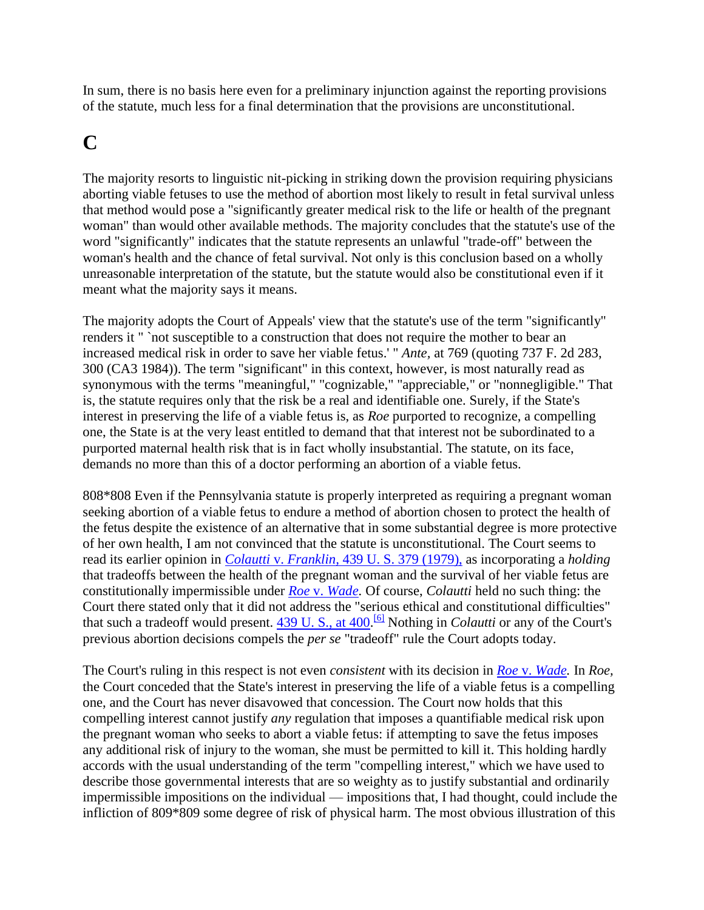In sum, there is no basis here even for a preliminary injunction against the reporting provisions of the statute, much less for a final determination that the provisions are unconstitutional.

## C

The majority resorts to linguistic nit-picking in striking down the provision requiring physicians aborting viable fetuses to use the method of abortion most likely to result in fetal survival unless that method would pose a "significantly greater medical risk to the life or health of the pregnant woman" than would other available methods. The majority concludes that the statute's use of the word "significantly" indicates that the statute represents an unlawful "trade-off" between the woman's health and the chance of fetal survival. Not only is this conclusion based on a wholly unreasonable interpretation of the statute, but the statute would also be constitutional even if it meant what the majority says it means.

The majority adopts the Court of Appeals' view that the statute's use of the term "significantly" renders it " `not susceptible to a construction that does not require the mother to bear an increased medical risk in order to save her viable fetus.' " *Ante,* at 769 (quoting 737 F. 2d 283, 300 (CA3 1984)). The term "significant" in this context, however, is most naturally read as synonymous with the terms "meaningful," "cognizable," "appreciable," or "nonnegligible." That is, the statute requires only that the risk be a real and identifiable one. Surely, if the State's interest in preserving the life of a viable fetus is, as *Roe* purported to recognize, a compelling one, the State is at the very least entitled to demand that that interest not be subordinated to a purported maternal health risk that is in fact wholly insubstantial. The statute, on its face, demands no more than this of a doctor performing an abortion of a viable fetus.

808*808 Even if the Pennsylvania statute is properly interpreted as requiring a pregnant woman seeking abortion of a viable fetus to endure a method of abortion chosen to protect the health of the fetus despite the existence of an alternative that in some substantial degree is more protective of her own health, I am not convinced that the statute is unconstitutional. The Court seems to read its earlier opinion in *Colautti* v. *Franklin,* 439 U. S. 379 (1979), as incorporating a *holding* that tradeoffs between the health of the pregnant woman and the survival of her viable fetus are constitutionally impermissible under *Roe* v. *Wade.* Of course, *Colautti* held no such thing: the Court there stated only that it did not address the "serious ethical and constitutional difficulties" that such a tradeoff would present. 439 U. S., at 400.[6] Nothing in *Colautti* or any of the Court's previous abortion decisions compels the *per se* "tradeoff" rule the Court adopts today.

The Court's ruling in this respect is not even *consistent* with its decision in *Roe* v. *Wade.* In *Roe,* the Court conceded that the State's interest in preserving the life of a viable fetus is a compelling one, and the Court has never disavowed that concession. The Court now holds that this compelling interest cannot justify *any* regulation that imposes a quantifiable medical risk upon the pregnant woman who seeks to abort a viable fetus: if attempting to save the fetus imposes any additional risk of injury to the woman, she must be permitted to kill it. This holding hardly accords with the usual understanding of the term "compelling interest," which we have used to describe those governmental interests that are so weighty as to justify substantial and ordinarily impermissible impositions on the individual — impositions that, I had thought, could include the infliction of 809*809 some degree of risk of physical harm. The most obvious illustration of this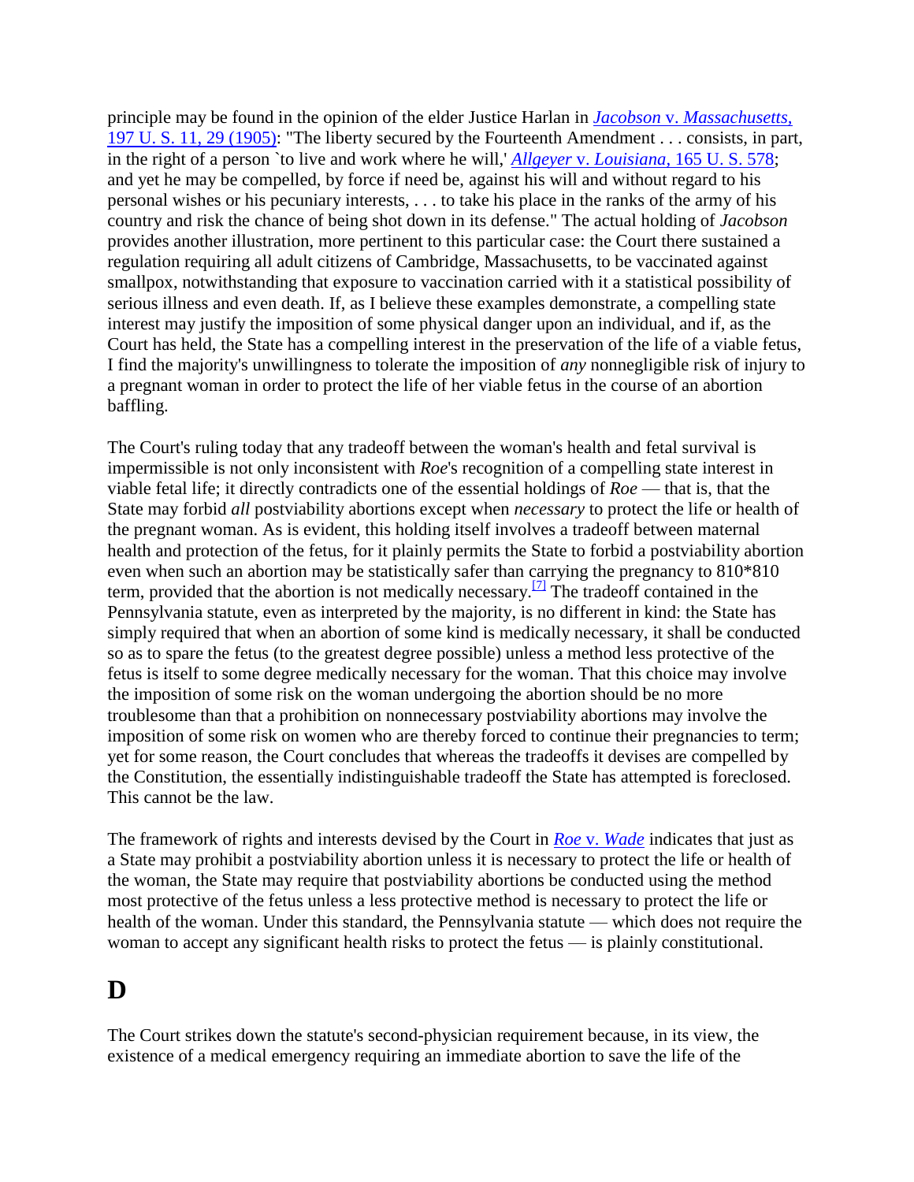principle may be found in the opinion of the elder Justice Harlan in *Jacobson* v. *Massachusetts,* 197 U. S. 11, 29 (1905): "The liberty secured by the Fourteenth Amendment . . . consists, in part, in the right of a person `to live and work where he will,' *Allgeyer* v. *Louisiana,* 165 U. S. 578; and yet he may be compelled, by force if need be, against his will and without regard to his personal wishes or his pecuniary interests, . . . to take his place in the ranks of the army of his country and risk the chance of being shot down in its defense." The actual holding of *Jacobson* provides another illustration, more pertinent to this particular case: the Court there sustained a regulation requiring all adult citizens of Cambridge, Massachusetts, to be vaccinated against smallpox, notwithstanding that exposure to vaccination carried with it a statistical possibility of serious illness and even death. If, as I believe these examples demonstrate, a compelling state interest may justify the imposition of some physical danger upon an individual, and if, as the Court has held, the State has a compelling interest in the preservation of the life of a viable fetus, I find the majority's unwillingness to tolerate the imposition of *any* nonnegligible risk of injury to a pregnant woman in order to protect the life of her viable fetus in the course of an abortion baffling.

The Court's ruling today that any tradeoff between the woman's health and fetal survival is impermissible is not only inconsistent with *Roe*'s recognition of a compelling state interest in viable fetal life; it directly contradicts one of the essential holdings of *Roe* — that is, that the State may forbid *all* postviability abortions except when *necessary* to protect the life or health of the pregnant woman. As is evident, this holding itself involves a tradeoff between maternal health and protection of the fetus, for it plainly permits the State to forbid a postviability abortion even when such an abortion may be statistically safer than carrying the pregnancy to 810*810 term, provided that the abortion is not medically necessary.[7] The tradeoff contained in the Pennsylvania statute, even as interpreted by the majority, is no different in kind: the State has simply required that when an abortion of some kind is medically necessary, it shall be conducted so as to spare the fetus (to the greatest degree possible) unless a method less protective of the fetus is itself to some degree medically necessary for the woman. That this choice may involve the imposition of some risk on the woman undergoing the abortion should be no more troublesome than that a prohibition on nonnecessary postviability abortions may involve the imposition of some risk on women who are thereby forced to continue their pregnancies to term; yet for some reason, the Court concludes that whereas the tradeoffs it devises are compelled by the Constitution, the essentially indistinguishable tradeoff the State has attempted is foreclosed. This cannot be the law.

The framework of rights and interests devised by the Court in *Roe* v. *Wade* indicates that just as a State may prohibit a postviability abortion unless it is necessary to protect the life or health of the woman, the State may require that postviability abortions be conducted using the method most protective of the fetus unless a less protective method is necessary to protect the life or health of the woman. Under this standard, the Pennsylvania statute — which does not require the woman to accept any significant health risks to protect the fetus — is plainly constitutional.

# D

The Court strikes down the statute's second-physician requirement because, in its view, the existence of a medical emergency requiring an immediate abortion to save the life of the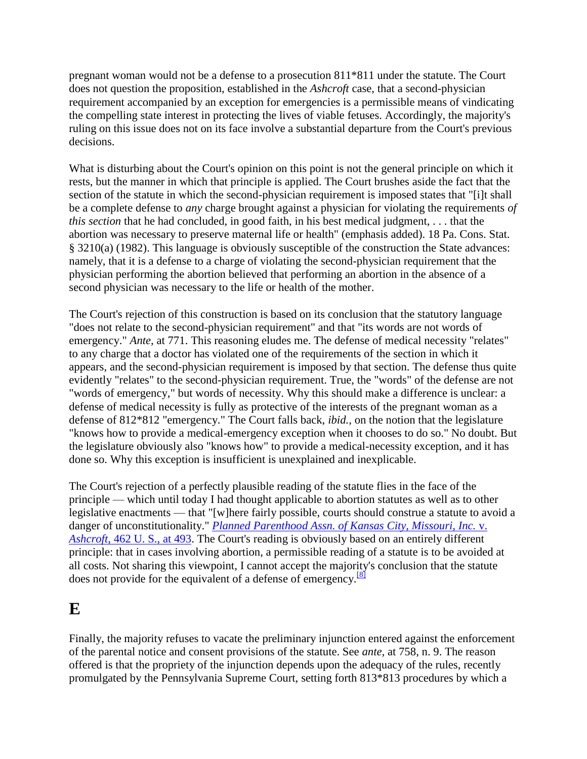pregnant woman would not be a defense to a prosecution 811*811 under the statute. The Court does not question the proposition, established in the *Ashcroft* case, that a second-physician requirement accompanied by an exception for emergencies is a permissible means of vindicating the compelling state interest in protecting the lives of viable fetuses. Accordingly, the majority's ruling on this issue does not on its face involve a substantial departure from the Court's previous decisions.

What is disturbing about the Court's opinion on this point is not the general principle on which it rests, but the manner in which that principle is applied. The Court brushes aside the fact that the section of the statute in which the second-physician requirement is imposed states that "[i]t shall be a complete defense to *any* charge brought against a physician for violating the requirements *of this section* that he had concluded, in good faith, in his best medical judgment, . . . that the abortion was necessary to preserve maternal life or health" (emphasis added). 18 Pa. Cons. Stat. § 3210(a) (1982). This language is obviously susceptible of the construction the State advances: namely, that it is a defense to a charge of violating the second-physician requirement that the physician performing the abortion believed that performing an abortion in the absence of a second physician was necessary to the life or health of the mother.

The Court's rejection of this construction is based on its conclusion that the statutory language "does not relate to the second-physician requirement" and that "its words are not words of emergency." *Ante,* at 771. This reasoning eludes me. The defense of medical necessity "relates" to any charge that a doctor has violated one of the requirements of the section in which it appears, and the second-physician requirement is imposed by that section. The defense thus quite evidently "relates" to the second-physician requirement. True, the "words" of the defense are not "words of emergency," but words of necessity. Why this should make a difference is unclear: a defense of medical necessity is fully as protective of the interests of the pregnant woman as a defense of 812*812 "emergency." The Court falls back, *ibid.,* on the notion that the legislature "knows how to provide a medical-emergency exception when it chooses to do so." No doubt. But the legislature obviously also "knows how" to provide a medical-necessity exception, and it has done so. Why this exception is insufficient is unexplained and inexplicable.

The Court's rejection of a perfectly plausible reading of the statute flies in the face of the principle — which until today I had thought applicable to abortion statutes as well as to other legislative enactments — that "[w]here fairly possible, courts should construe a statute to avoid a danger of unconstitutionality." *Planned Parenthood Assn. of Kansas City, Missouri, Inc.* v. *Ashcroft,* 462 U. S., at 493. The Court's reading is obviously based on an entirely different principle: that in cases involving abortion, a permissible reading of a statute is to be avoided at all costs. Not sharing this viewpoint, I cannot accept the majority's conclusion that the statute does not provide for the equivalent of a defense of emergency.[8]

# E

Finally, the majority refuses to vacate the preliminary injunction entered against the enforcement of the parental notice and consent provisions of the statute. See *ante,* at 758, n. 9. The reason offered is that the propriety of the injunction depends upon the adequacy of the rules, recently promulgated by the Pennsylvania Supreme Court, setting forth 813*813 procedures by which a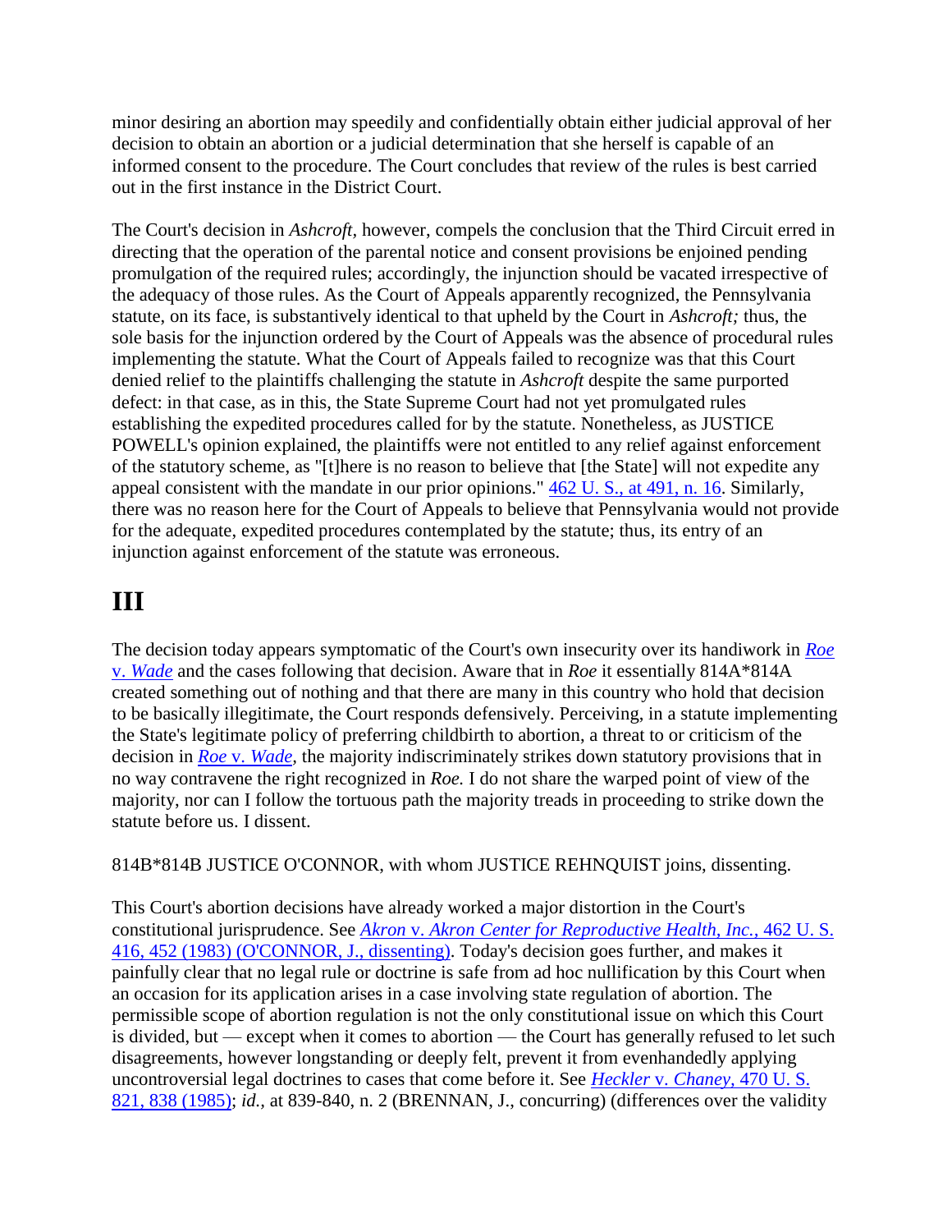minor desiring an abortion may speedily and confidentially obtain either judicial approval of her decision to obtain an abortion or a judicial determination that she herself is capable of an informed consent to the procedure. The Court concludes that review of the rules is best carried out in the first instance in the District Court.

The Court's decision in *Ashcroft,* however, compels the conclusion that the Third Circuit erred in directing that the operation of the parental notice and consent provisions be enjoined pending promulgation of the required rules; accordingly, the injunction should be vacated irrespective of the adequacy of those rules. As the Court of Appeals apparently recognized, the Pennsylvania statute, on its face, is substantively identical to that upheld by the Court in *Ashcroft;* thus, the sole basis for the injunction ordered by the Court of Appeals was the absence of procedural rules implementing the statute. What the Court of Appeals failed to recognize was that this Court denied relief to the plaintiffs challenging the statute in *Ashcroft* despite the same purported defect: in that case, as in this, the State Supreme Court had not yet promulgated rules establishing the expedited procedures called for by the statute. Nonetheless, as JUSTICE POWELL's opinion explained, the plaintiffs were not entitled to any relief against enforcement of the statutory scheme, as "[t]here is no reason to believe that [the State] will not expedite any appeal consistent with the mandate in our prior opinions." 462 U. S., at 491, n. 16. Similarly, there was no reason here for the Court of Appeals to believe that Pennsylvania would not provide for the adequate, expedited procedures contemplated by the statute; thus, its entry of an injunction against enforcement of the statute was erroneous.

# III

The decision today appears symptomatic of the Court's own insecurity over its handiwork in *Roe* v. *Wade* and the cases following that decision. Aware that in *Roe* it essentially 814A*814A created something out of nothing and that there are many in this country who hold that decision to be basically illegitimate, the Court responds defensively. Perceiving, in a statute implementing the State's legitimate policy of preferring childbirth to abortion, a threat to or criticism of the decision in *Roe* v. *Wade,* the majority indiscriminately strikes down statutory provisions that in no way contravene the right recognized in *Roe.* I do not share the warped point of view of the majority, nor can I follow the tortuous path the majority treads in proceeding to strike down the statute before us. I dissent.

814B*814B JUSTICE O'CONNOR, with whom JUSTICE REHNQUIST joins, dissenting.

This Court's abortion decisions have already worked a major distortion in the Court's constitutional jurisprudence. See *Akron* v. *Akron Center for Reproductive Health, Inc.,* 462 U. S. 416, 452 (1983) (O'CONNOR, J., dissenting). Today's decision goes further, and makes it painfully clear that no legal rule or doctrine is safe from ad hoc nullification by this Court when an occasion for its application arises in a case involving state regulation of abortion. The permissible scope of abortion regulation is not the only constitutional issue on which this Court is divided, but — except when it comes to abortion — the Court has generally refused to let such disagreements, however longstanding or deeply felt, prevent it from evenhandedly applying uncontroversial legal doctrines to cases that come before it. See *Heckler* v. *Chaney,* 470 U. S. 821, 838 (1985); *id.,* at 839-840, n. 2 (BRENNAN, J., concurring) (differences over the validity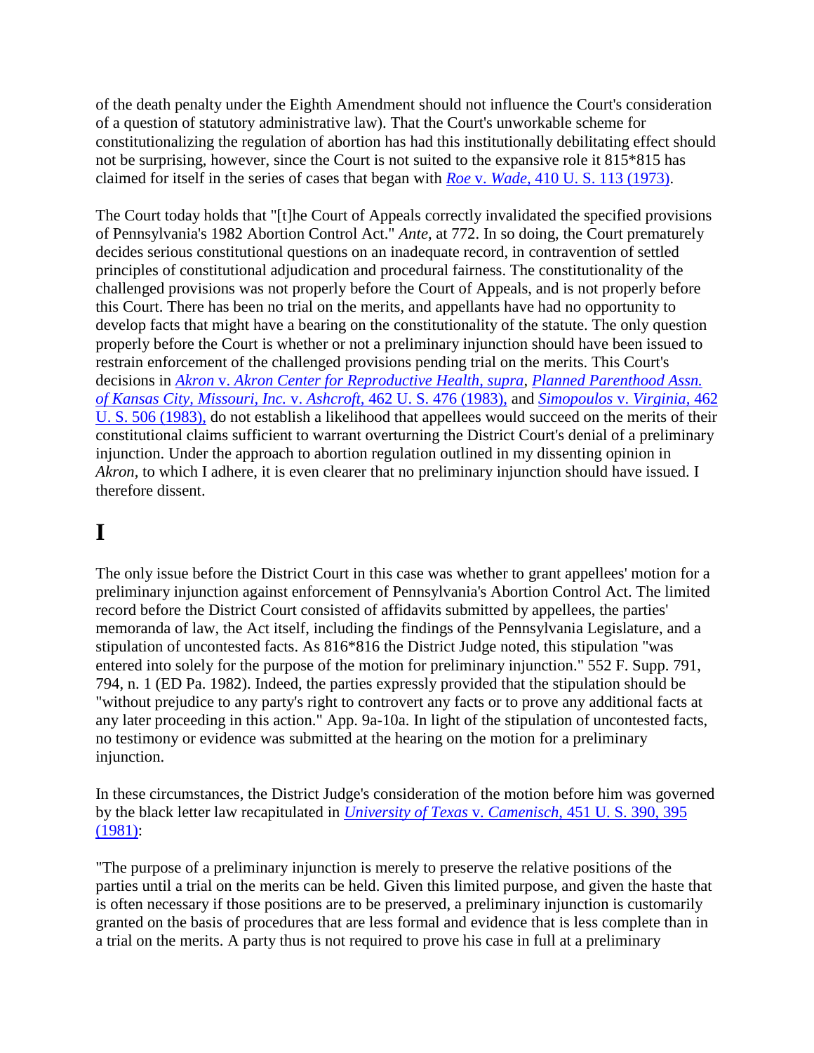of the death penalty under the Eighth Amendment should not influence the Court's consideration of a question of statutory administrative law). That the Court's unworkable scheme for constitutionalizing the regulation of abortion has had this institutionally debilitating effect should not be surprising, however, since the Court is not suited to the expansive role it 815*815 has claimed for itself in the series of cases that began with *Roe* v. *Wade,* 410 U. S. 113 (1973).

The Court today holds that "[t]he Court of Appeals correctly invalidated the specified provisions of Pennsylvania's 1982 Abortion Control Act." *Ante,* at 772. In so doing, the Court prematurely decides serious constitutional questions on an inadequate record, in contravention of settled principles of constitutional adjudication and procedural fairness. The constitutionality of the challenged provisions was not properly before the Court of Appeals, and is not properly before this Court. There has been no trial on the merits, and appellants have had no opportunity to develop facts that might have a bearing on the constitutionality of the statute. The only question properly before the Court is whether or not a preliminary injunction should have been issued to restrain enforcement of the challenged provisions pending trial on the merits. This Court's decisions in *Akron* v. *Akron Center for Reproductive Health, supra, Planned Parenthood Assn. of Kansas City, Missouri, Inc.* v. *Ashcroft,* 462 U. S. 476 (1983), and *Simopoulos* v. *Virginia,* 462 U. S. 506 (1983), do not establish a likelihood that appellees would succeed on the merits of their constitutional claims sufficient to warrant overturning the District Court's denial of a preliminary injunction. Under the approach to abortion regulation outlined in my dissenting opinion in *Akron,* to which I adhere, it is even clearer that no preliminary injunction should have issued. I therefore dissent.

# I

The only issue before the District Court in this case was whether to grant appellees' motion for a preliminary injunction against enforcement of Pennsylvania's Abortion Control Act. The limited record before the District Court consisted of affidavits submitted by appellees, the parties' memoranda of law, the Act itself, including the findings of the Pennsylvania Legislature, and a stipulation of uncontested facts. As 816*816 the District Judge noted, this stipulation "was entered into solely for the purpose of the motion for preliminary injunction." 552 F. Supp. 791, 794, n. 1 (ED Pa. 1982). Indeed, the parties expressly provided that the stipulation should be "without prejudice to any party's right to controvert any facts or to prove any additional facts at any later proceeding in this action." App. 9a-10a. In light of the stipulation of uncontested facts, no testimony or evidence was submitted at the hearing on the motion for a preliminary injunction.

In these circumstances, the District Judge's consideration of the motion before him was governed by the black letter law recapitulated in *University of Texas* v. *Camenisch,* 451 U. S. 390, 395 (1981):

"The purpose of a preliminary injunction is merely to preserve the relative positions of the parties until a trial on the merits can be held. Given this limited purpose, and given the haste that is often necessary if those positions are to be preserved, a preliminary injunction is customarily granted on the basis of procedures that are less formal and evidence that is less complete than in a trial on the merits. A party thus is not required to prove his case in full at a preliminary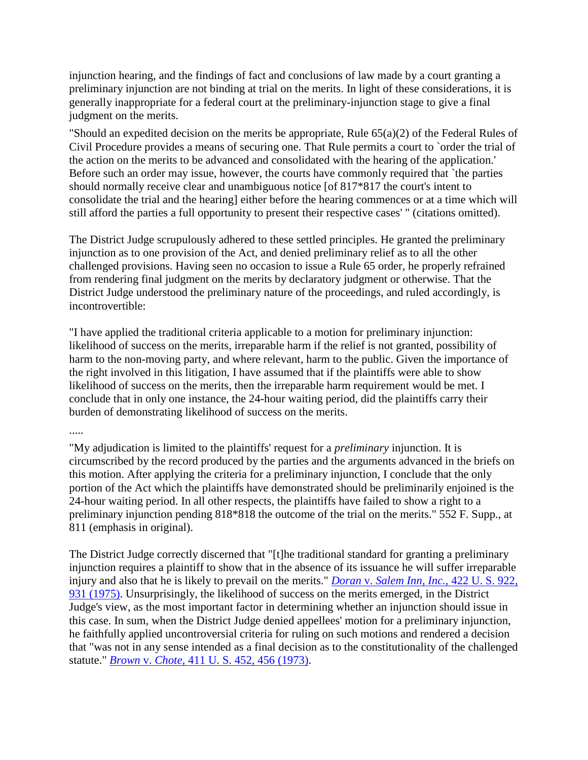injunction hearing, and the findings of fact and conclusions of law made by a court granting a preliminary injunction are not binding at trial on the merits. In light of these considerations, it is generally inappropriate for a federal court at the preliminary-injunction stage to give a final judgment on the merits.

"Should an expedited decision on the merits be appropriate, Rule 65(a)(2) of the Federal Rules of Civil Procedure provides a means of securing one. That Rule permits a court to `order the trial of the action on the merits to be advanced and consolidated with the hearing of the application.' Before such an order may issue, however, the courts have commonly required that `the parties should normally receive clear and unambiguous notice [of 817*817 the court's intent to consolidate the trial and the hearing] either before the hearing commences or at a time which will still afford the parties a full opportunity to present their respective cases' " (citations omitted).

The District Judge scrupulously adhered to these settled principles. He granted the preliminary injunction as to one provision of the Act, and denied preliminary relief as to all the other challenged provisions. Having seen no occasion to issue a Rule 65 order, he properly refrained from rendering final judgment on the merits by declaratory judgment or otherwise. That the District Judge understood the preliminary nature of the proceedings, and ruled accordingly, is incontrovertible:

"I have applied the traditional criteria applicable to a motion for preliminary injunction: likelihood of success on the merits, irreparable harm if the relief is not granted, possibility of harm to the non-moving party, and where relevant, harm to the public. Given the importance of the right involved in this litigation, I have assumed that if the plaintiffs were able to show likelihood of success on the merits, then the irreparable harm requirement would be met. I conclude that in only one instance, the 24-hour waiting period, did the plaintiffs carry their burden of demonstrating likelihood of success on the merits.

.....

"My adjudication is limited to the plaintiffs' request for a *preliminary* injunction. It is circumscribed by the record produced by the parties and the arguments advanced in the briefs on this motion. After applying the criteria for a preliminary injunction, I conclude that the only portion of the Act which the plaintiffs have demonstrated should be preliminarily enjoined is the 24-hour waiting period. In all other respects, the plaintiffs have failed to show a right to a preliminary injunction pending 818*818 the outcome of the trial on the merits." 552 F. Supp., at 811 (emphasis in original).

The District Judge correctly discerned that "[t]he traditional standard for granting a preliminary injunction requires a plaintiff to show that in the absence of its issuance he will suffer irreparable injury and also that he is likely to prevail on the merits." [*Doran* v. *Salem Inn, Inc.*, 422 U. S. 922, 931 (1975)](). Unsurprisingly, the likelihood of success on the merits emerged, in the District Judge's view, as the most important factor in determining whether an injunction should issue in this case. In sum, when the District Judge denied appellees' motion for a preliminary injunction, he faithfully applied uncontroversial criteria for ruling on such motions and rendered a decision that "was not in any sense intended as a final decision as to the constitutionality of the challenged statute." [*Brown* v. *Chote*, 411 U. S. 452, 456 (1973)]().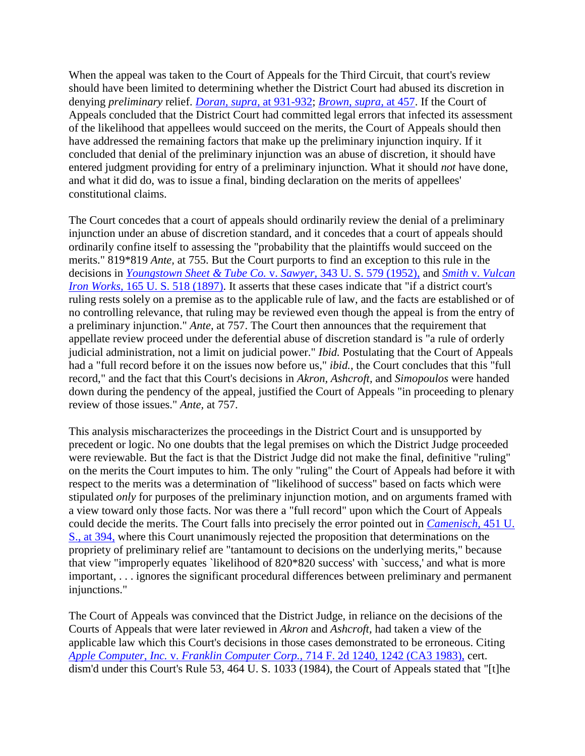When the appeal was taken to the Court of Appeals for the Third Circuit, that court's review should have been limited to determining whether the District Court had abused its discretion in denying *preliminary* relief. [*Doran, supra,* at 931-932](); [*Brown, supra,* at 457](). If the Court of Appeals concluded that the District Court had committed legal errors that infected its assessment of the likelihood that appellees would succeed on the merits, the Court of Appeals should then have addressed the remaining factors that make up the preliminary injunction inquiry. If it concluded that denial of the preliminary injunction was an abuse of discretion, it should have entered judgment providing for entry of a preliminary injunction. What it should *not* have done, and what it did do, was to issue a final, binding declaration on the merits of appellees' constitutional claims.

The Court concedes that a court of appeals should ordinarily review the denial of a preliminary injunction under an abuse of discretion standard, and it concedes that a court of appeals should ordinarily confine itself to assessing the "probability that the plaintiffs would succeed on the merits." 819*819 *Ante,* at 755. But the Court purports to find an exception to this rule in the decisions in [*Youngstown Sheet & Tube Co.* v. *Sawyer,* 343 U. S. 579 (1952),]() and [*Smith* v. *Vulcan Iron Works,* 165 U. S. 518 (1897)](). It asserts that these cases indicate that "if a district court's ruling rests solely on a premise as to the applicable rule of law, and the facts are established or of no controlling relevance, that ruling may be reviewed even though the appeal is from the entry of a preliminary injunction." *Ante,* at 757. The Court then announces that the requirement that appellate review proceed under the deferential abuse of discretion standard is "a rule of orderly judicial administration, not a limit on judicial power." *Ibid.* Postulating that the Court of Appeals had a "full record before it on the issues now before us," *ibid.*, the Court concludes that this "full record," and the fact that this Court's decisions in *Akron, Ashcroft,* and *Simopoulos* were handed down during the pendency of the appeal, justified the Court of Appeals "in proceeding to plenary review of those issues." *Ante,* at 757.

This analysis mischaracterizes the proceedings in the District Court and is unsupported by precedent or logic. No one doubts that the legal premises on which the District Judge proceeded were reviewable. But the fact is that the District Judge did not make the final, definitive "ruling" on the merits the Court imputes to him. The only "ruling" the Court of Appeals had before it with respect to the merits was a determination of "likelihood of success" based on facts which were stipulated *only* for purposes of the preliminary injunction motion, and on arguments framed with a view toward only those facts. Nor was there a "full record" upon which the Court of Appeals could decide the merits. The Court falls into precisely the error pointed out in [*Camenisch,* 451 U. S., at 394,]() where this Court unanimously rejected the proposition that determinations on the propriety of preliminary relief are "tantamount to decisions on the underlying merits," because that view "improperly equates `likelihood of 820*820 success' with `success,' and what is more important, . . . ignores the significant procedural differences between preliminary and permanent injunctions."

The Court of Appeals was convinced that the District Judge, in reliance on the decisions of the Courts of Appeals that were later reviewed in *Akron* and *Ashcroft,* had taken a view of the applicable law which this Court's decisions in those cases demonstrated to be erroneous. Citing [*Apple Computer, Inc.* v. *Franklin Computer Corp.,* 714 F. 2d 1240, 1242 (CA3 1983),]() cert. dism'd under this Court's Rule 53, 464 U. S. 1033 (1984), the Court of Appeals stated that "[t]he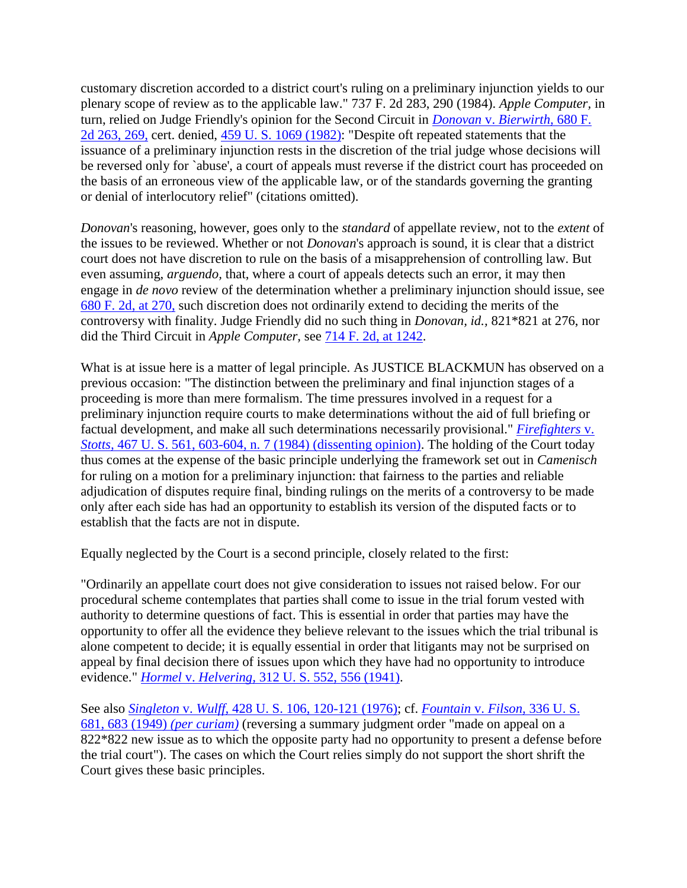customary discretion accorded to a district court's ruling on a preliminary injunction yields to our plenary scope of review as to the applicable law." 737 F. 2d 283, 290 (1984). *Apple Computer,* in turn, relied on Judge Friendly's opinion for the Second Circuit in *Donovan* v. *Bierwirth,* 680 F. 2d 263, 269, cert. denied, 459 U. S. 1069 (1982): "Despite oft repeated statements that the issuance of a preliminary injunction rests in the discretion of the trial judge whose decisions will be reversed only for `abuse', a court of appeals must reverse if the district court has proceeded on the basis of an erroneous view of the applicable law, or of the standards governing the granting or denial of interlocutory relief" (citations omitted).

*Donovan*'s reasoning, however, goes only to the *standard* of appellate review, not to the *extent* of the issues to be reviewed. Whether or not *Donovan*'s approach is sound, it is clear that a district court does not have discretion to rule on the basis of a misapprehension of controlling law. But even assuming, *arguendo,* that, where a court of appeals detects such an error, it may then engage in *de novo* review of the determination whether a preliminary injunction should issue, see 680 F. 2d, at 270, such discretion does not ordinarily extend to deciding the merits of the controversy with finality. Judge Friendly did no such thing in *Donovan, id.,* 821*821 at 276, nor did the Third Circuit in *Apple Computer,* see 714 F. 2d, at 1242.

What is at issue here is a matter of legal principle. As JUSTICE BLACKMUN has observed on a previous occasion: "The distinction between the preliminary and final injunction stages of a proceeding is more than mere formalism. The time pressures involved in a request for a preliminary injunction require courts to make determinations without the aid of full briefing or factual development, and make all such determinations necessarily provisional." *Firefighters* v. *Stotts,* 467 U. S. 561, 603-604, n. 7 (1984) (dissenting opinion). The holding of the Court today thus comes at the expense of the basic principle underlying the framework set out in *Camenisch* for ruling on a motion for a preliminary injunction: that fairness to the parties and reliable adjudication of disputes require final, binding rulings on the merits of a controversy to be made only after each side has had an opportunity to establish its version of the disputed facts or to establish that the facts are not in dispute.

Equally neglected by the Court is a second principle, closely related to the first:

"Ordinarily an appellate court does not give consideration to issues not raised below. For our procedural scheme contemplates that parties shall come to issue in the trial forum vested with authority to determine questions of fact. This is essential in order that parties may have the opportunity to offer all the evidence they believe relevant to the issues which the trial tribunal is alone competent to decide; it is equally essential in order that litigants may not be surprised on appeal by final decision there of issues upon which they have had no opportunity to introduce evidence." *Hormel* v. *Helvering,* 312 U. S. 552, 556 (1941).

See also *Singleton* v. *Wulff,* 428 U. S. 106, 120-121 (1976); cf. *Fountain* v. *Filson,* 336 U. S. 681, 683 (1949) *(per curiam)* (reversing a summary judgment order "made on appeal on a 822*822 new issue as to which the opposite party had no opportunity to present a defense before the trial court"). The cases on which the Court relies simply do not support the short shrift the Court gives these basic principles.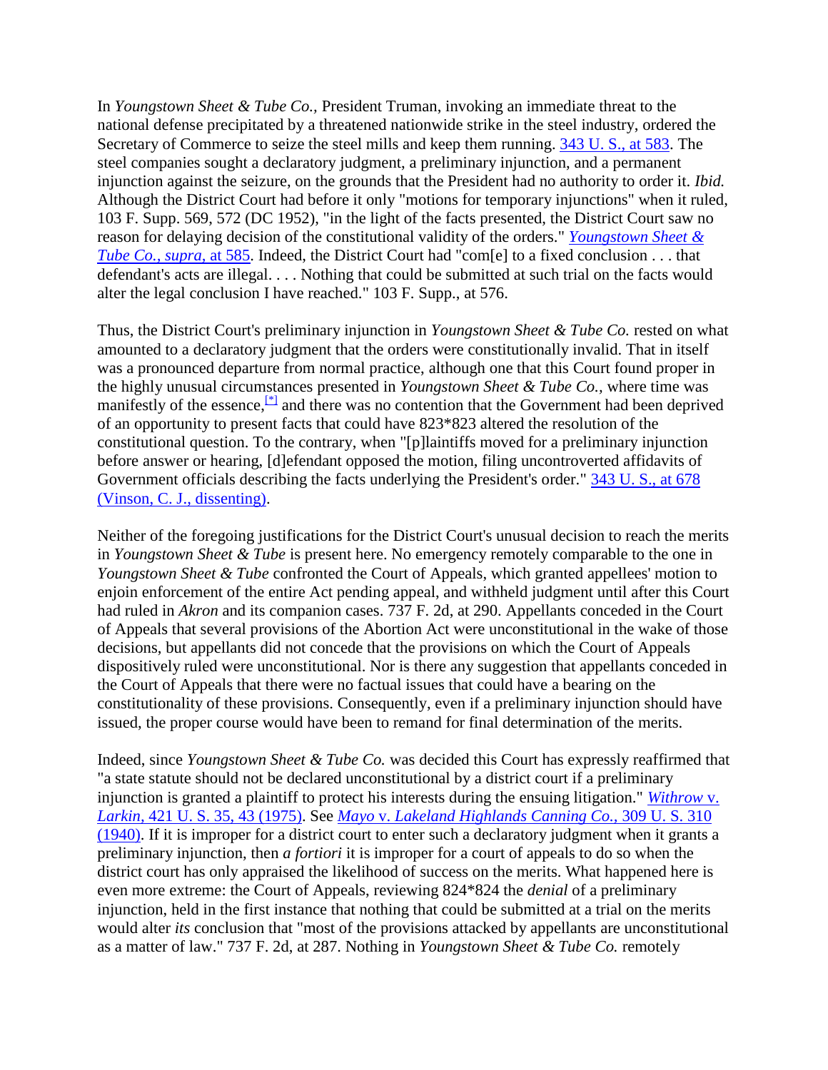In *Youngstown Sheet & Tube Co.,* President Truman, invoking an immediate threat to the national defense precipitated by a threatened nationwide strike in the steel industry, ordered the Secretary of Commerce to seize the steel mills and keep them running. 343 U. S., at 583. The steel companies sought a declaratory judgment, a preliminary injunction, and a permanent injunction against the seizure, on the grounds that the President had no authority to order it. *Ibid.* Although the District Court had before it only "motions for temporary injunctions" when it ruled, 103 F. Supp. 569, 572 (DC 1952), "in the light of the facts presented, the District Court saw no reason for delaying decision of the constitutional validity of the orders." *Youngstown Sheet & Tube Co., supra,* at 585. Indeed, the District Court had "com[e] to a fixed conclusion . . . that defendant's acts are illegal. . . . Nothing that could be submitted at such trial on the facts would alter the legal conclusion I have reached." 103 F. Supp., at 576.

Thus, the District Court's preliminary injunction in *Youngstown Sheet & Tube Co.* rested on what amounted to a declaratory judgment that the orders were constitutionally invalid. That in itself was a pronounced departure from normal practice, although one that this Court found proper in the highly unusual circumstances presented in *Youngstown Sheet & Tube Co.,* where time was manifestly of the essence,[*] and there was no contention that the Government had been deprived of an opportunity to present facts that could have 823*823 altered the resolution of the constitutional question. To the contrary, when "[p]laintiffs moved for a preliminary injunction before answer or hearing, [d]efendant opposed the motion, filing uncontroverted affidavits of Government officials describing the facts underlying the President's order." 343 U. S., at 678 (Vinson, C. J., dissenting).

Neither of the foregoing justifications for the District Court's unusual decision to reach the merits in *Youngstown Sheet & Tube* is present here. No emergency remotely comparable to the one in *Youngstown Sheet & Tube* confronted the Court of Appeals, which granted appellees' motion to enjoin enforcement of the entire Act pending appeal, and withheld judgment until after this Court had ruled in *Akron* and its companion cases. 737 F. 2d, at 290. Appellants conceded in the Court of Appeals that several provisions of the Abortion Act were unconstitutional in the wake of those decisions, but appellants did not concede that the provisions on which the Court of Appeals dispositively ruled were unconstitutional. Nor is there any suggestion that appellants conceded in the Court of Appeals that there were no factual issues that could have a bearing on the constitutionality of these provisions. Consequently, even if a preliminary injunction should have issued, the proper course would have been to remand for final determination of the merits.

Indeed, since *Youngstown Sheet & Tube Co.* was decided this Court has expressly reaffirmed that "a state statute should not be declared unconstitutional by a district court if a preliminary injunction is granted a plaintiff to protect his interests during the ensuing litigation." *Withrow* v. *Larkin,* 421 U. S. 35, 43 (1975). See *Mayo* v. *Lakeland Highlands Canning Co.,* 309 U. S. 310 (1940). If it is improper for a district court to enter such a declaratory judgment when it grants a preliminary injunction, then *a fortiori* it is improper for a court of appeals to do so when the district court has only appraised the likelihood of success on the merits. What happened here is even more extreme: the Court of Appeals, reviewing 824*824 the *denial* of a preliminary injunction, held in the first instance that nothing that could be submitted at a trial on the merits would alter *its* conclusion that "most of the provisions attacked by appellants are unconstitutional as a matter of law." 737 F. 2d, at 287. Nothing in *Youngstown Sheet & Tube Co.* remotely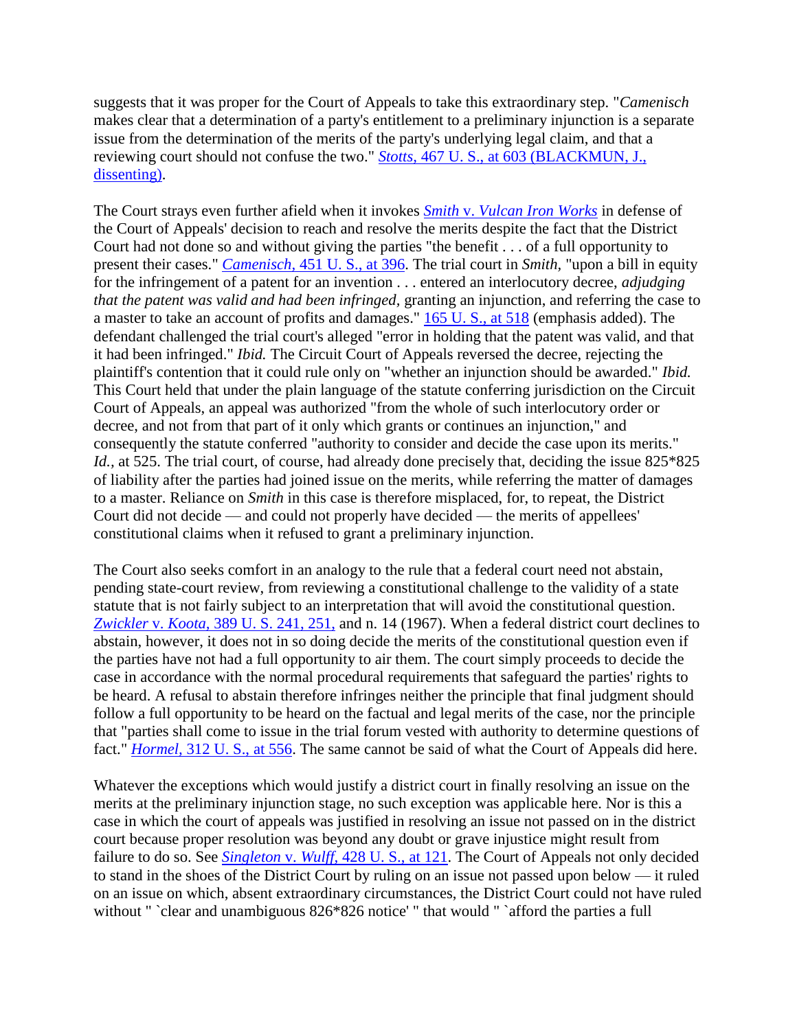suggests that it was proper for the Court of Appeals to take this extraordinary step. "*Camenisch* makes clear that a determination of a party's entitlement to a preliminary injunction is a separate issue from the determination of the merits of the party's underlying legal claim, and that a reviewing court should not confuse the two." *Stotts,* 467 U. S., at 603 (BLACKMUN, J., dissenting).

The Court strays even further afield when it invokes *Smith* v. *Vulcan Iron Works* in defense of the Court of Appeals' decision to reach and resolve the merits despite the fact that the District Court had not done so and without giving the parties "the benefit . . . of a full opportunity to present their cases." *Camenisch,* 451 U. S., at 396. The trial court in *Smith,* "upon a bill in equity for the infringement of a patent for an invention . . . entered an interlocutory decree, *adjudging that the patent was valid and had been infringed,* granting an injunction, and referring the case to a master to take an account of profits and damages." 165 U. S., at 518 (emphasis added). The defendant challenged the trial court's alleged "error in holding that the patent was valid, and that it had been infringed." *Ibid.* The Circuit Court of Appeals reversed the decree, rejecting the plaintiff's contention that it could rule only on "whether an injunction should be awarded." *Ibid.* This Court held that under the plain language of the statute conferring jurisdiction on the Circuit Court of Appeals, an appeal was authorized "from the whole of such interlocutory order or decree, and not from that part of it only which grants or continues an injunction," and consequently the statute conferred "authority to consider and decide the case upon its merits." *Id.,* at 525. The trial court, of course, had already done precisely that, deciding the issue 825*825 of liability after the parties had joined issue on the merits, while referring the matter of damages to a master. Reliance on *Smith* in this case is therefore misplaced, for, to repeat, the District Court did not decide — and could not properly have decided — the merits of appellees' constitutional claims when it refused to grant a preliminary injunction.

The Court also seeks comfort in an analogy to the rule that a federal court need not abstain, pending state-court review, from reviewing a constitutional challenge to the validity of a state statute that is not fairly subject to an interpretation that will avoid the constitutional question. *Zwickler* v. *Koota,* 389 U. S. 241, 251, and n. 14 (1967). When a federal district court declines to abstain, however, it does not in so doing decide the merits of the constitutional question even if the parties have not had a full opportunity to air them. The court simply proceeds to decide the case in accordance with the normal procedural requirements that safeguard the parties' rights to be heard. A refusal to abstain therefore infringes neither the principle that final judgment should follow a full opportunity to be heard on the factual and legal merits of the case, nor the principle that "parties shall come to issue in the trial forum vested with authority to determine questions of fact." *Hormel,* 312 U. S., at 556. The same cannot be said of what the Court of Appeals did here.

Whatever the exceptions which would justify a district court in finally resolving an issue on the merits at the preliminary injunction stage, no such exception was applicable here. Nor is this a case in which the court of appeals was justified in resolving an issue not passed on in the district court because proper resolution was beyond any doubt or grave injustice might result from failure to do so. See *Singleton* v. *Wulff,* 428 U. S., at 121. The Court of Appeals not only decided to stand in the shoes of the District Court by ruling on an issue not passed upon below — it ruled on an issue on which, absent extraordinary circumstances, the District Court could not have ruled without " `clear and unambiguous 826*826 notice' " that would " `afford the parties a full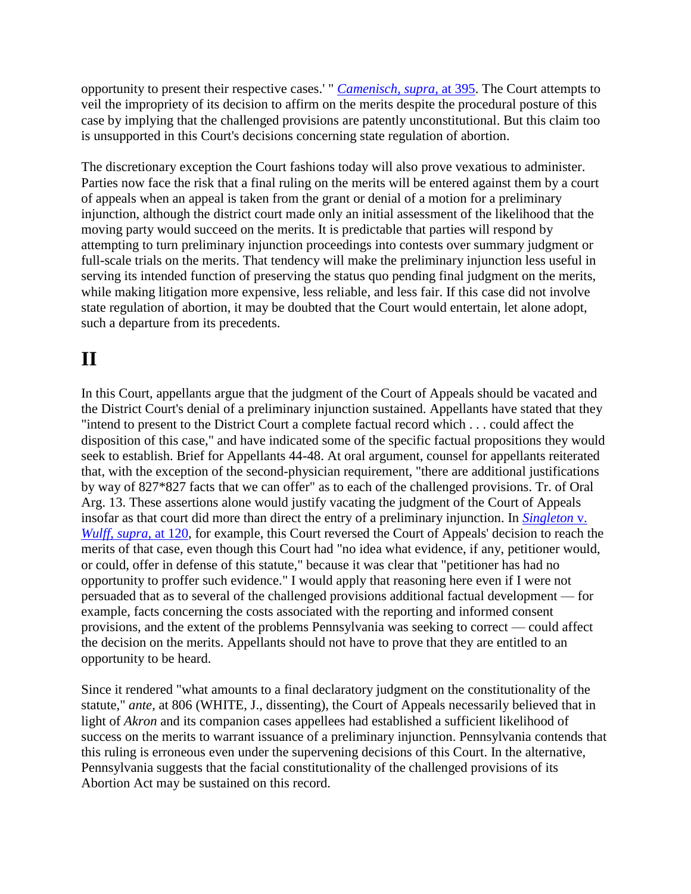opportunity to present their respective cases.' " *Camenisch, supra,* at 395. The Court attempts to veil the impropriety of its decision to affirm on the merits despite the procedural posture of this case by implying that the challenged provisions are patently unconstitutional. But this claim too is unsupported in this Court's decisions concerning state regulation of abortion.

The discretionary exception the Court fashions today will also prove vexatious to administer. Parties now face the risk that a final ruling on the merits will be entered against them by a court of appeals when an appeal is taken from the grant or denial of a motion for a preliminary injunction, although the district court made only an initial assessment of the likelihood that the moving party would succeed on the merits. It is predictable that parties will respond by attempting to turn preliminary injunction proceedings into contests over summary judgment or full-scale trials on the merits. That tendency will make the preliminary injunction less useful in serving its intended function of preserving the status quo pending final judgment on the merits, while making litigation more expensive, less reliable, and less fair. If this case did not involve state regulation of abortion, it may be doubted that the Court would entertain, let alone adopt, such a departure from its precedents.

# II

In this Court, appellants argue that the judgment of the Court of Appeals should be vacated and the District Court's denial of a preliminary injunction sustained. Appellants have stated that they "intend to present to the District Court a complete factual record which . . . could affect the disposition of this case," and have indicated some of the specific factual propositions they would seek to establish. Brief for Appellants 44-48. At oral argument, counsel for appellants reiterated that, with the exception of the second-physician requirement, "there are additional justifications by way of 827*827 facts that we can offer" as to each of the challenged provisions. Tr. of Oral Arg. 13. These assertions alone would justify vacating the judgment of the Court of Appeals insofar as that court did more than direct the entry of a preliminary injunction. In *Singleton* v. *Wulff, supra,* at 120, for example, this Court reversed the Court of Appeals' decision to reach the merits of that case, even though this Court had "no idea what evidence, if any, petitioner would, or could, offer in defense of this statute," because it was clear that "petitioner has had no opportunity to proffer such evidence." I would apply that reasoning here even if I were not persuaded that as to several of the challenged provisions additional factual development — for example, facts concerning the costs associated with the reporting and informed consent provisions, and the extent of the problems Pennsylvania was seeking to correct — could affect the decision on the merits. Appellants should not have to prove that they are entitled to an opportunity to be heard.

Since it rendered "what amounts to a final declaratory judgment on the constitutionality of the statute," *ante,* at 806 (WHITE, J., dissenting), the Court of Appeals necessarily believed that in light of *Akron* and its companion cases appellees had established a sufficient likelihood of success on the merits to warrant issuance of a preliminary injunction. Pennsylvania contends that this ruling is erroneous even under the supervening decisions of this Court. In the alternative, Pennsylvania suggests that the facial constitutionality of the challenged provisions of its Abortion Act may be sustained on this record.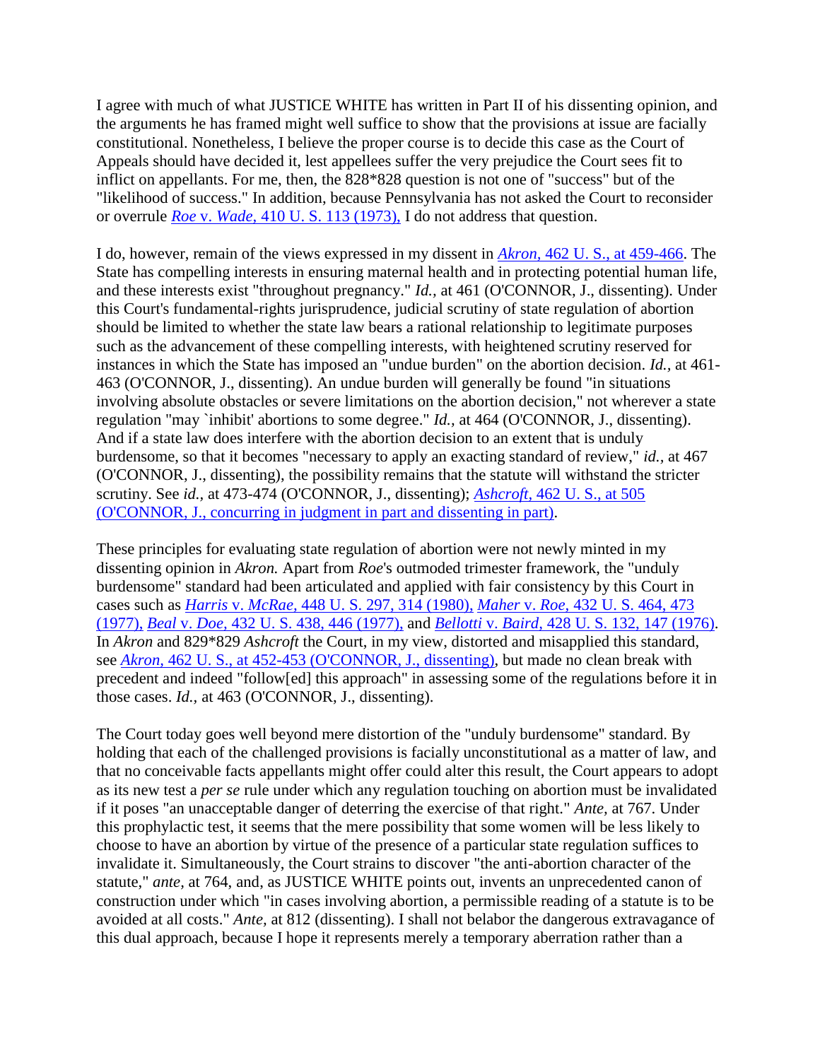I agree with much of what JUSTICE WHITE has written in Part II of his dissenting opinion, and the arguments he has framed might well suffice to show that the provisions at issue are facially constitutional. Nonetheless, I believe the proper course is to decide this case as the Court of Appeals should have decided it, lest appellees suffer the very prejudice the Court sees fit to inflict on appellants. For me, then, the 828*828 question is not one of "success" but of the "likelihood of success." In addition, because Pennsylvania has not asked the Court to reconsider or overrule *Roe* v. *Wade,* 410 U. S. 113 (1973), I do not address that question.

I do, however, remain of the views expressed in my dissent in *Akron,* 462 U. S., at 459-466. The State has compelling interests in ensuring maternal health and in protecting potential human life, and these interests exist "throughout pregnancy." *Id.,* at 461 (O'CONNOR, J., dissenting). Under this Court's fundamental-rights jurisprudence, judicial scrutiny of state regulation of abortion should be limited to whether the state law bears a rational relationship to legitimate purposes such as the advancement of these compelling interests, with heightened scrutiny reserved for instances in which the State has imposed an "undue burden" on the abortion decision. *Id.,* at 461-463 (O'CONNOR, J., dissenting). An undue burden will generally be found "in situations involving absolute obstacles or severe limitations on the abortion decision," not wherever a state regulation "may `inhibit' abortions to some degree." *Id.,* at 464 (O'CONNOR, J., dissenting). And if a state law does interfere with the abortion decision to an extent that is unduly burdensome, so that it becomes "necessary to apply an exacting standard of review," *id.,* at 467 (O'CONNOR, J., dissenting), the possibility remains that the statute will withstand the stricter scrutiny. See *id.,* at 473-474 (O'CONNOR, J., dissenting); *Ashcroft,* 462 U. S., at 505 (O'CONNOR, J., concurring in judgment in part and dissenting in part).

These principles for evaluating state regulation of abortion were not newly minted in my dissenting opinion in *Akron.* Apart from *Roe*'s outmoded trimester framework, the "unduly burdensome" standard had been articulated and applied with fair consistency by this Court in cases such as *Harris* v. *McRae,* 448 U. S. 297, 314 (1980), *Maher* v. *Roe,* 432 U. S. 464, 473 (1977), *Beal* v. *Doe,* 432 U. S. 438, 446 (1977), and *Bellotti* v. *Baird,* 428 U. S. 132, 147 (1976). In *Akron* and 829*829 *Ashcroft* the Court, in my view, distorted and misapplied this standard, see *Akron,* 462 U. S., at 452-453 (O'CONNOR, J., dissenting), but made no clean break with precedent and indeed "follow[ed] this approach" in assessing some of the regulations before it in those cases. *Id.,* at 463 (O'CONNOR, J., dissenting).

The Court today goes well beyond mere distortion of the "unduly burdensome" standard. By holding that each of the challenged provisions is facially unconstitutional as a matter of law, and that no conceivable facts appellants might offer could alter this result, the Court appears to adopt as its new test a *per se* rule under which any regulation touching on abortion must be invalidated if it poses "an unacceptable danger of deterring the exercise of that right." *Ante,* at 767. Under this prophylactic test, it seems that the mere possibility that some women will be less likely to choose to have an abortion by virtue of the presence of a particular state regulation suffices to invalidate it. Simultaneously, the Court strains to discover "the anti-abortion character of the statute," *ante,* at 764, and, as JUSTICE WHITE points out, invents an unprecedented canon of construction under which "in cases involving abortion, a permissible reading of a statute is to be avoided at all costs." *Ante,* at 812 (dissenting). I shall not belabor the dangerous extravagance of this dual approach, because I hope it represents merely a temporary aberration rather than a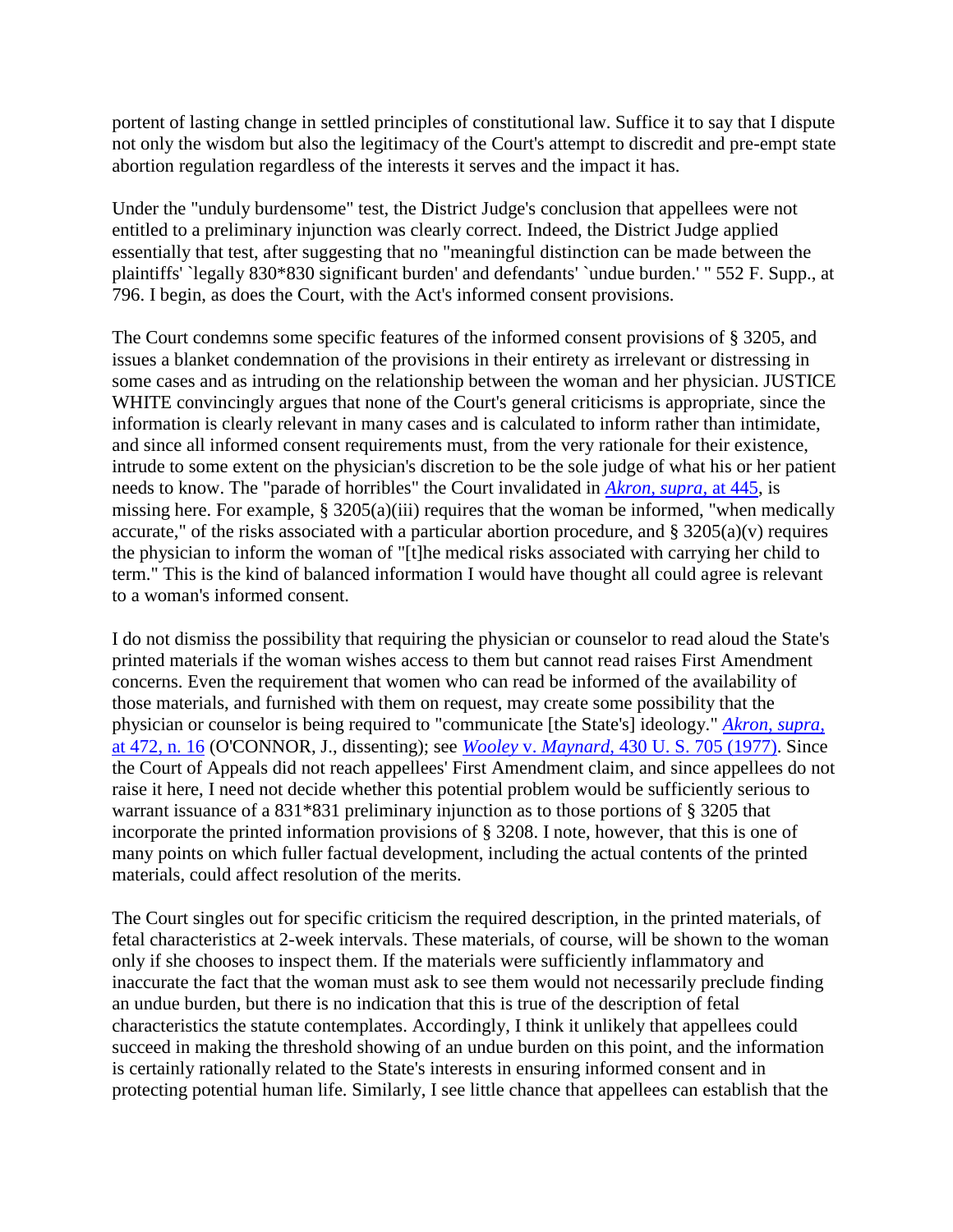portent of lasting change in settled principles of constitutional law. Suffice it to say that I dispute not only the wisdom but also the legitimacy of the Court's attempt to discredit and pre-empt state abortion regulation regardless of the interests it serves and the impact it has.

Under the "unduly burdensome" test, the District Judge's conclusion that appellees were not entitled to a preliminary injunction was clearly correct. Indeed, the District Judge applied essentially that test, after suggesting that no "meaningful distinction can be made between the plaintiffs' `legally 830*830 significant burden' and defendants' `undue burden.' " 552 F. Supp., at 796. I begin, as does the Court, with the Act's informed consent provisions.

The Court condemns some specific features of the informed consent provisions of § 3205, and issues a blanket condemnation of the provisions in their entirety as irrelevant or distressing in some cases and as intruding on the relationship between the woman and her physician. JUSTICE WHITE convincingly argues that none of the Court's general criticisms is appropriate, since the information is clearly relevant in many cases and is calculated to inform rather than intimidate, and since all informed consent requirements must, from the very rationale for their existence, intrude to some extent on the physician's discretion to be the sole judge of what his or her patient needs to know. The "parade of horribles" the Court invalidated in *Akron, supra*, at 445, is missing here. For example, § 3205(a)(iii) requires that the woman be informed, "when medically accurate," of the risks associated with a particular abortion procedure, and § 3205(a)(v) requires the physician to inform the woman of "[t]he medical risks associated with carrying her child to term." This is the kind of balanced information I would have thought all could agree is relevant to a woman's informed consent.

I do not dismiss the possibility that requiring the physician or counselor to read aloud the State's printed materials if the woman wishes access to them but cannot read raises First Amendment concerns. Even the requirement that women who can read be informed of the availability of those materials, and furnished with them on request, may create some possibility that the physician or counselor is being required to "communicate [the State's] ideology." *Akron, supra*, at 472, n. 16 (O'CONNOR, J., dissenting); see *Wooley* v. *Maynard*, 430 U. S. 705 (1977). Since the Court of Appeals did not reach appellees' First Amendment claim, and since appellees do not raise it here, I need not decide whether this potential problem would be sufficiently serious to warrant issuance of a 831*831 preliminary injunction as to those portions of § 3205 that incorporate the printed information provisions of § 3208. I note, however, that this is one of many points on which fuller factual development, including the actual contents of the printed materials, could affect resolution of the merits.

The Court singles out for specific criticism the required description, in the printed materials, of fetal characteristics at 2-week intervals. These materials, of course, will be shown to the woman only if she chooses to inspect them. If the materials were sufficiently inflammatory and inaccurate the fact that the woman must ask to see them would not necessarily preclude finding an undue burden, but there is no indication that this is true of the description of fetal characteristics the statute contemplates. Accordingly, I think it unlikely that appellees could succeed in making the threshold showing of an undue burden on this point, and the information is certainly rationally related to the State's interests in ensuring informed consent and in protecting potential human life. Similarly, I see little chance that appellees can establish that the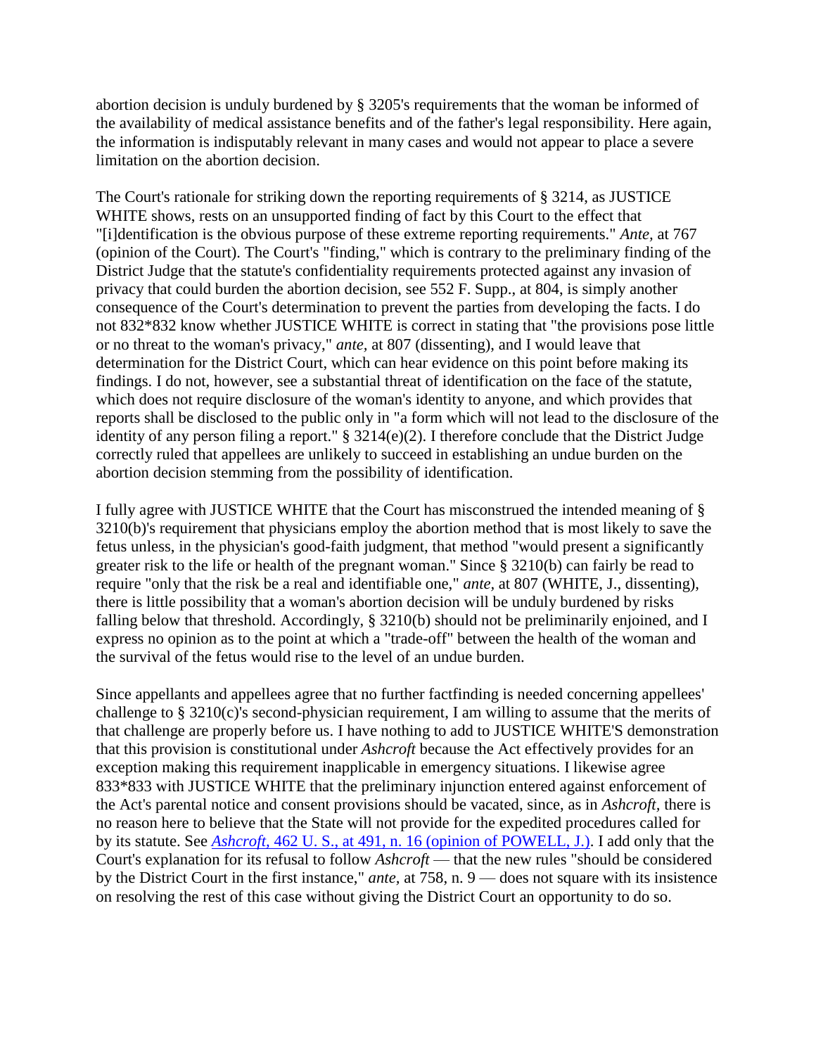abortion decision is unduly burdened by § 3205's requirements that the woman be informed of the availability of medical assistance benefits and of the father's legal responsibility. Here again, the information is indisputably relevant in many cases and would not appear to place a severe limitation on the abortion decision.

The Court's rationale for striking down the reporting requirements of § 3214, as JUSTICE WHITE shows, rests on an unsupported finding of fact by this Court to the effect that "[i]dentification is the obvious purpose of these extreme reporting requirements." *Ante,* at 767 (opinion of the Court). The Court's "finding," which is contrary to the preliminary finding of the District Judge that the statute's confidentiality requirements protected against any invasion of privacy that could burden the abortion decision, see 552 F. Supp., at 804, is simply another consequence of the Court's determination to prevent the parties from developing the facts. I do not 832*832 know whether JUSTICE WHITE is correct in stating that "the provisions pose little or no threat to the woman's privacy," *ante,* at 807 (dissenting), and I would leave that determination for the District Court, which can hear evidence on this point before making its findings. I do not, however, see a substantial threat of identification on the face of the statute, which does not require disclosure of the woman's identity to anyone, and which provides that reports shall be disclosed to the public only in "a form which will not lead to the disclosure of the identity of any person filing a report." § 3214(e)(2). I therefore conclude that the District Judge correctly ruled that appellees are unlikely to succeed in establishing an undue burden on the abortion decision stemming from the possibility of identification.

I fully agree with JUSTICE WHITE that the Court has misconstrued the intended meaning of § 3210(b)'s requirement that physicians employ the abortion method that is most likely to save the fetus unless, in the physician's good-faith judgment, that method "would present a significantly greater risk to the life or health of the pregnant woman." Since § 3210(b) can fairly be read to require "only that the risk be a real and identifiable one," *ante,* at 807 (WHITE, J., dissenting), there is little possibility that a woman's abortion decision will be unduly burdened by risks falling below that threshold. Accordingly, § 3210(b) should not be preliminarily enjoined, and I express no opinion as to the point at which a "trade-off" between the health of the woman and the survival of the fetus would rise to the level of an undue burden.

Since appellants and appellees agree that no further factfinding is needed concerning appellees' challenge to § 3210(c)'s second-physician requirement, I am willing to assume that the merits of that challenge are properly before us. I have nothing to add to JUSTICE WHITE'S demonstration that this provision is constitutional under *Ashcroft* because the Act effectively provides for an exception making this requirement inapplicable in emergency situations. I likewise agree 833*833 with JUSTICE WHITE that the preliminary injunction entered against enforcement of the Act's parental notice and consent provisions should be vacated, since, as in *Ashcroft,* there is no reason here to believe that the State will not provide for the expedited procedures called for by its statute. See *Ashcroft,* 462 U. S., at 491, n. 16 (opinion of POWELL, J.). I add only that the Court's explanation for its refusal to follow *Ashcroft* — that the new rules "should be considered by the District Court in the first instance," *ante,* at 758, n. 9 — does not square with its insistence on resolving the rest of this case without giving the District Court an opportunity to do so.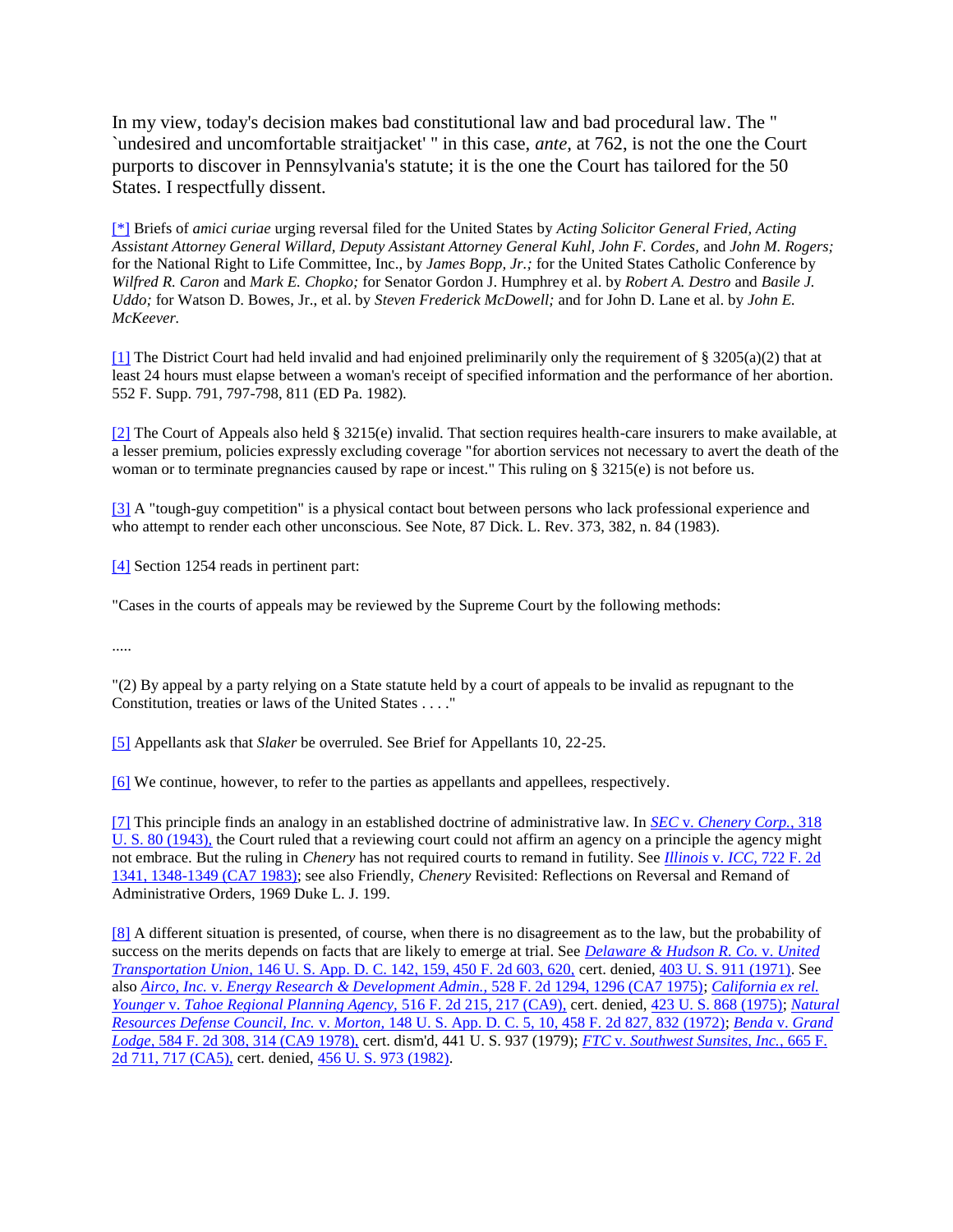In my view, today's decision makes bad constitutional law and bad procedural law. The " `undesired and uncomfortable straitjacket' " in this case, *ante*, at 762, is not the one the Court purports to discover in Pennsylvania's statute; it is the one the Court has tailored for the 50 States. I respectfully dissent.

[*] Briefs of *amici curiae* urging reversal filed for the United States by *Acting Solicitor General Fried, Acting Assistant Attorney General Willard, Deputy Assistant Attorney General Kuhl, John F. Cordes,* and *John M. Rogers;* for the National Right to Life Committee, Inc., by *James Bopp, Jr.;* for the United States Catholic Conference by *Wilfred R. Caron* and *Mark E. Chopko;* for Senator Gordon J. Humphrey et al. by *Robert A. Destro* and *Basile J. Uddo;* for Watson D. Bowes, Jr., et al. by *Steven Frederick McDowell;* and for John D. Lane et al. by *John E. McKeever.*

[1] The District Court had held invalid and had enjoined preliminarily only the requirement of § 3205(a)(2) that at least 24 hours must elapse between a woman's receipt of specified information and the performance of her abortion. 552 F. Supp. 791, 797-798, 811 (ED Pa. 1982).

[2] The Court of Appeals also held § 3215(e) invalid. That section requires health-care insurers to make available, at a lesser premium, policies expressly excluding coverage "for abortion services not necessary to avert the death of the woman or to terminate pregnancies caused by rape or incest." This ruling on § 3215(e) is not before us.

[3] A "tough-guy competition" is a physical contact bout between persons who lack professional experience and who attempt to render each other unconscious. See Note, 87 Dick. L. Rev. 373, 382, n. 84 (1983).

[4] Section 1254 reads in pertinent part:

"Cases in the courts of appeals may be reviewed by the Supreme Court by the following methods:

.....

"(2) By appeal by a party relying on a State statute held by a court of appeals to be invalid as repugnant to the Constitution, treaties or laws of the United States . . . ."

[5] Appellants ask that *Slaker* be overruled. See Brief for Appellants 10, 22-25.

[6] We continue, however, to refer to the parties as appellants and appellees, respectively.

[7] This principle finds an analogy in an established doctrine of administrative law. In *SEC* v. *Chenery Corp.,* 318 U. S. 80 (1943), the Court ruled that a reviewing court could not affirm an agency on a principle the agency might not embrace. But the ruling in *Chenery* has not required courts to remand in futility. See *Illinois* v. *ICC,* 722 F. 2d 1341, 1348-1349 (CA7 1983); see also Friendly, *Chenery* Revisited: Reflections on Reversal and Remand of Administrative Orders, 1969 Duke L. J. 199.

[8] A different situation is presented, of course, when there is no disagreement as to the law, but the probability of success on the merits depends on facts that are likely to emerge at trial. See *Delaware & Hudson R. Co.* v. *United Transportation Union,* 146 U. S. App. D. C. 142, 159, 450 F. 2d 603, 620, cert. denied, 403 U. S. 911 (1971). See also *Airco, Inc.* v. *Energy Research & Development Admin.,* 528 F. 2d 1294, 1296 (CA7 1975); *California ex rel. Younger* v. *Tahoe Regional Planning Agency,* 516 F. 2d 215, 217 (CA9), cert. denied, 423 U. S. 868 (1975); *Natural Resources Defense Council, Inc.* v. *Morton,* 148 U. S. App. D. C. 5, 10, 458 F. 2d 827, 832 (1972); *Benda* v. *Grand Lodge,* 584 F. 2d 308, 314 (CA9 1978), cert. dism'd, 441 U. S. 937 (1979); *FTC* v. *Southwest Sunsites, Inc.,* 665 F. 2d 711, 717 (CA5), cert. denied, 456 U. S. 973 (1982).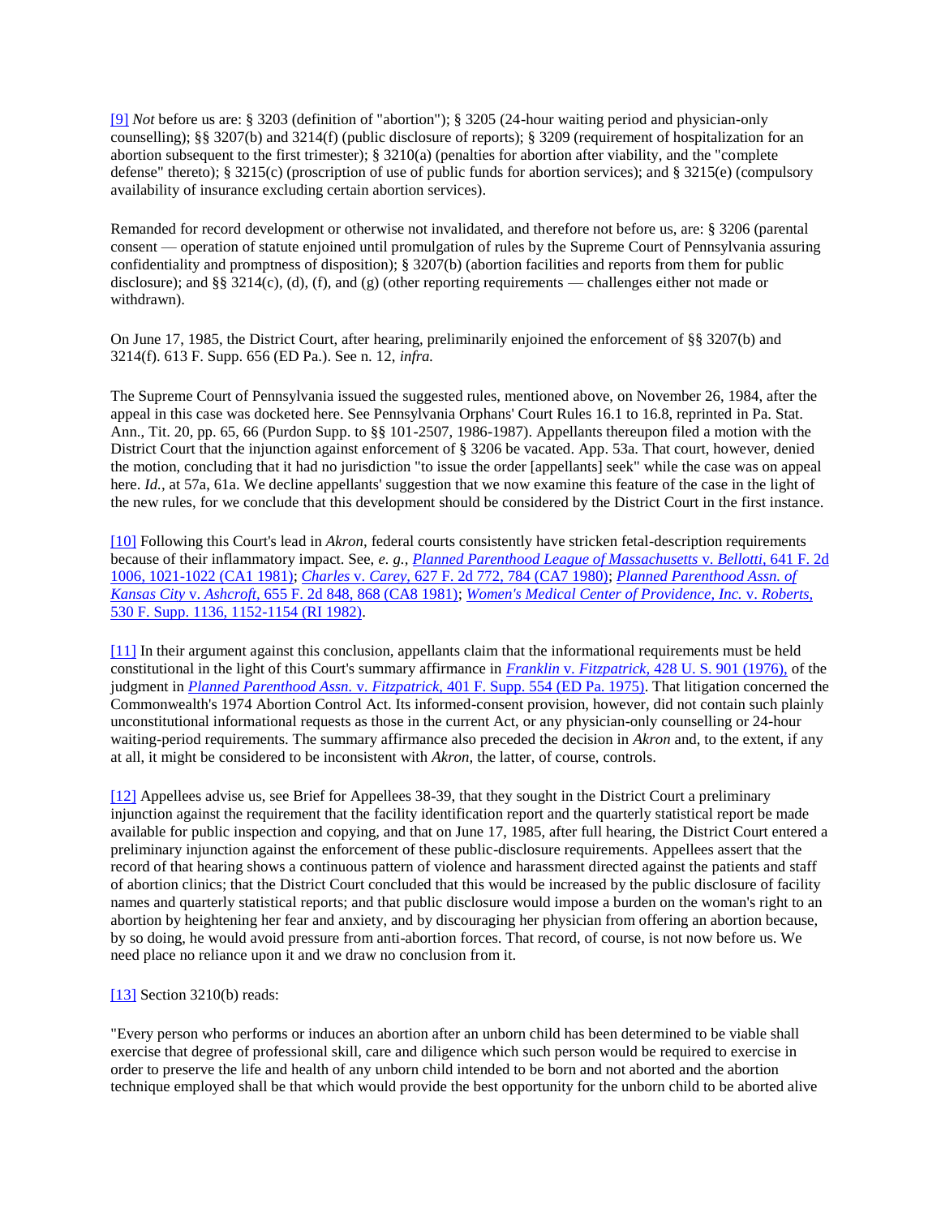[9] *Not* before us are: § 3203 (definition of "abortion"); § 3205 (24-hour waiting period and physician-only counselling); §§ 3207(b) and 3214(f) (public disclosure of reports); § 3209 (requirement of hospitalization for an abortion subsequent to the first trimester); § 3210(a) (penalties for abortion after viability, and the "complete defense" thereto); § 3215(c) (proscription of use of public funds for abortion services); and § 3215(e) (compulsory availability of insurance excluding certain abortion services).

Remanded for record development or otherwise not invalidated, and therefore not before us, are: § 3206 (parental consent — operation of statute enjoined until promulgation of rules by the Supreme Court of Pennsylvania assuring confidentiality and promptness of disposition); § 3207(b) (abortion facilities and reports from them for public disclosure); and §§ 3214(c), (d), (f), and (g) (other reporting requirements — challenges either not made or withdrawn).

On June 17, 1985, the District Court, after hearing, preliminarily enjoined the enforcement of §§ 3207(b) and 3214(f). 613 F. Supp. 656 (ED Pa.). See n. 12, *infra.*

The Supreme Court of Pennsylvania issued the suggested rules, mentioned above, on November 26, 1984, after the appeal in this case was docketed here. See Pennsylvania Orphans' Court Rules 16.1 to 16.8, reprinted in Pa. Stat. Ann., Tit. 20, pp. 65, 66 (Purdon Supp. to §§ 101-2507, 1986-1987). Appellants thereupon filed a motion with the District Court that the injunction against enforcement of § 3206 be vacated. App. 53a. That court, however, denied the motion, concluding that it had no jurisdiction "to issue the order [appellants] seek" while the case was on appeal here. *Id.,* at 57a, 61a. We decline appellants' suggestion that we now examine this feature of the case in the light of the new rules, for we conclude that this development should be considered by the District Court in the first instance.

[10] Following this Court's lead in *Akron,* federal courts consistently have stricken fetal-description requirements because of their inflammatory impact. See, *e. g., Planned Parenthood League of Massachusetts* v. *Bellotti,* 641 F. 2d 1006, 1021-1022 (CA1 1981); *Charles* v. *Carey,* 627 F. 2d 772, 784 (CA7 1980); *Planned Parenthood Assn. of Kansas City* v. *Ashcroft,* 655 F. 2d 848, 868 (CA8 1981); *Women's Medical Center of Providence, Inc.* v. *Roberts,* 530 F. Supp. 1136, 1152-1154 (RI 1982).

[11] In their argument against this conclusion, appellants claim that the informational requirements must be held constitutional in the light of this Court's summary affirmance in *Franklin* v. *Fitzpatrick,* 428 U. S. 901 (1976), of the judgment in *Planned Parenthood Assn.* v. *Fitzpatrick,* 401 F. Supp. 554 (ED Pa. 1975). That litigation concerned the Commonwealth's 1974 Abortion Control Act. Its informed-consent provision, however, did not contain such plainly unconstitutional informational requests as those in the current Act, or any physician-only counselling or 24-hour waiting-period requirements. The summary affirmance also preceded the decision in *Akron* and, to the extent, if any at all, it might be considered to be inconsistent with *Akron,* the latter, of course, controls.

[12] Appellees advise us, see Brief for Appellees 38-39, that they sought in the District Court a preliminary injunction against the requirement that the facility identification report and the quarterly statistical report be made available for public inspection and copying, and that on June 17, 1985, after full hearing, the District Court entered a preliminary injunction against the enforcement of these public-disclosure requirements. Appellees assert that the record of that hearing shows a continuous pattern of violence and harassment directed against the patients and staff of abortion clinics; that the District Court concluded that this would be increased by the public disclosure of facility names and quarterly statistical reports; and that public disclosure would impose a burden on the woman's right to an abortion by heightening her fear and anxiety, and by discouraging her physician from offering an abortion because, by so doing, he would avoid pressure from anti-abortion forces. That record, of course, is not now before us. We need place no reliance upon it and we draw no conclusion from it.

[13] Section 3210(b) reads:

"Every person who performs or induces an abortion after an unborn child has been determined to be viable shall exercise that degree of professional skill, care and diligence which such person would be required to exercise in order to preserve the life and health of any unborn child intended to be born and not aborted and the abortion technique employed shall be that which would provide the best opportunity for the unborn child to be aborted alive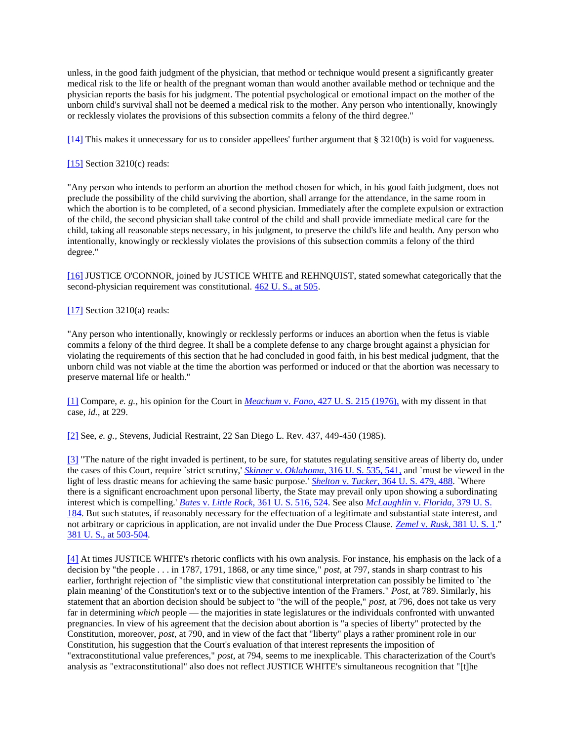unless, in the good faith judgment of the physician, that method or technique would present a significantly greater medical risk to the life or health of the pregnant woman than would another available method or technique and the physician reports the basis for his judgment. The potential psychological or emotional impact on the mother of the unborn child's survival shall not be deemed a medical risk to the mother. Any person who intentionally, knowingly or recklessly violates the provisions of this subsection commits a felony of the third degree."

[14] This makes it unnecessary for us to consider appellees' further argument that § 3210(b) is void for vagueness.

[15] Section 3210(c) reads:

"Any person who intends to perform an abortion the method chosen for which, in his good faith judgment, does not preclude the possibility of the child surviving the abortion, shall arrange for the attendance, in the same room in which the abortion is to be completed, of a second physician. Immediately after the complete expulsion or extraction of the child, the second physician shall take control of the child and shall provide immediate medical care for the child, taking all reasonable steps necessary, in his judgment, to preserve the child's life and health. Any person who intentionally, knowingly or recklessly violates the provisions of this subsection commits a felony of the third degree."

[16] JUSTICE O'CONNOR, joined by JUSTICE WHITE and REHNQUIST, stated somewhat categorically that the second-physician requirement was constitutional. 462 U. S., at 505.

[17] Section 3210(a) reads:

"Any person who intentionally, knowingly or recklessly performs or induces an abortion when the fetus is viable commits a felony of the third degree. It shall be a complete defense to any charge brought against a physician for violating the requirements of this section that he had concluded in good faith, in his best medical judgment, that the unborn child was not viable at the time the abortion was performed or induced or that the abortion was necessary to preserve maternal life or health."

[1] Compare, *e. g.,* his opinion for the Court in *Meachum* v. *Fano*, 427 U. S. 215 (1976), with my dissent in that case, *id.,* at 229.

[2] See, *e. g.,* Stevens, Judicial Restraint, 22 San Diego L. Rev. 437, 449-450 (1985).

[3] "The nature of the right invaded is pertinent, to be sure, for statutes regulating sensitive areas of liberty do, under the cases of this Court, require `strict scrutiny,' *Skinner* v. *Oklahoma*, 316 U. S. 535, 541, and `must be viewed in the light of less drastic means for achieving the same basic purpose.' *Shelton* v. *Tucker*, 364 U. S. 479, 488. `Where there is a significant encroachment upon personal liberty, the State may prevail only upon showing a subordinating interest which is compelling.' *Bates* v. *Little Rock*, 361 U. S. 516, 524. See also *McLaughlin* v. *Florida*, 379 U. S. 184. But such statutes, if reasonably necessary for the effectuation of a legitimate and substantial state interest, and not arbitrary or capricious in application, are not invalid under the Due Process Clause. *Zemel* v. *Rusk*, 381 U. S. 1." 381 U. S., at 503-504.

[4] At times JUSTICE WHITE's rhetoric conflicts with his own analysis. For instance, his emphasis on the lack of a decision by "the people . . . in 1787, 1791, 1868, or any time since," *post*, at 797, stands in sharp contrast to his earlier, forthright rejection of "the simplistic view that constitutional interpretation can possibly be limited to `the plain meaning' of the Constitution's text or to the subjective intention of the Framers." *Post*, at 789. Similarly, his statement that an abortion decision should be subject to "the will of the people," *post*, at 796, does not take us very far in determining *which* people — the majorities in state legislatures or the individuals confronted with unwanted pregnancies. In view of his agreement that the decision about abortion is "a species of liberty" protected by the Constitution, moreover, *post*, at 790, and in view of the fact that "liberty" plays a rather prominent role in our Constitution, his suggestion that the Court's evaluation of that interest represents the imposition of "extraconstitutional value preferences," *post*, at 794, seems to me inexplicable. This characterization of the Court's analysis as "extraconstitutional" also does not reflect JUSTICE WHITE's simultaneous recognition that "[t]he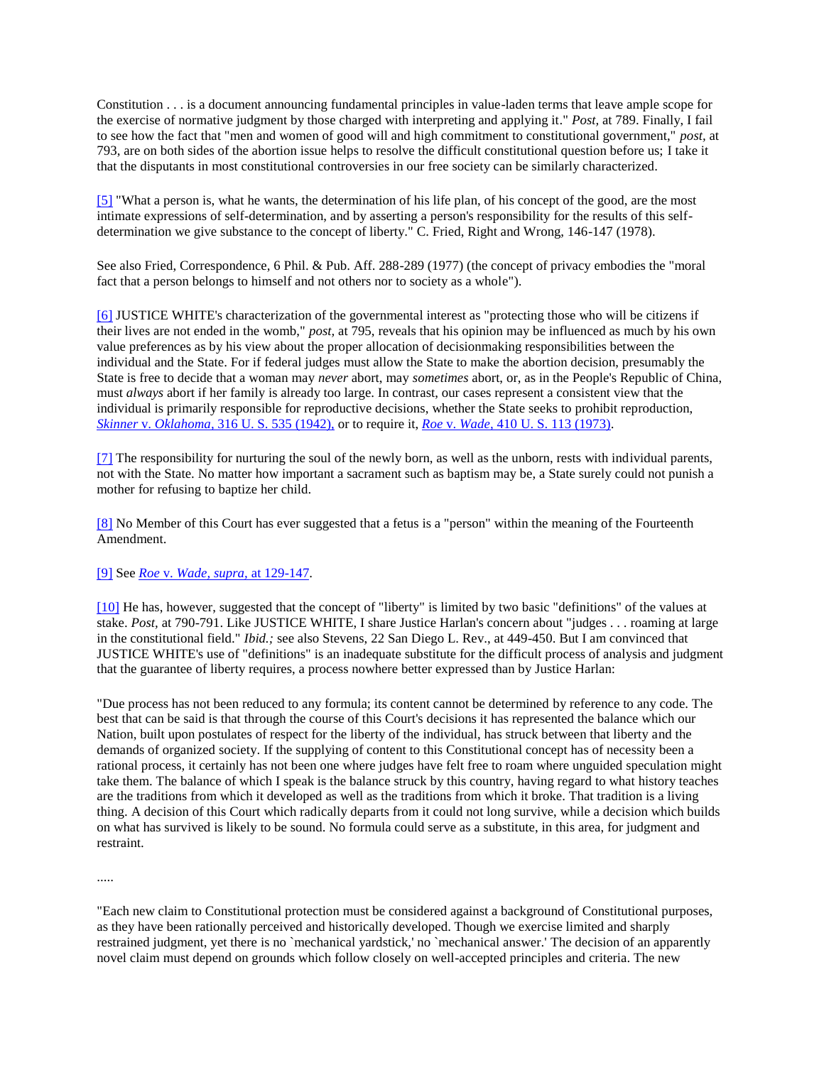Constitution . . . is a document announcing fundamental principles in value-laden terms that leave ample scope for the exercise of normative judgment by those charged with interpreting and applying it." *Post,* at 789. Finally, I fail to see how the fact that "men and women of good will and high commitment to constitutional government," *post,* at 793, are on both sides of the abortion issue helps to resolve the difficult constitutional question before us; I take it that the disputants in most constitutional controversies in our free society can be similarly characterized.

[5] "What a person is, what he wants, the determination of his life plan, of his concept of the good, are the most intimate expressions of self-determination, and by asserting a person's responsibility for the results of this self-determination we give substance to the concept of liberty." C. Fried, Right and Wrong, 146-147 (1978).

See also Fried, Correspondence, 6 Phil. & Pub. Aff. 288-289 (1977) (the concept of privacy embodies the "moral fact that a person belongs to himself and not others nor to society as a whole").

[6] JUSTICE WHITE's characterization of the governmental interest as "protecting those who will be citizens if their lives are not ended in the womb," *post,* at 795, reveals that his opinion may be influenced as much by his own value preferences as by his view about the proper allocation of decisionmaking responsibilities between the individual and the State. For if federal judges must allow the State to make the abortion decision, presumably the State is free to decide that a woman may *never* abort, may *sometimes* abort, or, as in the People's Republic of China, must *always* abort if her family is already too large. In contrast, our cases represent a consistent view that the individual is primarily responsible for reproductive decisions, whether the State seeks to prohibit reproduction, *Skinner* v. *Oklahoma,* 316 U. S. 535 (1942), or to require it, *Roe* v. *Wade,* 410 U. S. 113 (1973).

[7] The responsibility for nurturing the soul of the newly born, as well as the unborn, rests with individual parents, not with the State. No matter how important a sacrament such as baptism may be, a State surely could not punish a mother for refusing to baptize her child.

[8] No Member of this Court has ever suggested that a fetus is a "person" within the meaning of the Fourteenth Amendment.

[9] See *Roe* v. *Wade, supra,* at 129-147.

[10] He has, however, suggested that the concept of "liberty" is limited by two basic "definitions" of the values at stake. *Post,* at 790-791. Like JUSTICE WHITE, I share Justice Harlan's concern about "judges . . . roaming at large in the constitutional field." *Ibid.;* see also Stevens, 22 San Diego L. Rev., at 449-450. But I am convinced that JUSTICE WHITE's use of "definitions" is an inadequate substitute for the difficult process of analysis and judgment that the guarantee of liberty requires, a process nowhere better expressed than by Justice Harlan:

"Due process has not been reduced to any formula; its content cannot be determined by reference to any code. The best that can be said is that through the course of this Court's decisions it has represented the balance which our Nation, built upon postulates of respect for the liberty of the individual, has struck between that liberty and the demands of organized society. If the supplying of content to this Constitutional concept has of necessity been a rational process, it certainly has not been one where judges have felt free to roam where unguided speculation might take them. The balance of which I speak is the balance struck by this country, having regard to what history teaches are the traditions from which it developed as well as the traditions from which it broke. That tradition is a living thing. A decision of this Court which radically departs from it could not long survive, while a decision which builds on what has survived is likely to be sound. No formula could serve as a substitute, in this area, for judgment and restraint.

.....

"Each new claim to Constitutional protection must be considered against a background of Constitutional purposes, as they have been rationally perceived and historically developed. Though we exercise limited and sharply restrained judgment, yet there is no `mechanical yardstick,' no `mechanical answer.' The decision of an apparently novel claim must depend on grounds which follow closely on well-accepted principles and criteria. The new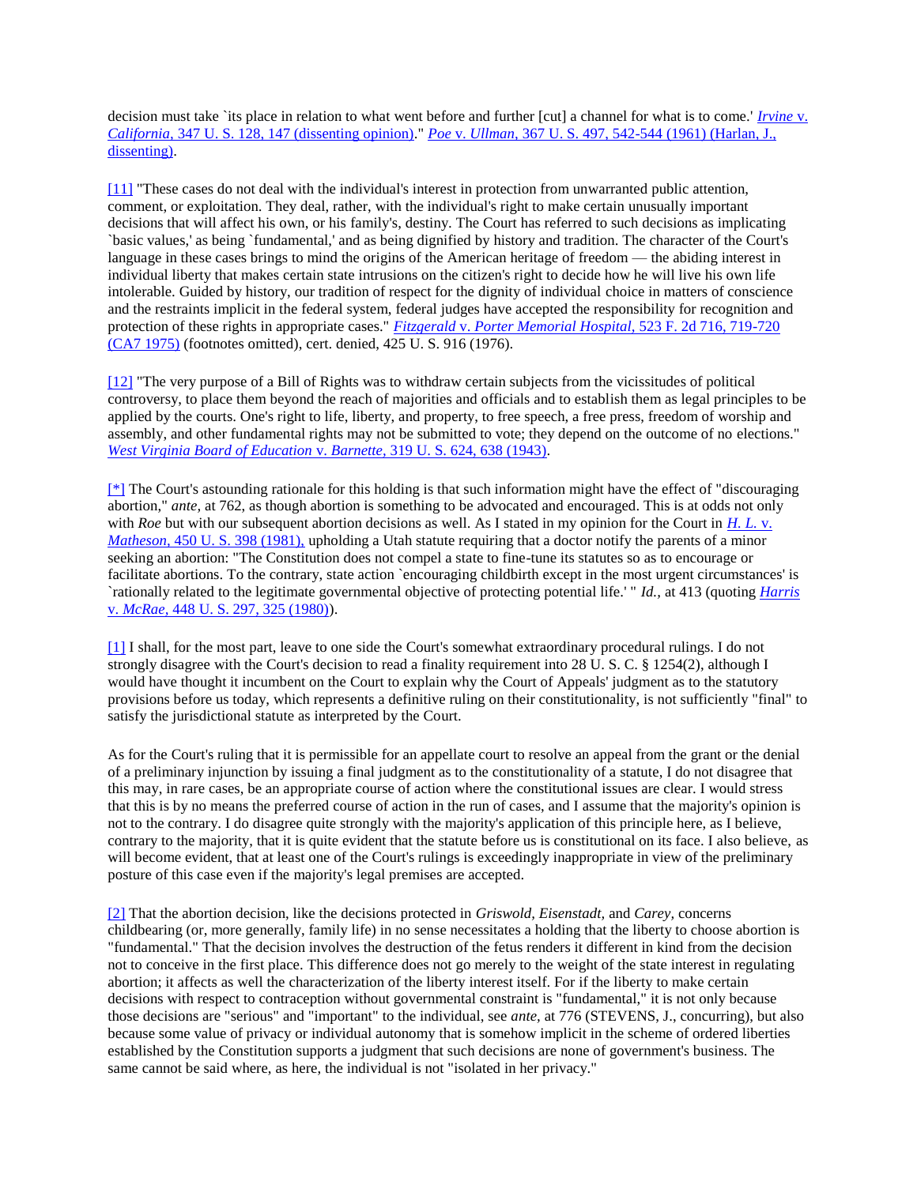decision must take `its place in relation to what went before and further [cut] a channel for what is to come.' *Irvine* v. *California*, 347 U. S. 128, 147 (dissenting opinion)." *Poe* v. *Ullman*, 367 U. S. 497, 542-544 (1961) (Harlan, J., dissenting).

[11] "These cases do not deal with the individual's interest in protection from unwarranted public attention, comment, or exploitation. They deal, rather, with the individual's right to make certain unusually important decisions that will affect his own, or his family's, destiny. The Court has referred to such decisions as implicating `basic values,' as being `fundamental,' and as being dignified by history and tradition. The character of the Court's language in these cases brings to mind the origins of the American heritage of freedom — the abiding interest in individual liberty that makes certain state intrusions on the citizen's right to decide how he will live his own life intolerable. Guided by history, our tradition of respect for the dignity of individual choice in matters of conscience and the restraints implicit in the federal system, federal judges have accepted the responsibility for recognition and protection of these rights in appropriate cases." *Fitzgerald* v. *Porter Memorial Hospital*, 523 F. 2d 716, 719-720 (CA7 1975) (footnotes omitted), cert. denied, 425 U. S. 916 (1976).

[12] "The very purpose of a Bill of Rights was to withdraw certain subjects from the vicissitudes of political controversy, to place them beyond the reach of majorities and officials and to establish them as legal principles to be applied by the courts. One's right to life, liberty, and property, to free speech, a free press, freedom of worship and assembly, and other fundamental rights may not be submitted to vote; they depend on the outcome of no elections." *West Virginia Board of Education* v. *Barnette*, 319 U. S. 624, 638 (1943).

[*] The Court's astounding rationale for this holding is that such information might have the effect of "discouraging abortion," *ante*, at 762, as though abortion is something to be advocated and encouraged. This is at odds not only with *Roe* but with our subsequent abortion decisions as well. As I stated in my opinion for the Court in *H. L.* v. *Matheson*, 450 U. S. 398 (1981), upholding a Utah statute requiring that a doctor notify the parents of a minor seeking an abortion: "The Constitution does not compel a state to fine-tune its statutes so as to encourage or facilitate abortions. To the contrary, state action `encouraging childbirth except in the most urgent circumstances' is `rationally related to the legitimate governmental objective of protecting potential life.' " *Id.*, at 413 (quoting *Harris* v. *McRae*, 448 U. S. 297, 325 (1980)).

[1] I shall, for the most part, leave to one side the Court's somewhat extraordinary procedural rulings. I do not strongly disagree with the Court's decision to read a finality requirement into 28 U. S. C. § 1254(2), although I would have thought it incumbent on the Court to explain why the Court of Appeals' judgment as to the statutory provisions before us today, which represents a definitive ruling on their constitutionality, is not sufficiently "final" to satisfy the jurisdictional statute as interpreted by the Court.

As for the Court's ruling that it is permissible for an appellate court to resolve an appeal from the grant or the denial of a preliminary injunction by issuing a final judgment as to the constitutionality of a statute, I do not disagree that this may, in rare cases, be an appropriate course of action where the constitutional issues are clear. I would stress that this is by no means the preferred course of action in the run of cases, and I assume that the majority's opinion is not to the contrary. I do disagree quite strongly with the majority's application of this principle here, as I believe, contrary to the majority, that it is quite evident that the statute before us is constitutional on its face. I also believe, as will become evident, that at least one of the Court's rulings is exceedingly inappropriate in view of the preliminary posture of this case even if the majority's legal premises are accepted.

[2] That the abortion decision, like the decisions protected in *Griswold*, *Eisenstadt*, and *Carey*, concerns childbearing (or, more generally, family life) in no sense necessitates a holding that the liberty to choose abortion is "fundamental." That the decision involves the destruction of the fetus renders it different in kind from the decision not to conceive in the first place. This difference does not go merely to the weight of the state interest in regulating abortion; it affects as well the characterization of the liberty interest itself. For if the liberty to make certain decisions with respect to contraception without governmental constraint is "fundamental," it is not only because those decisions are "serious" and "important" to the individual, see *ante*, at 776 (STEVENS, J., concurring), but also because some value of privacy or individual autonomy that is somehow implicit in the scheme of ordered liberties established by the Constitution supports a judgment that such decisions are none of government's business. The same cannot be said where, as here, the individual is not "isolated in her privacy."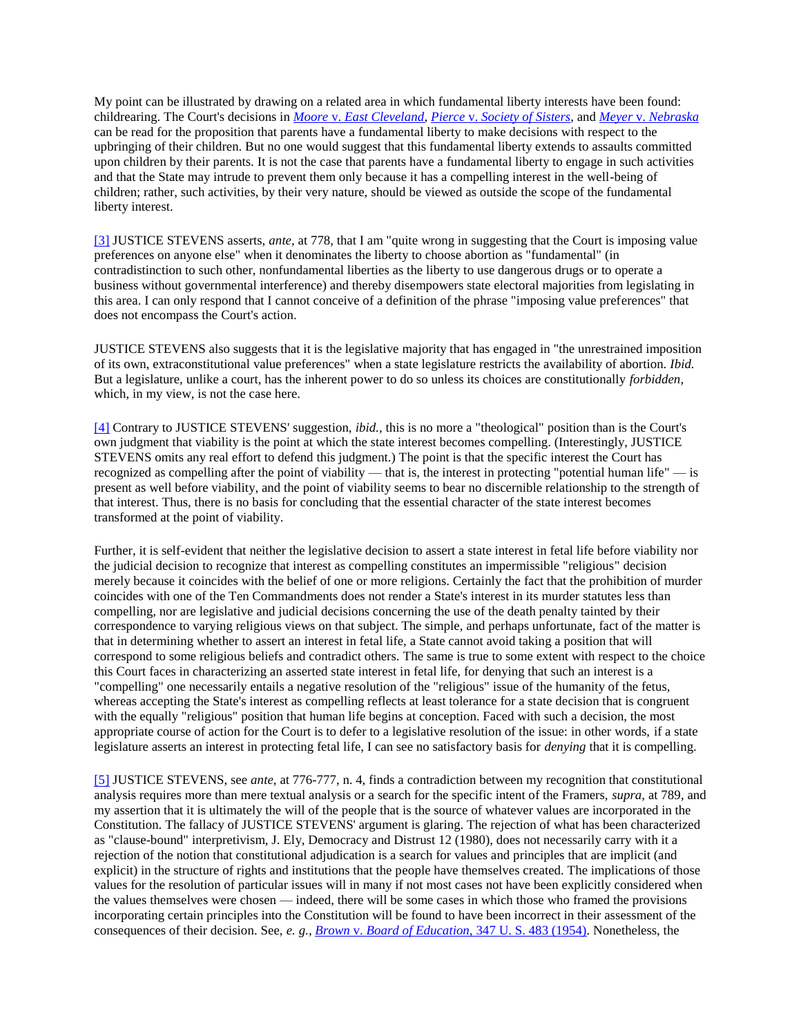My point can be illustrated by drawing on a related area in which fundamental liberty interests have been found: childrearing. The Court's decisions in *Moore* v. *East Cleveland*, *Pierce* v. *Society of Sisters*, and *Meyer* v. *Nebraska* can be read for the proposition that parents have a fundamental liberty to make decisions with respect to the upbringing of their children. But no one would suggest that this fundamental liberty extends to assaults committed upon children by their parents. It is not the case that parents have a fundamental liberty to engage in such activities and that the State may intrude to prevent them only because it has a compelling interest in the well-being of children; rather, such activities, by their very nature, should be viewed as outside the scope of the fundamental liberty interest.

[3] JUSTICE STEVENS asserts, *ante*, at 778, that I am "quite wrong in suggesting that the Court is imposing value preferences on anyone else" when it denominates the liberty to choose abortion as "fundamental" (in contradistinction to such other, nonfundamental liberties as the liberty to use dangerous drugs or to operate a business without governmental interference) and thereby disempowers state electoral majorities from legislating in this area. I can only respond that I cannot conceive of a definition of the phrase "imposing value preferences" that does not encompass the Court's action.

JUSTICE STEVENS also suggests that it is the legislative majority that has engaged in "the unrestrained imposition of its own, extraconstitutional value preferences" when a state legislature restricts the availability of abortion. *Ibid.* But a legislature, unlike a court, has the inherent power to do so unless its choices are constitutionally *forbidden*, which, in my view, is not the case here.

[4] Contrary to JUSTICE STEVENS' suggestion, *ibid.*, this is no more a "theological" position than is the Court's own judgment that viability is the point at which the state interest becomes compelling. (Interestingly, JUSTICE STEVENS omits any real effort to defend this judgment.) The point is that the specific interest the Court has recognized as compelling after the point of viability — that is, the interest in protecting "potential human life" — is present as well before viability, and the point of viability seems to bear no discernible relationship to the strength of that interest. Thus, there is no basis for concluding that the essential character of the state interest becomes transformed at the point of viability.

Further, it is self-evident that neither the legislative decision to assert a state interest in fetal life before viability nor the judicial decision to recognize that interest as compelling constitutes an impermissible "religious" decision merely because it coincides with the belief of one or more religions. Certainly the fact that the prohibition of murder coincides with one of the Ten Commandments does not render a State's interest in its murder statutes less than compelling, nor are legislative and judicial decisions concerning the use of the death penalty tainted by their correspondence to varying religious views on that subject. The simple, and perhaps unfortunate, fact of the matter is that in determining whether to assert an interest in fetal life, a State cannot avoid taking a position that will correspond to some religious beliefs and contradict others. The same is true to some extent with respect to the choice this Court faces in characterizing an asserted state interest in fetal life, for denying that such an interest is a "compelling" one necessarily entails a negative resolution of the "religious" issue of the humanity of the fetus, whereas accepting the State's interest as compelling reflects at least tolerance for a state decision that is congruent with the equally "religious" position that human life begins at conception. Faced with such a decision, the most appropriate course of action for the Court is to defer to a legislative resolution of the issue: in other words, if a state legislature asserts an interest in protecting fetal life, I can see no satisfactory basis for *denying* that it is compelling.

[5] JUSTICE STEVENS, see *ante*, at 776-777, n. 4, finds a contradiction between my recognition that constitutional analysis requires more than mere textual analysis or a search for the specific intent of the Framers, *supra*, at 789, and my assertion that it is ultimately the will of the people that is the source of whatever values are incorporated in the Constitution. The fallacy of JUSTICE STEVENS' argument is glaring. The rejection of what has been characterized as "clause-bound" interpretivism, J. Ely, Democracy and Distrust 12 (1980), does not necessarily carry with it a rejection of the notion that constitutional adjudication is a search for values and principles that are implicit (and explicit) in the structure of rights and institutions that the people have themselves created. The implications of those values for the resolution of particular issues will in many if not most cases not have been explicitly considered when the values themselves were chosen — indeed, there will be some cases in which those who framed the provisions incorporating certain principles into the Constitution will be found to have been incorrect in their assessment of the consequences of their decision. See, *e. g., Brown* v. *Board of Education*, 347 U. S. 483 (1954). Nonetheless, the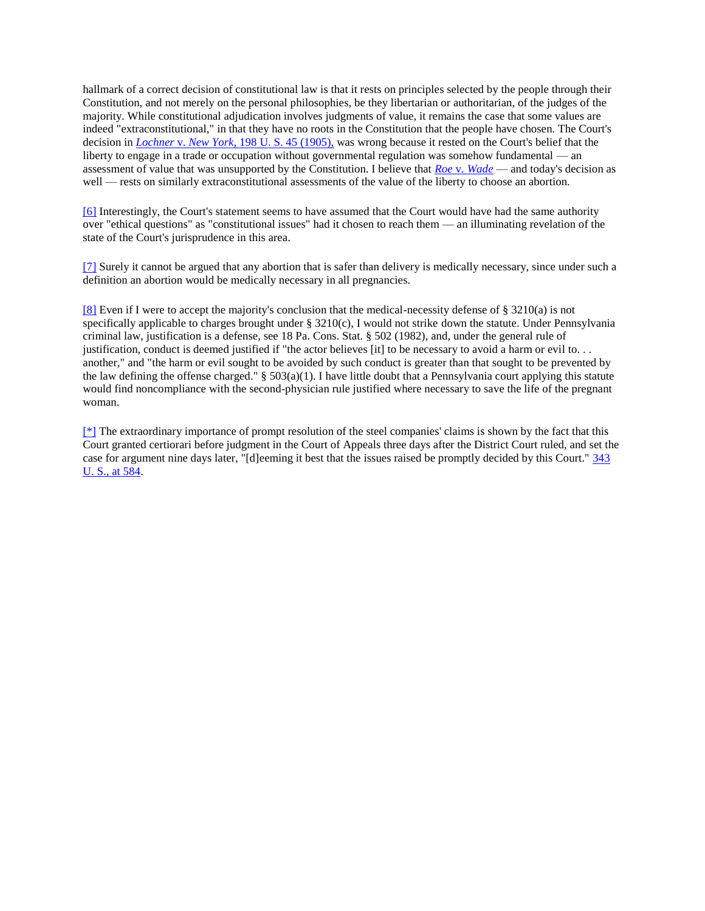hallmark of a correct decision of constitutional law is that it rests on principles selected by the people through their Constitution, and not merely on the personal philosophies, be they libertarian or authoritarian, of the judges of the majority. While constitutional adjudication involves judgments of value, it remains the case that some values are indeed "extraconstitutional," in that they have no roots in the Constitution that the people have chosen. The Court's decision in *Lochner* v. *New York*, 198 U. S. 45 (1905), was wrong because it rested on the Court's belief that the liberty to engage in a trade or occupation without governmental regulation was somehow fundamental — an assessment of value that was unsupported by the Constitution. I believe that *Roe* v. *Wade* — and today's decision as well — rests on similarly extraconstitutional assessments of the value of the liberty to choose an abortion.

[6] Interestingly, the Court's statement seems to have assumed that the Court would have had the same authority over "ethical questions" as "constitutional issues" had it chosen to reach them — an illuminating revelation of the state of the Court's jurisprudence in this area.

[7] Surely it cannot be argued that any abortion that is safer than delivery is medically necessary, since under such a definition an abortion would be medically necessary in all pregnancies.

[8] Even if I were to accept the majority's conclusion that the medical-necessity defense of § 3210(a) is not specifically applicable to charges brought under § 3210(c), I would not strike down the statute. Under Pennsylvania criminal law, justification is a defense, see 18 Pa. Cons. Stat. § 502 (1982), and, under the general rule of justification, conduct is deemed justified if "the actor believes [it] to be necessary to avoid a harm or evil to. . . another," and "the harm or evil sought to be avoided by such conduct is greater than that sought to be prevented by the law defining the offense charged." § 503(a)(1). I have little doubt that a Pennsylvania court applying this statute would find noncompliance with the second-physician rule justified where necessary to save the life of the pregnant woman.

[*] The extraordinary importance of prompt resolution of the steel companies' claims is shown by the fact that this Court granted certiorari before judgment in the Court of Appeals three days after the District Court ruled, and set the case for argument nine days later, "[d]eeming it best that the issues raised be promptly decided by this Court." 343 U. S., at 584.